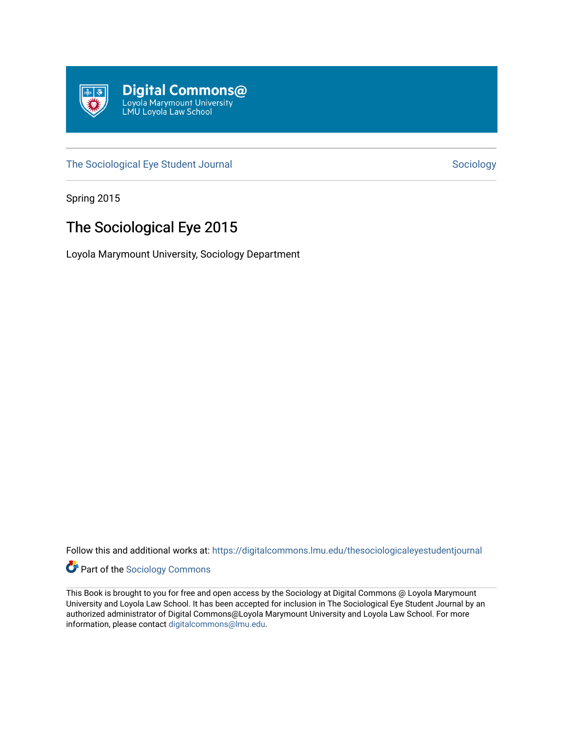Digital Commons@
Loyola Marymount University
LMU Loyola Law School

The Sociological Eye Student Journal | Sociology

Spring 2015

# The Sociological Eye 2015

Loyola Marymount University, Sociology Department

Follow this and additional works at: https://digitalcommons.lmu.edu/thesociologicaleyestudentjournal

Part of the Sociology Commons

This Book is brought to you for free and open access by the Sociology at Digital Commons @ Loyola Marymount University and Loyola Law School. It has been accepted for inclusion in The Sociological Eye Student Journal by an authorized administrator of Digital Commons@Loyola Marymount University and Loyola Law School. For more information, please contact digitalcommons@lmu.edu.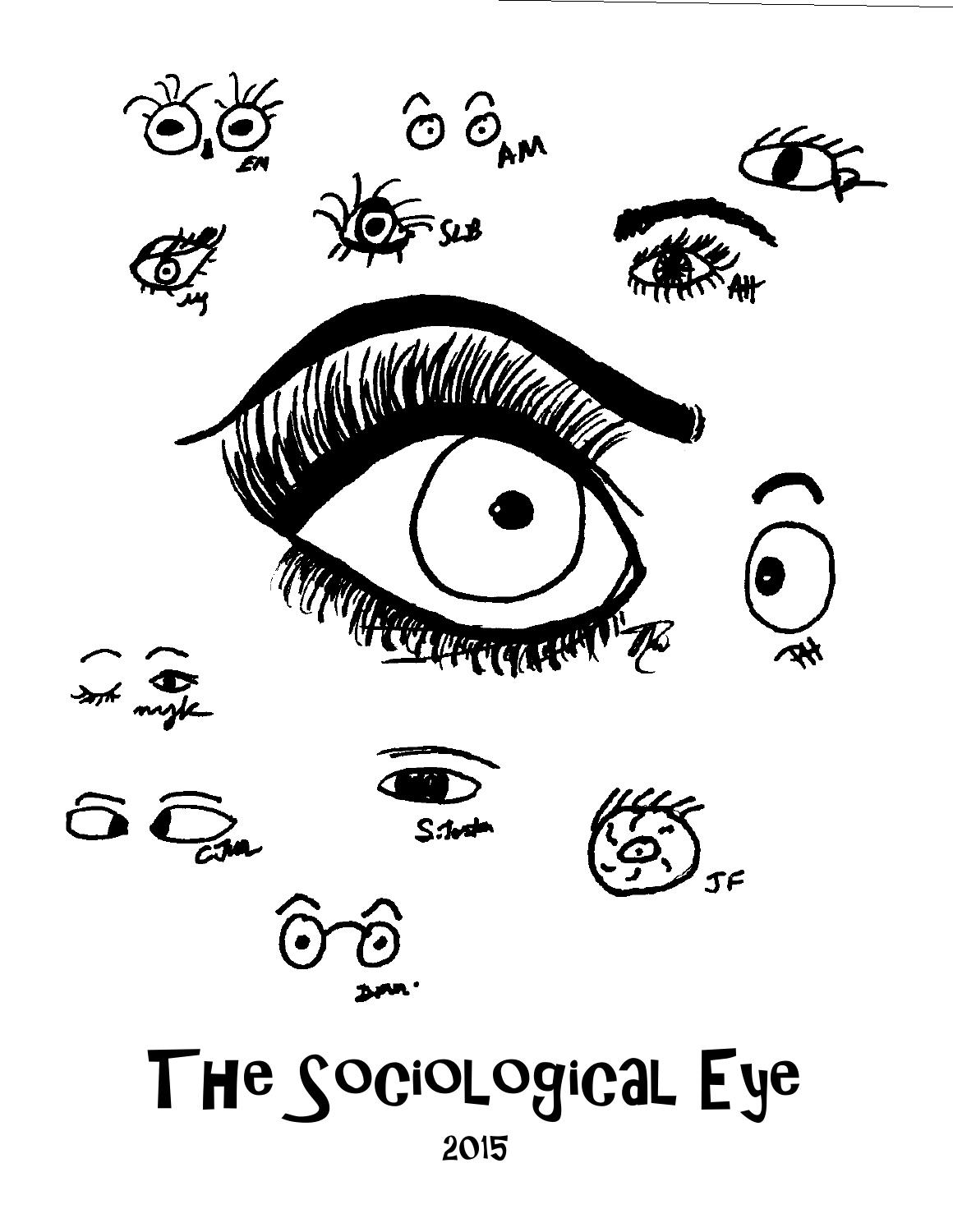# The Sociological Eye

2015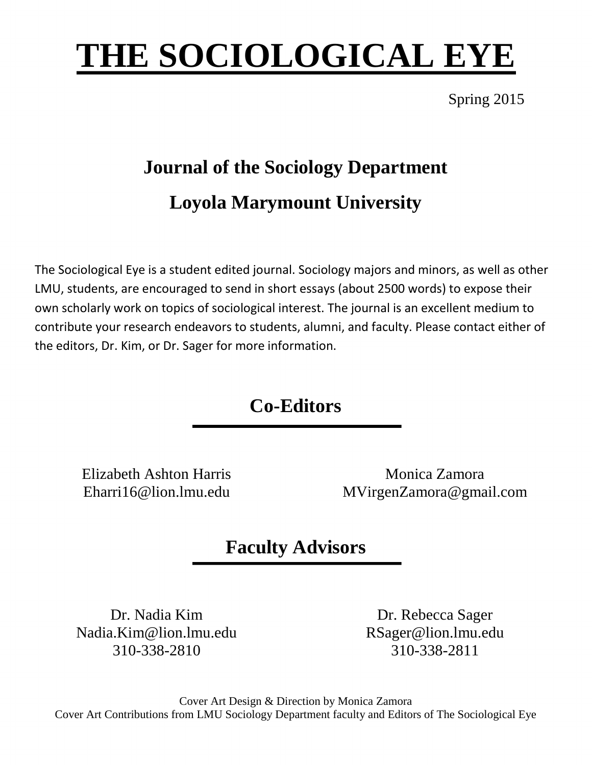# THE SOCIOLOGICAL EYE

Spring 2015

## Journal of the Sociology Department

## Loyola Marymount University

The Sociological Eye is a student edited journal. Sociology majors and minors, as well as other LMU, students, are encouraged to send in short essays (about 2500 words) to expose their own scholarly work on topics of sociological interest. The journal is an excellent medium to contribute your research endeavors to students, alumni, and faculty. Please contact either of the editors, Dr. Kim, or Dr. Sager for more information.

## Co-Editors

Elizabeth Ashton Harris
Eharri16@lion.lmu.edu

Monica Zamora
MVirgenZamora@gmail.com

## Faculty Advisors

Dr. Nadia Kim
Nadia.Kim@lion.lmu.edu
310-338-2810

Dr. Rebecca Sager
RSager@lion.lmu.edu
310-338-2811

Cover Art Design & Direction by Monica Zamora
Cover Art Contributions from LMU Sociology Department faculty and Editors of The Sociological Eye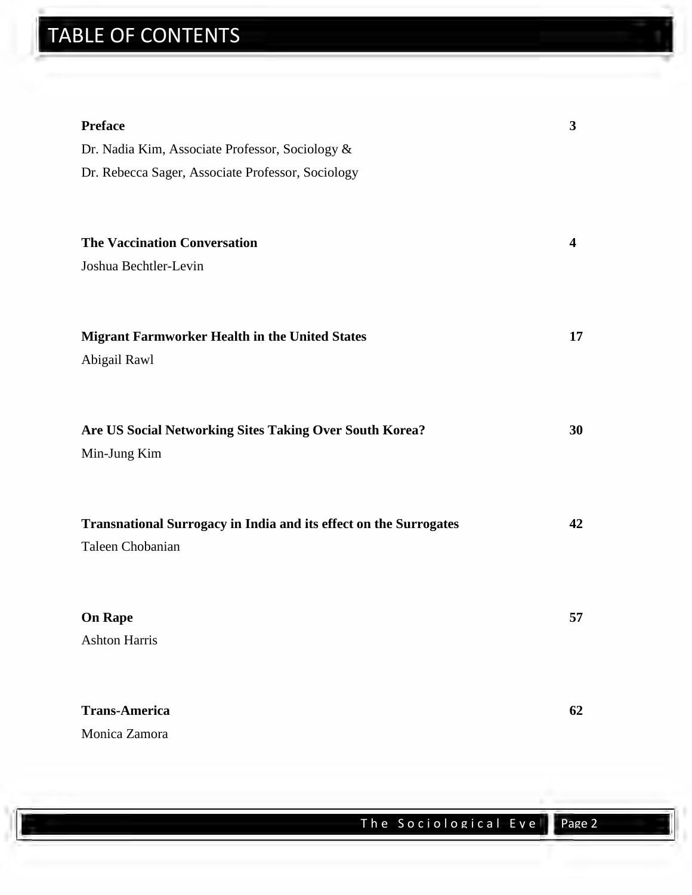# TABLE OF CONTENTS

**Preface** **3**

Dr. Nadia Kim, Associate Professor, Sociology &

Dr. Rebecca Sager, Associate Professor, Sociology

**The Vaccination Conversation** **4**

Joshua Bechtler-Levin

**Migrant Farmworker Health in the United States** **17**

Abigail Rawl

**Are US Social Networking Sites Taking Over South Korea?** **30**

Min-Jung Kim

**Transnational Surrogacy in India and its effect on the Surrogates** **42**

Taleen Chobanian

**On Rape** **57**

Ashton Harris

**Trans-America** **62**

Monica Zamora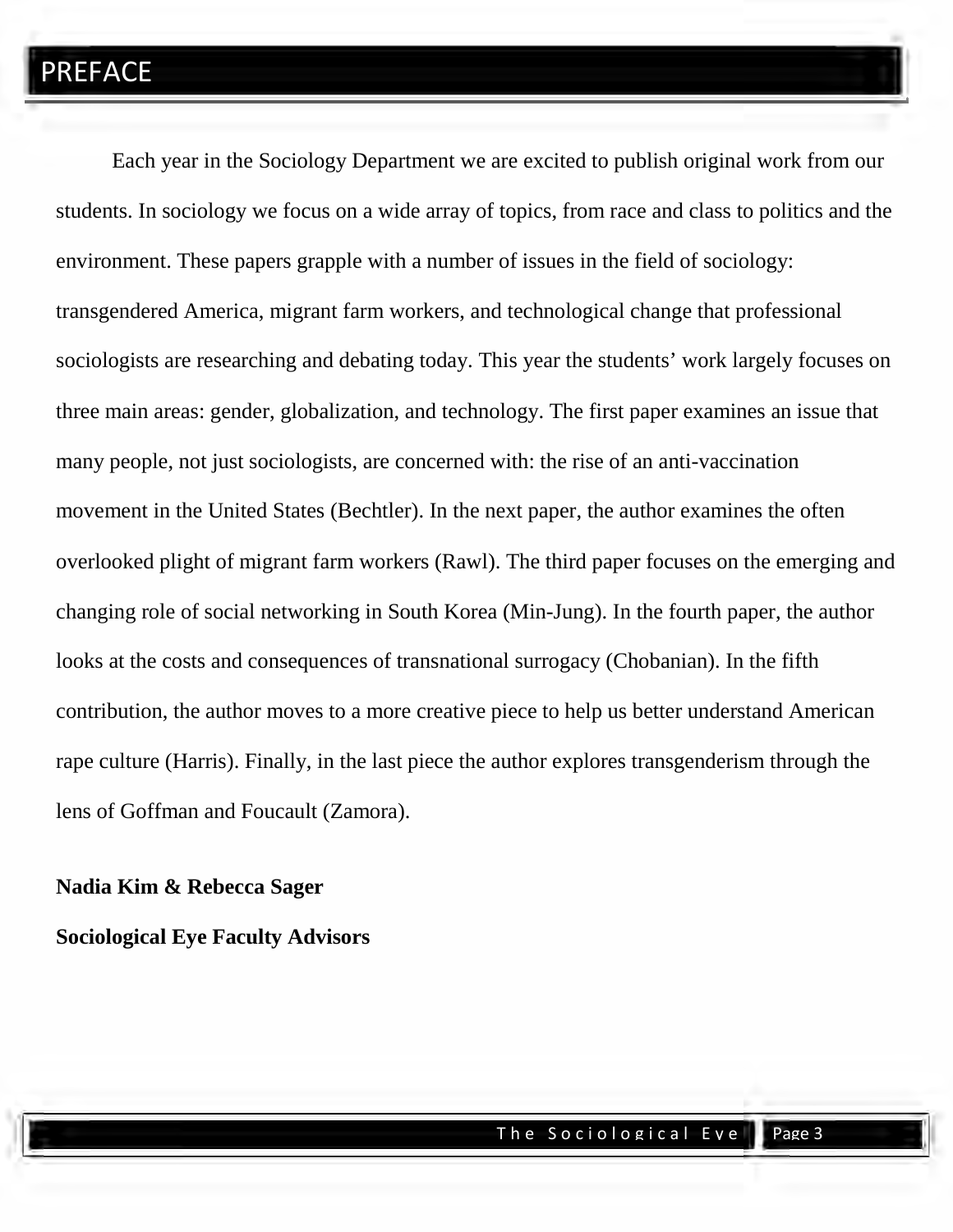# PREFACE

Each year in the Sociology Department we are excited to publish original work from our students. In sociology we focus on a wide array of topics, from race and class to politics and the environment. These papers grapple with a number of issues in the field of sociology: transgendered America, migrant farm workers, and technological change that professional sociologists are researching and debating today. This year the students' work largely focuses on three main areas: gender, globalization, and technology. The first paper examines an issue that many people, not just sociologists, are concerned with: the rise of an anti-vaccination movement in the United States (Bechtler). In the next paper, the author examines the often overlooked plight of migrant farm workers (Rawl). The third paper focuses on the emerging and changing role of social networking in South Korea (Min-Jung). In the fourth paper, the author looks at the costs and consequences of transnational surrogacy (Chobanian). In the fifth contribution, the author moves to a more creative piece to help us better understand American rape culture (Harris). Finally, in the last piece the author explores transgenderism through the lens of Goffman and Foucault (Zamora).

**Nadia Kim & Rebecca Sager**

**Sociological Eye Faculty Advisors**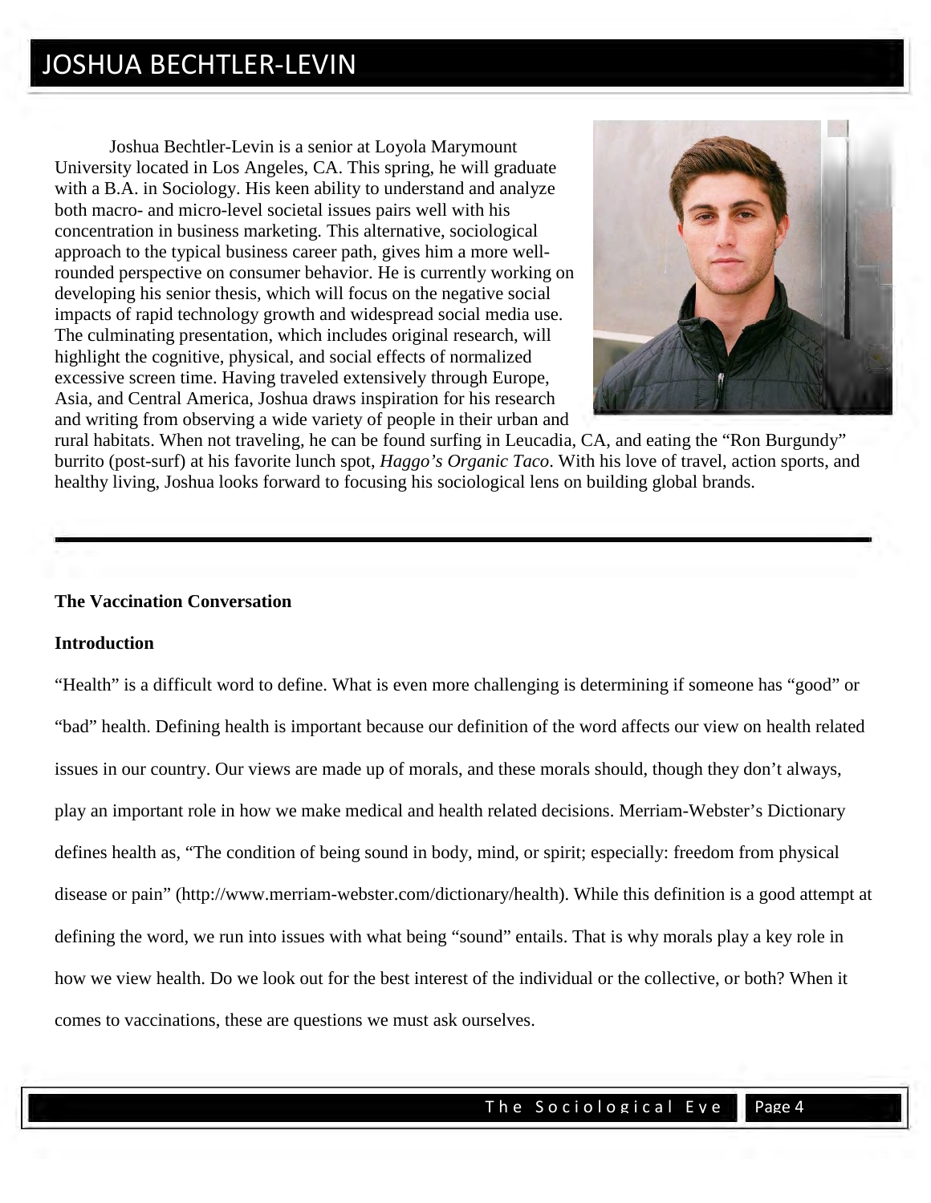# JOSHUA BECHTLER-LEVIN

Joshua Bechtler-Levin is a senior at Loyola Marymount University located in Los Angeles, CA. This spring, he will graduate with a B.A. in Sociology. His keen ability to understand and analyze both macro- and micro-level societal issues pairs well with his concentration in business marketing. This alternative, sociological approach to the typical business career path, gives him a more well-rounded perspective on consumer behavior. He is currently working on developing his senior thesis, which will focus on the negative social impacts of rapid technology growth and widespread social media use. The culminating presentation, which includes original research, will highlight the cognitive, physical, and social effects of normalized excessive screen time. Having traveled extensively through Europe, Asia, and Central America, Joshua draws inspiration for his research and writing from observing a wide variety of people in their urban and rural habitats. When not traveling, he can be found surfing in Leucadia, CA, and eating the "Ron Burgundy" burrito (post-surf) at his favorite lunch spot, *Haggo's Organic Taco*. With his love of travel, action sports, and healthy living, Joshua looks forward to focusing his sociological lens on building global brands.

---

**The Vaccination Conversation**

**Introduction**

"Health" is a difficult word to define. What is even more challenging is determining if someone has "good" or "bad" health. Defining health is important because our definition of the word affects our view on health related issues in our country. Our views are made up of morals, and these morals should, though they don't always, play an important role in how we make medical and health related decisions. Merriam-Webster's Dictionary defines health as, "The condition of being sound in body, mind, or spirit; especially: freedom from physical disease or pain" (http://www.merriam-webster.com/dictionary/health). While this definition is a good attempt at defining the word, we run into issues with what being "sound" entails. That is why morals play a key role in how we view health. Do we look out for the best interest of the individual or the collective, or both? When it comes to vaccinations, these are questions we must ask ourselves.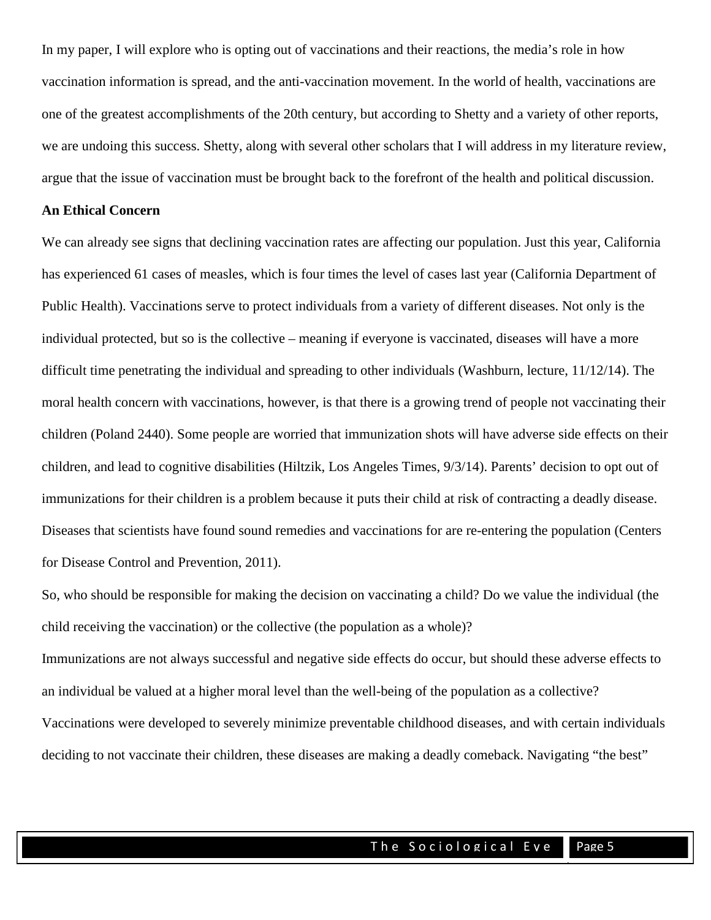In my paper, I will explore who is opting out of vaccinations and their reactions, the media's role in how vaccination information is spread, and the anti-vaccination movement. In the world of health, vaccinations are one of the greatest accomplishments of the 20th century, but according to Shetty and a variety of other reports, we are undoing this success. Shetty, along with several other scholars that I will address in my literature review, argue that the issue of vaccination must be brought back to the forefront of the health and political discussion.

**An Ethical Concern**

We can already see signs that declining vaccination rates are affecting our population. Just this year, California has experienced 61 cases of measles, which is four times the level of cases last year (California Department of Public Health). Vaccinations serve to protect individuals from a variety of different diseases. Not only is the individual protected, but so is the collective – meaning if everyone is vaccinated, diseases will have a more difficult time penetrating the individual and spreading to other individuals (Washburn, lecture, 11/12/14). The moral health concern with vaccinations, however, is that there is a growing trend of people not vaccinating their children (Poland 2440). Some people are worried that immunization shots will have adverse side effects on their children, and lead to cognitive disabilities (Hiltzik, Los Angeles Times, 9/3/14). Parents' decision to opt out of immunizations for their children is a problem because it puts their child at risk of contracting a deadly disease. Diseases that scientists have found sound remedies and vaccinations for are re-entering the population (Centers for Disease Control and Prevention, 2011).

So, who should be responsible for making the decision on vaccinating a child? Do we value the individual (the child receiving the vaccination) or the collective (the population as a whole)?

Immunizations are not always successful and negative side effects do occur, but should these adverse effects to an individual be valued at a higher moral level than the well-being of the population as a collective?

Vaccinations were developed to severely minimize preventable childhood diseases, and with certain individuals deciding to not vaccinate their children, these diseases are making a deadly comeback. Navigating "the best"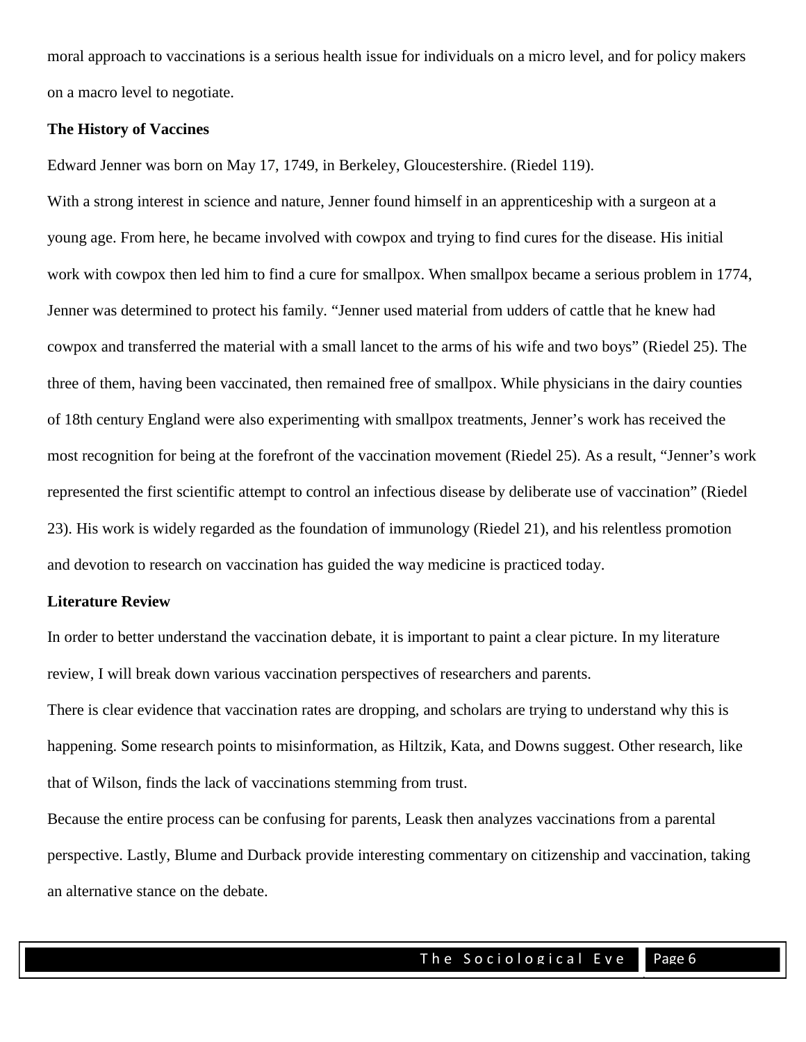moral approach to vaccinations is a serious health issue for individuals on a micro level, and for policy makers on a macro level to negotiate.

**The History of Vaccines**

Edward Jenner was born on May 17, 1749, in Berkeley, Gloucestershire. (Riedel 119).

With a strong interest in science and nature, Jenner found himself in an apprenticeship with a surgeon at a young age. From here, he became involved with cowpox and trying to find cures for the disease. His initial work with cowpox then led him to find a cure for smallpox. When smallpox became a serious problem in 1774, Jenner was determined to protect his family. "Jenner used material from udders of cattle that he knew had cowpox and transferred the material with a small lancet to the arms of his wife and two boys" (Riedel 25). The three of them, having been vaccinated, then remained free of smallpox. While physicians in the dairy counties of 18th century England were also experimenting with smallpox treatments, Jenner's work has received the most recognition for being at the forefront of the vaccination movement (Riedel 25). As a result, "Jenner's work represented the first scientific attempt to control an infectious disease by deliberate use of vaccination" (Riedel 23). His work is widely regarded as the foundation of immunology (Riedel 21), and his relentless promotion and devotion to research on vaccination has guided the way medicine is practiced today.

**Literature Review**

In order to better understand the vaccination debate, it is important to paint a clear picture. In my literature review, I will break down various vaccination perspectives of researchers and parents.

There is clear evidence that vaccination rates are dropping, and scholars are trying to understand why this is happening. Some research points to misinformation, as Hiltzik, Kata, and Downs suggest. Other research, like that of Wilson, finds the lack of vaccinations stemming from trust.

Because the entire process can be confusing for parents, Leask then analyzes vaccinations from a parental perspective. Lastly, Blume and Durback provide interesting commentary on citizenship and vaccination, taking an alternative stance on the debate.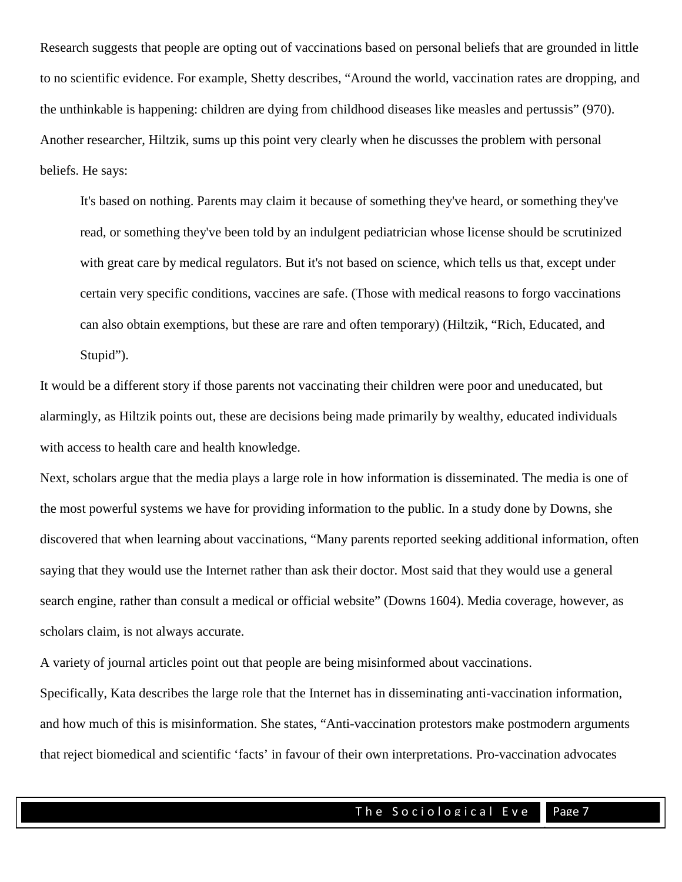Research suggests that people are opting out of vaccinations based on personal beliefs that are grounded in little to no scientific evidence. For example, Shetty describes, "Around the world, vaccination rates are dropping, and the unthinkable is happening: children are dying from childhood diseases like measles and pertussis" (970). Another researcher, Hiltzik, sums up this point very clearly when he discusses the problem with personal beliefs. He says:

> It's based on nothing. Parents may claim it because of something they've heard, or something they've read, or something they've been told by an indulgent pediatrician whose license should be scrutinized with great care by medical regulators. But it's not based on science, which tells us that, except under certain very specific conditions, vaccines are safe. (Those with medical reasons to forgo vaccinations can also obtain exemptions, but these are rare and often temporary) (Hiltzik, "Rich, Educated, and Stupid").

It would be a different story if those parents not vaccinating their children were poor and uneducated, but alarmingly, as Hiltzik points out, these are decisions being made primarily by wealthy, educated individuals with access to health care and health knowledge.

Next, scholars argue that the media plays a large role in how information is disseminated. The media is one of the most powerful systems we have for providing information to the public. In a study done by Downs, she discovered that when learning about vaccinations, "Many parents reported seeking additional information, often saying that they would use the Internet rather than ask their doctor. Most said that they would use a general search engine, rather than consult a medical or official website" (Downs 1604). Media coverage, however, as scholars claim, is not always accurate.

A variety of journal articles point out that people are being misinformed about vaccinations.

Specifically, Kata describes the large role that the Internet has in disseminating anti-vaccination information, and how much of this is misinformation. She states, "Anti-vaccination protestors make postmodern arguments that reject biomedical and scientific 'facts' in favour of their own interpretations. Pro-vaccination advocates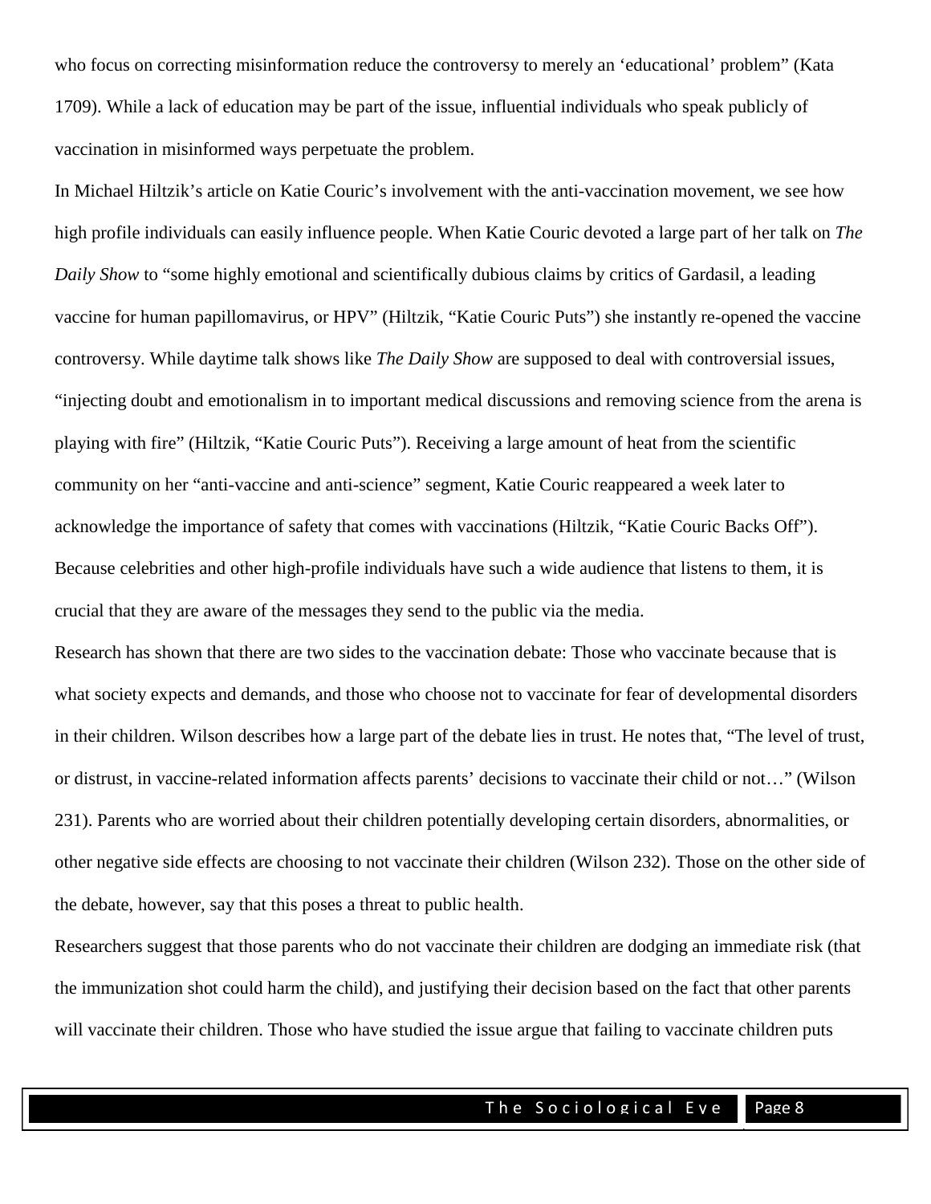who focus on correcting misinformation reduce the controversy to merely an 'educational' problem" (Kata 1709). While a lack of education may be part of the issue, influential individuals who speak publicly of vaccination in misinformed ways perpetuate the problem.

In Michael Hiltzik's article on Katie Couric's involvement with the anti-vaccination movement, we see how high profile individuals can easily influence people. When Katie Couric devoted a large part of her talk on *The Daily Show* to "some highly emotional and scientifically dubious claims by critics of Gardasil, a leading vaccine for human papillomavirus, or HPV" (Hiltzik, "Katie Couric Puts") she instantly re-opened the vaccine controversy. While daytime talk shows like *The Daily Show* are supposed to deal with controversial issues, "injecting doubt and emotionalism in to important medical discussions and removing science from the arena is playing with fire" (Hiltzik, "Katie Couric Puts"). Receiving a large amount of heat from the scientific community on her "anti-vaccine and anti-science" segment, Katie Couric reappeared a week later to acknowledge the importance of safety that comes with vaccinations (Hiltzik, "Katie Couric Backs Off"). Because celebrities and other high-profile individuals have such a wide audience that listens to them, it is crucial that they are aware of the messages they send to the public via the media.

Research has shown that there are two sides to the vaccination debate: Those who vaccinate because that is what society expects and demands, and those who choose not to vaccinate for fear of developmental disorders in their children. Wilson describes how a large part of the debate lies in trust. He notes that, "The level of trust, or distrust, in vaccine-related information affects parents' decisions to vaccinate their child or not…" (Wilson 231). Parents who are worried about their children potentially developing certain disorders, abnormalities, or other negative side effects are choosing to not vaccinate their children (Wilson 232). Those on the other side of the debate, however, say that this poses a threat to public health.

Researchers suggest that those parents who do not vaccinate their children are dodging an immediate risk (that the immunization shot could harm the child), and justifying their decision based on the fact that other parents will vaccinate their children. Those who have studied the issue argue that failing to vaccinate children puts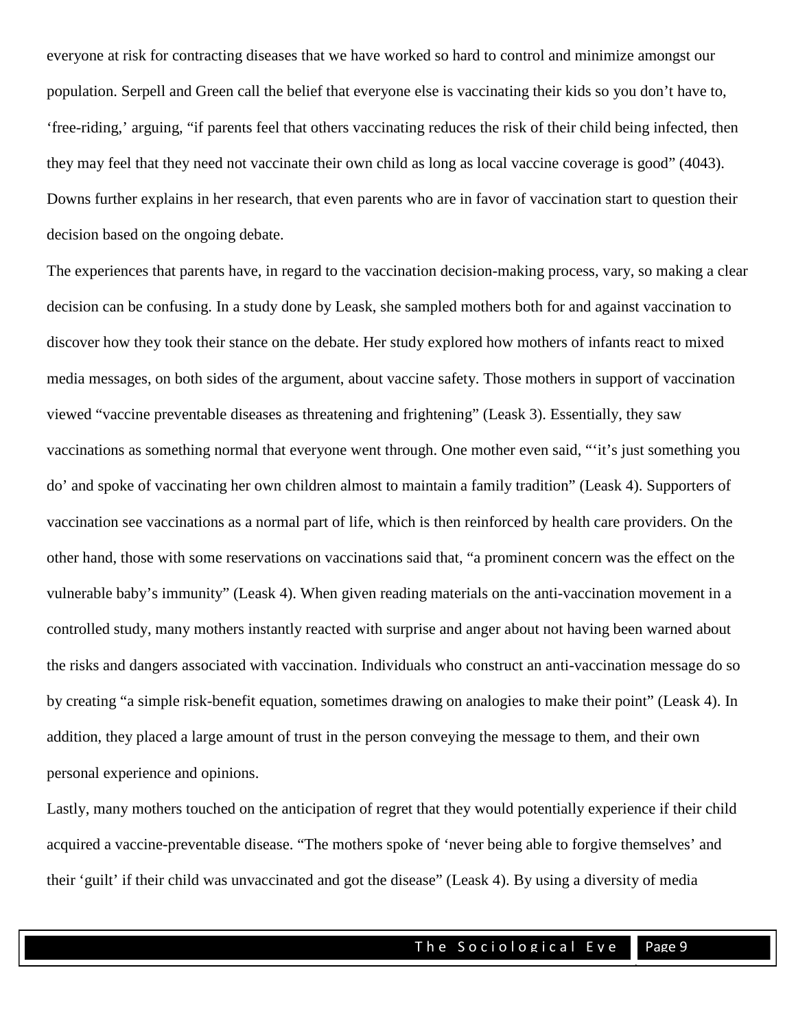everyone at risk for contracting diseases that we have worked so hard to control and minimize amongst our population. Serpell and Green call the belief that everyone else is vaccinating their kids so you don't have to, 'free-riding,' arguing, "if parents feel that others vaccinating reduces the risk of their child being infected, then they may feel that they need not vaccinate their own child as long as local vaccine coverage is good" (4043). Downs further explains in her research, that even parents who are in favor of vaccination start to question their decision based on the ongoing debate.

The experiences that parents have, in regard to the vaccination decision-making process, vary, so making a clear decision can be confusing. In a study done by Leask, she sampled mothers both for and against vaccination to discover how they took their stance on the debate. Her study explored how mothers of infants react to mixed media messages, on both sides of the argument, about vaccine safety. Those mothers in support of vaccination viewed "vaccine preventable diseases as threatening and frightening" (Leask 3). Essentially, they saw vaccinations as something normal that everyone went through. One mother even said, "'it's just something you do' and spoke of vaccinating her own children almost to maintain a family tradition" (Leask 4). Supporters of vaccination see vaccinations as a normal part of life, which is then reinforced by health care providers. On the other hand, those with some reservations on vaccinations said that, "a prominent concern was the effect on the vulnerable baby's immunity" (Leask 4). When given reading materials on the anti-vaccination movement in a controlled study, many mothers instantly reacted with surprise and anger about not having been warned about the risks and dangers associated with vaccination. Individuals who construct an anti-vaccination message do so by creating "a simple risk-benefit equation, sometimes drawing on analogies to make their point" (Leask 4). In addition, they placed a large amount of trust in the person conveying the message to them, and their own personal experience and opinions.

Lastly, many mothers touched on the anticipation of regret that they would potentially experience if their child acquired a vaccine-preventable disease. "The mothers spoke of 'never being able to forgive themselves' and their 'guilt' if their child was unvaccinated and got the disease" (Leask 4). By using a diversity of media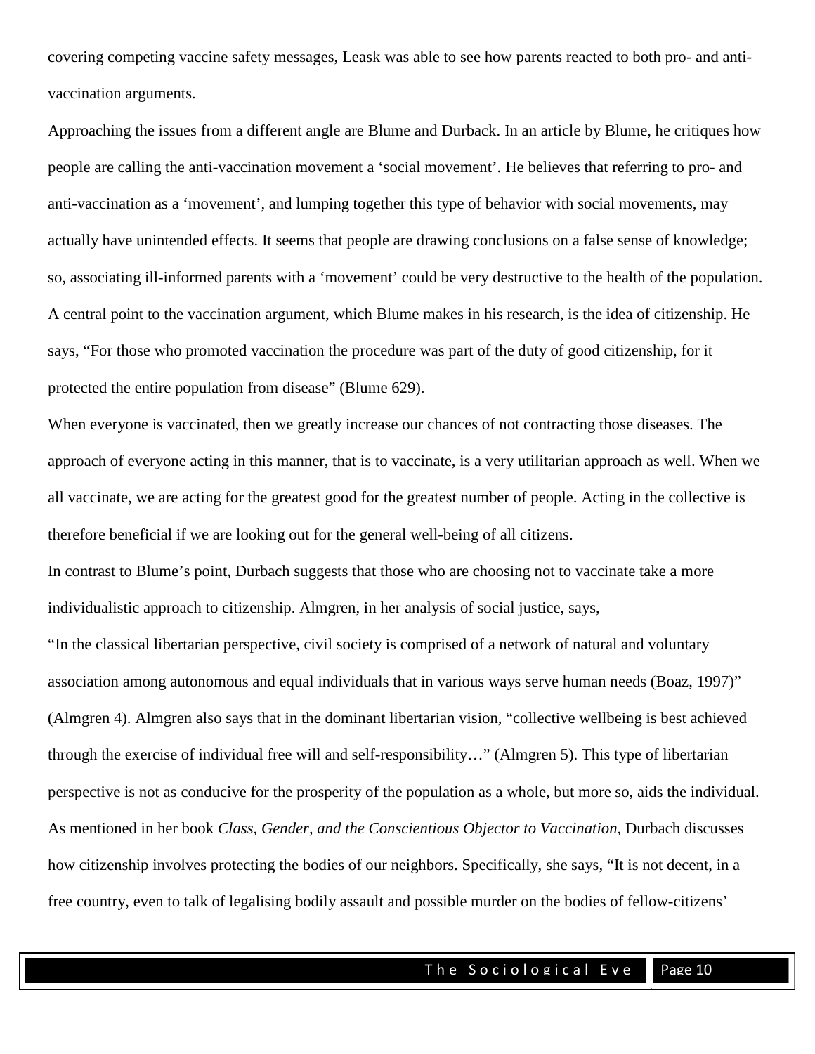covering competing vaccine safety messages, Leask was able to see how parents reacted to both pro- and anti-vaccination arguments.

Approaching the issues from a different angle are Blume and Durback. In an article by Blume, he critiques how people are calling the anti-vaccination movement a 'social movement'. He believes that referring to pro- and anti-vaccination as a 'movement', and lumping together this type of behavior with social movements, may actually have unintended effects. It seems that people are drawing conclusions on a false sense of knowledge; so, associating ill-informed parents with a 'movement' could be very destructive to the health of the population. A central point to the vaccination argument, which Blume makes in his research, is the idea of citizenship. He says, "For those who promoted vaccination the procedure was part of the duty of good citizenship, for it protected the entire population from disease" (Blume 629).

When everyone is vaccinated, then we greatly increase our chances of not contracting those diseases. The approach of everyone acting in this manner, that is to vaccinate, is a very utilitarian approach as well. When we all vaccinate, we are acting for the greatest good for the greatest number of people. Acting in the collective is therefore beneficial if we are looking out for the general well-being of all citizens.

In contrast to Blume's point, Durbach suggests that those who are choosing not to vaccinate take a more individualistic approach to citizenship. Almgren, in her analysis of social justice, says,

"In the classical libertarian perspective, civil society is comprised of a network of natural and voluntary association among autonomous and equal individuals that in various ways serve human needs (Boaz, 1997)" (Almgren 4). Almgren also says that in the dominant libertarian vision, "collective wellbeing is best achieved through the exercise of individual free will and self-responsibility…" (Almgren 5). This type of libertarian perspective is not as conducive for the prosperity of the population as a whole, but more so, aids the individual. As mentioned in her book *Class, Gender, and the Conscientious Objector to Vaccination*, Durbach discusses how citizenship involves protecting the bodies of our neighbors. Specifically, she says, "It is not decent, in a free country, even to talk of legalising bodily assault and possible murder on the bodies of fellow-citizens'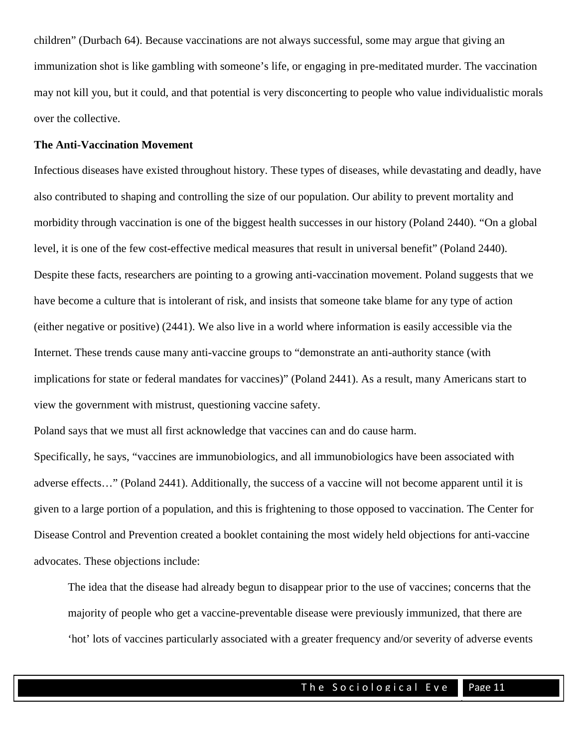children" (Durbach 64). Because vaccinations are not always successful, some may argue that giving an immunization shot is like gambling with someone's life, or engaging in pre-meditated murder. The vaccination may not kill you, but it could, and that potential is very disconcerting to people who value individualistic morals over the collective.

**The Anti-Vaccination Movement**

Infectious diseases have existed throughout history. These types of diseases, while devastating and deadly, have also contributed to shaping and controlling the size of our population. Our ability to prevent mortality and morbidity through vaccination is one of the biggest health successes in our history (Poland 2440). "On a global level, it is one of the few cost-effective medical measures that result in universal benefit" (Poland 2440). Despite these facts, researchers are pointing to a growing anti-vaccination movement. Poland suggests that we have become a culture that is intolerant of risk, and insists that someone take blame for any type of action (either negative or positive) (2441). We also live in a world where information is easily accessible via the Internet. These trends cause many anti-vaccine groups to "demonstrate an anti-authority stance (with implications for state or federal mandates for vaccines)" (Poland 2441). As a result, many Americans start to view the government with mistrust, questioning vaccine safety.

Poland says that we must all first acknowledge that vaccines can and do cause harm.

Specifically, he says, "vaccines are immunobiologics, and all immunobiologics have been associated with adverse effects…" (Poland 2441). Additionally, the success of a vaccine will not become apparent until it is given to a large portion of a population, and this is frightening to those opposed to vaccination. The Center for Disease Control and Prevention created a booklet containing the most widely held objections for anti-vaccine advocates. These objections include:

> The idea that the disease had already begun to disappear prior to the use of vaccines; concerns that the majority of people who get a vaccine-preventable disease were previously immunized, that there are 'hot' lots of vaccines particularly associated with a greater frequency and/or severity of adverse events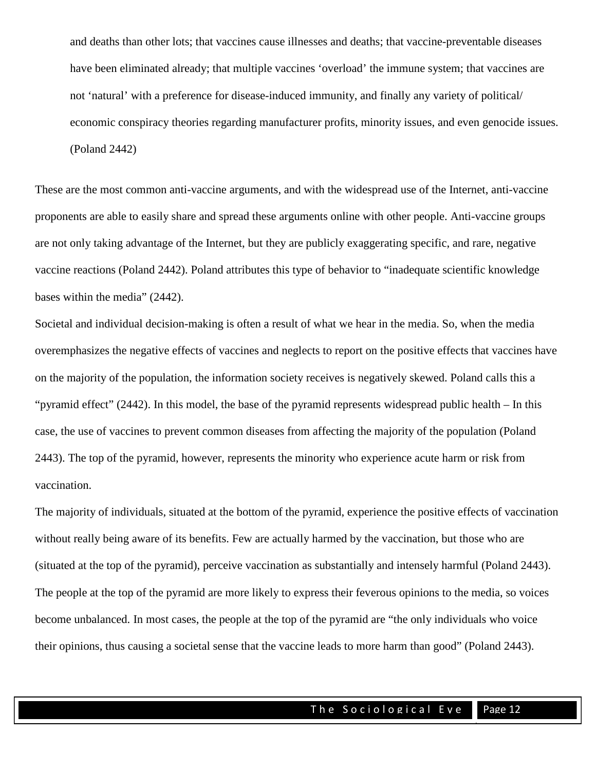> and deaths than other lots; that vaccines cause illnesses and deaths; that vaccine-preventable diseases have been eliminated already; that multiple vaccines 'overload' the immune system; that vaccines are not 'natural' with a preference for disease-induced immunity, and finally any variety of political/ economic conspiracy theories regarding manufacturer profits, minority issues, and even genocide issues. (Poland 2442)

These are the most common anti-vaccine arguments, and with the widespread use of the Internet, anti-vaccine proponents are able to easily share and spread these arguments online with other people. Anti-vaccine groups are not only taking advantage of the Internet, but they are publicly exaggerating specific, and rare, negative vaccine reactions (Poland 2442). Poland attributes this type of behavior to "inadequate scientific knowledge bases within the media" (2442).

Societal and individual decision-making is often a result of what we hear in the media. So, when the media overemphasizes the negative effects of vaccines and neglects to report on the positive effects that vaccines have on the majority of the population, the information society receives is negatively skewed. Poland calls this a "pyramid effect" (2442). In this model, the base of the pyramid represents widespread public health – In this case, the use of vaccines to prevent common diseases from affecting the majority of the population (Poland 2443). The top of the pyramid, however, represents the minority who experience acute harm or risk from vaccination.

The majority of individuals, situated at the bottom of the pyramid, experience the positive effects of vaccination without really being aware of its benefits. Few are actually harmed by the vaccination, but those who are (situated at the top of the pyramid), perceive vaccination as substantially and intensely harmful (Poland 2443). The people at the top of the pyramid are more likely to express their feverous opinions to the media, so voices become unbalanced. In most cases, the people at the top of the pyramid are "the only individuals who voice their opinions, thus causing a societal sense that the vaccine leads to more harm than good" (Poland 2443).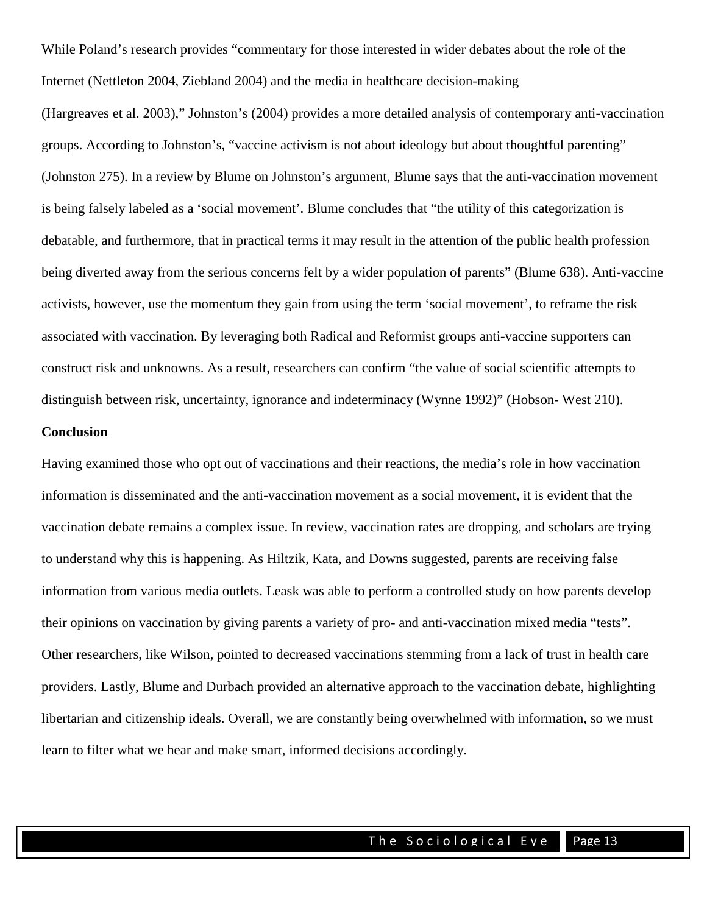While Poland's research provides "commentary for those interested in wider debates about the role of the Internet (Nettleton 2004, Ziebland 2004) and the media in healthcare decision-making (Hargreaves et al. 2003)," Johnston's (2004) provides a more detailed analysis of contemporary anti-vaccination groups. According to Johnston's, "vaccine activism is not about ideology but about thoughtful parenting" (Johnston 275). In a review by Blume on Johnston's argument, Blume says that the anti-vaccination movement is being falsely labeled as a 'social movement'. Blume concludes that "the utility of this categorization is debatable, and furthermore, that in practical terms it may result in the attention of the public health profession being diverted away from the serious concerns felt by a wider population of parents" (Blume 638). Anti-vaccine activists, however, use the momentum they gain from using the term 'social movement', to reframe the risk associated with vaccination. By leveraging both Radical and Reformist groups anti-vaccine supporters can construct risk and unknowns. As a result, researchers can confirm "the value of social scientific attempts to distinguish between risk, uncertainty, ignorance and indeterminacy (Wynne 1992)" (Hobson- West 210).

**Conclusion**

Having examined those who opt out of vaccinations and their reactions, the media's role in how vaccination information is disseminated and the anti-vaccination movement as a social movement, it is evident that the vaccination debate remains a complex issue. In review, vaccination rates are dropping, and scholars are trying to understand why this is happening. As Hiltzik, Kata, and Downs suggested, parents are receiving false information from various media outlets. Leask was able to perform a controlled study on how parents develop their opinions on vaccination by giving parents a variety of pro- and anti-vaccination mixed media "tests". Other researchers, like Wilson, pointed to decreased vaccinations stemming from a lack of trust in health care providers. Lastly, Blume and Durbach provided an alternative approach to the vaccination debate, highlighting libertarian and citizenship ideals. Overall, we are constantly being overwhelmed with information, so we must learn to filter what we hear and make smart, informed decisions accordingly.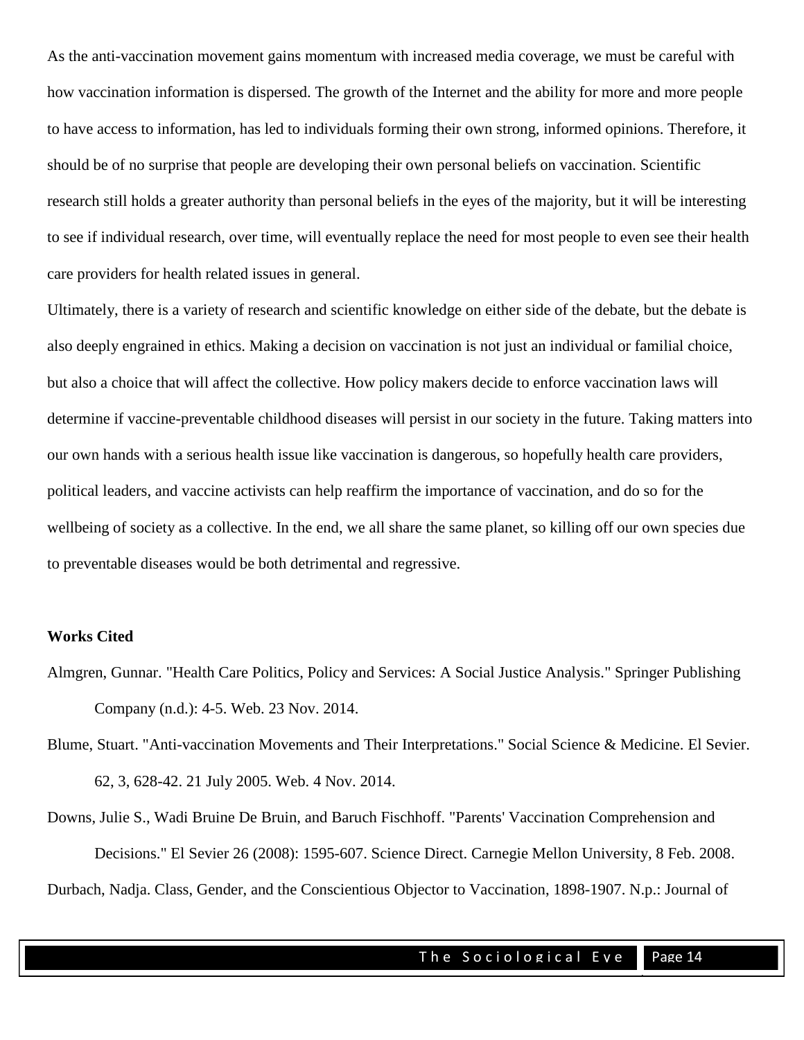As the anti-vaccination movement gains momentum with increased media coverage, we must be careful with how vaccination information is dispersed. The growth of the Internet and the ability for more and more people to have access to information, has led to individuals forming their own strong, informed opinions. Therefore, it should be of no surprise that people are developing their own personal beliefs on vaccination. Scientific research still holds a greater authority than personal beliefs in the eyes of the majority, but it will be interesting to see if individual research, over time, will eventually replace the need for most people to even see their health care providers for health related issues in general.

Ultimately, there is a variety of research and scientific knowledge on either side of the debate, but the debate is also deeply engrained in ethics. Making a decision on vaccination is not just an individual or familial choice, but also a choice that will affect the collective. How policy makers decide to enforce vaccination laws will determine if vaccine-preventable childhood diseases will persist in our society in the future. Taking matters into our own hands with a serious health issue like vaccination is dangerous, so hopefully health care providers, political leaders, and vaccine activists can help reaffirm the importance of vaccination, and do so for the wellbeing of society as a collective. In the end, we all share the same planet, so killing off our own species due to preventable diseases would be both detrimental and regressive.

**Works Cited**

Almgren, Gunnar. "Health Care Politics, Policy and Services: A Social Justice Analysis." Springer Publishing Company (n.d.): 4-5. Web. 23 Nov. 2014.

Blume, Stuart. "Anti-vaccination Movements and Their Interpretations." Social Science & Medicine. El Sevier. 62, 3, 628-42. 21 July 2005. Web. 4 Nov. 2014.

Downs, Julie S., Wadi Bruine De Bruin, and Baruch Fischhoff. "Parents' Vaccination Comprehension and Decisions." El Sevier 26 (2008): 1595-607. Science Direct. Carnegie Mellon University, 8 Feb. 2008.

Durbach, Nadja. Class, Gender, and the Conscientious Objector to Vaccination, 1898-1907. N.p.: Journal of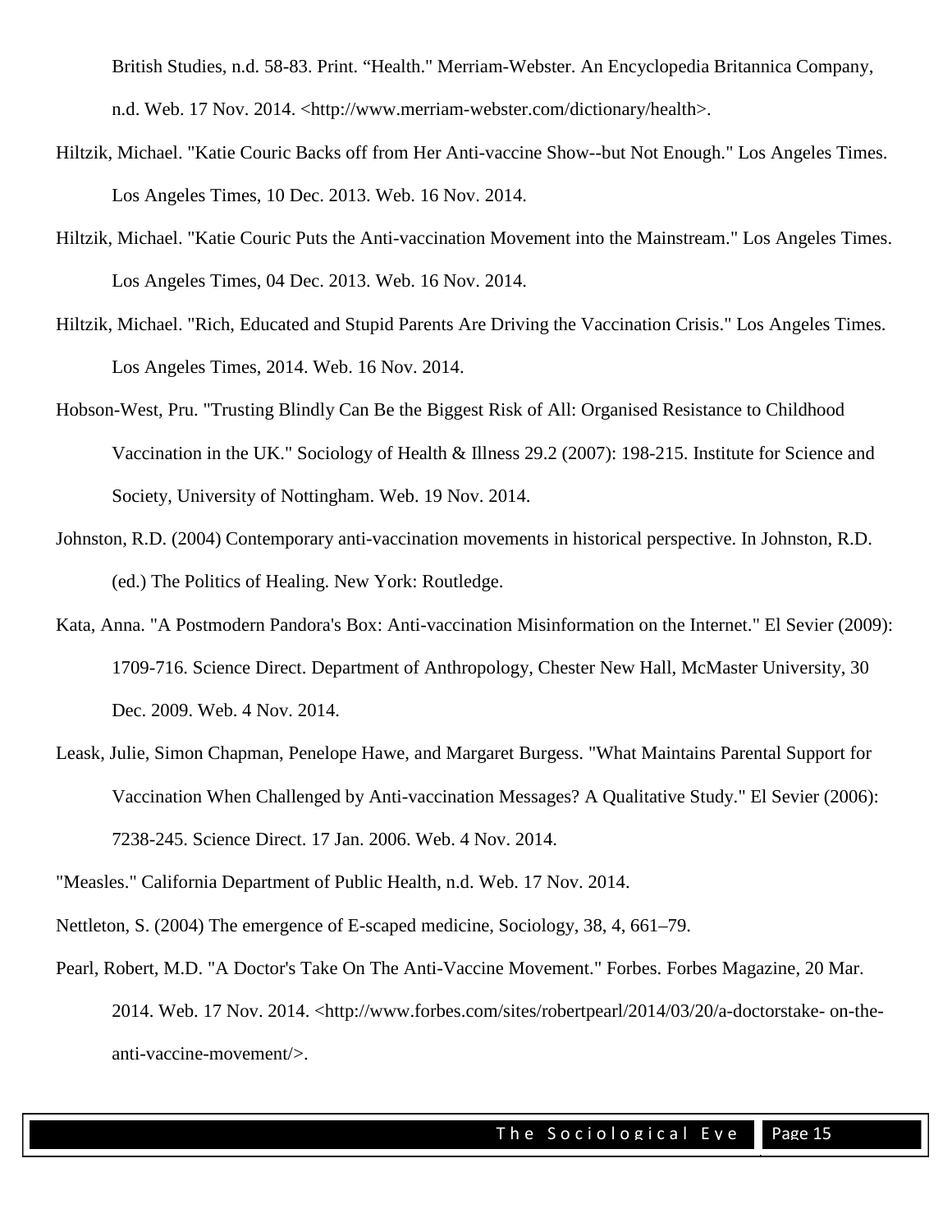British Studies, n.d. 58-83. Print. “Health." Merriam-Webster. An Encyclopedia Britannica Company, n.d. Web. 17 Nov. 2014. <http://www.merriam-webster.com/dictionary/health>.

Hiltzik, Michael. "Katie Couric Backs off from Her Anti-vaccine Show--but Not Enough." Los Angeles Times. Los Angeles Times, 10 Dec. 2013. Web. 16 Nov. 2014.

Hiltzik, Michael. "Katie Couric Puts the Anti-vaccination Movement into the Mainstream." Los Angeles Times. Los Angeles Times, 04 Dec. 2013. Web. 16 Nov. 2014.

Hiltzik, Michael. "Rich, Educated and Stupid Parents Are Driving the Vaccination Crisis." Los Angeles Times. Los Angeles Times, 2014. Web. 16 Nov. 2014.

Hobson-West, Pru. "Trusting Blindly Can Be the Biggest Risk of All: Organised Resistance to Childhood Vaccination in the UK." Sociology of Health & Illness 29.2 (2007): 198-215. Institute for Science and Society, University of Nottingham. Web. 19 Nov. 2014.

Johnston, R.D. (2004) Contemporary anti-vaccination movements in historical perspective. In Johnston, R.D. (ed.) The Politics of Healing. New York: Routledge.

Kata, Anna. "A Postmodern Pandora's Box: Anti-vaccination Misinformation on the Internet." El Sevier (2009): 1709-716. Science Direct. Department of Anthropology, Chester New Hall, McMaster University, 30 Dec. 2009. Web. 4 Nov. 2014.

Leask, Julie, Simon Chapman, Penelope Hawe, and Margaret Burgess. "What Maintains Parental Support for Vaccination When Challenged by Anti-vaccination Messages? A Qualitative Study." El Sevier (2006): 7238-245. Science Direct. 17 Jan. 2006. Web. 4 Nov. 2014.

"Measles." California Department of Public Health, n.d. Web. 17 Nov. 2014.

Nettleton, S. (2004) The emergence of E-scaped medicine, Sociology, 38, 4, 661–79.

Pearl, Robert, M.D. "A Doctor's Take On The Anti-Vaccine Movement." Forbes. Forbes Magazine, 20 Mar. 2014. Web. 17 Nov. 2014. <http://www.forbes.com/sites/robertpearl/2014/03/20/a-doctorstake- on-the-anti-vaccine-movement/>.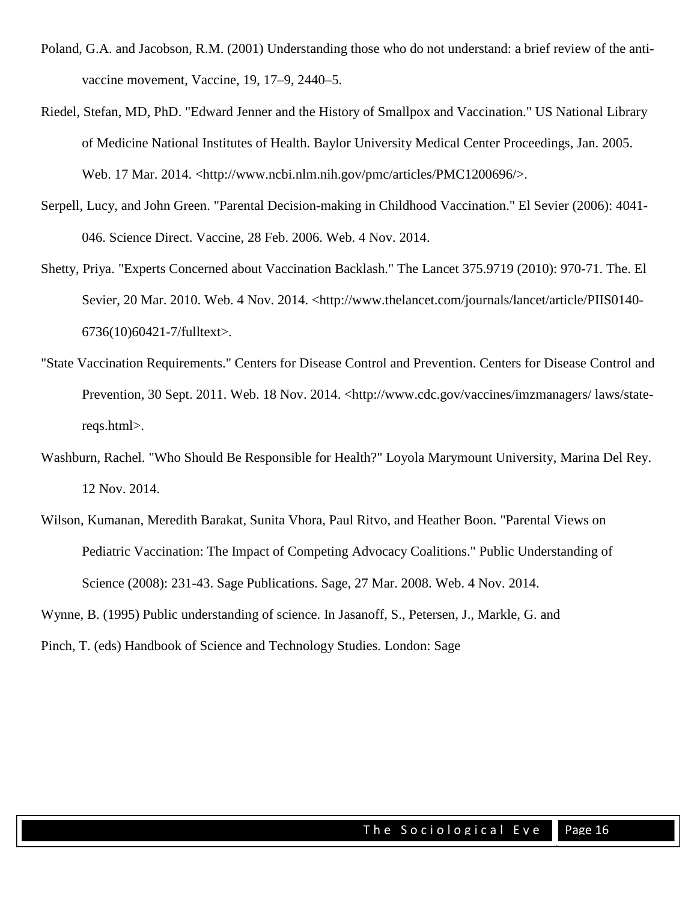Poland, G.A. and Jacobson, R.M. (2001) Understanding those who do not understand: a brief review of the anti-vaccine movement, Vaccine, 19, 17–9, 2440–5.

Riedel, Stefan, MD, PhD. "Edward Jenner and the History of Smallpox and Vaccination." US National Library of Medicine National Institutes of Health. Baylor University Medical Center Proceedings, Jan. 2005. Web. 17 Mar. 2014. <http://www.ncbi.nlm.nih.gov/pmc/articles/PMC1200696/>.

Serpell, Lucy, and John Green. "Parental Decision-making in Childhood Vaccination." El Sevier (2006): 4041-046. Science Direct. Vaccine, 28 Feb. 2006. Web. 4 Nov. 2014.

Shetty, Priya. "Experts Concerned about Vaccination Backlash." The Lancet 375.9719 (2010): 970-71. The. El Sevier, 20 Mar. 2010. Web. 4 Nov. 2014. <http://www.thelancet.com/journals/lancet/article/PIIS0140-6736(10)60421-7/fulltext>.

"State Vaccination Requirements." Centers for Disease Control and Prevention. Centers for Disease Control and Prevention, 30 Sept. 2011. Web. 18 Nov. 2014. <http://www.cdc.gov/vaccines/imzmanagers/ laws/state-reqs.html>.

Washburn, Rachel. "Who Should Be Responsible for Health?" Loyola Marymount University, Marina Del Rey. 12 Nov. 2014.

Wilson, Kumanan, Meredith Barakat, Sunita Vhora, Paul Ritvo, and Heather Boon. "Parental Views on Pediatric Vaccination: The Impact of Competing Advocacy Coalitions." Public Understanding of Science (2008): 231-43. Sage Publications. Sage, 27 Mar. 2008. Web. 4 Nov. 2014.

Wynne, B. (1995) Public understanding of science. In Jasanoff, S., Petersen, J., Markle, G. and Pinch, T. (eds) Handbook of Science and Technology Studies. London: Sage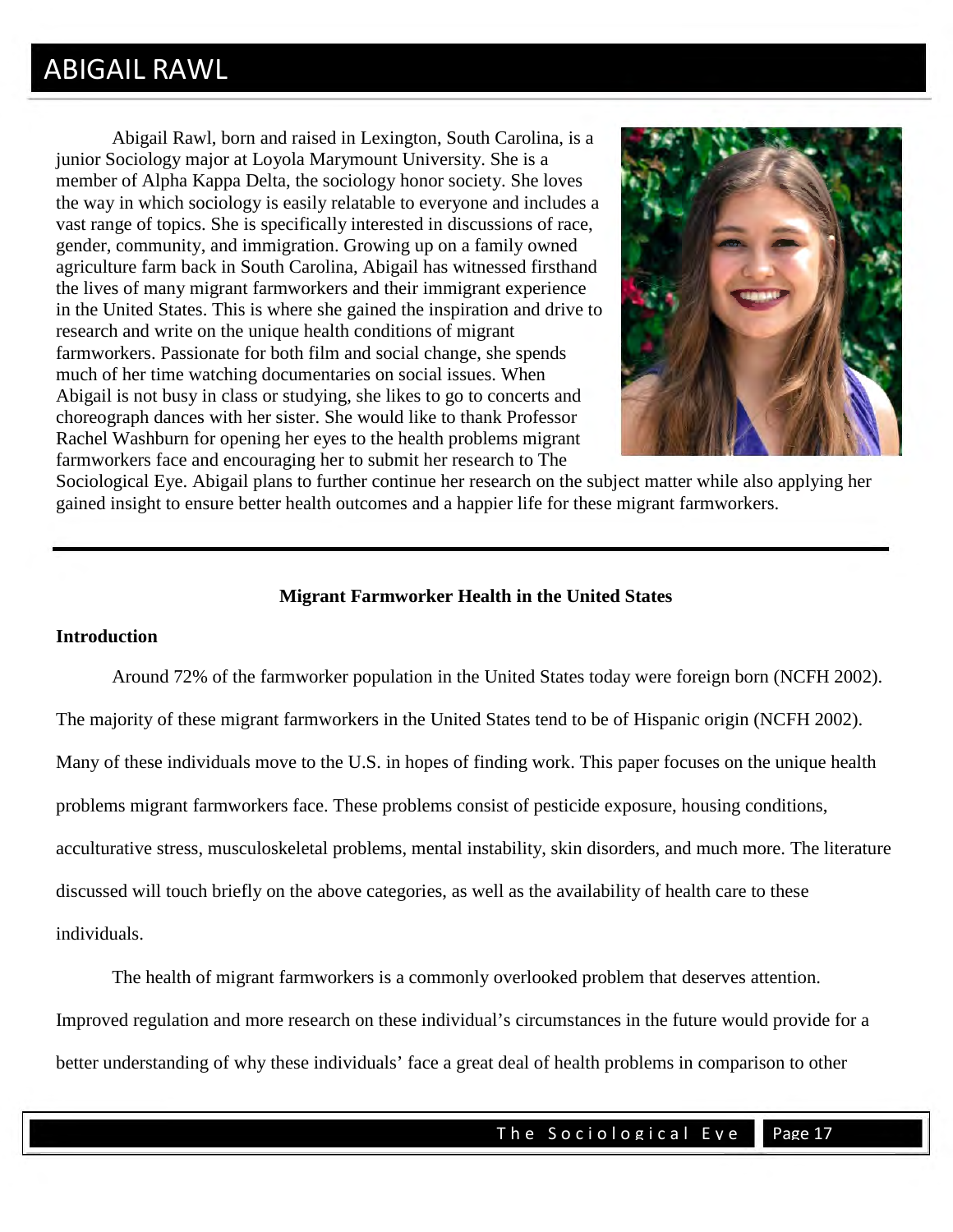# ABIGAIL RAWL

Abigail Rawl, born and raised in Lexington, South Carolina, is a junior Sociology major at Loyola Marymount University. She is a member of Alpha Kappa Delta, the sociology honor society. She loves the way in which sociology is easily relatable to everyone and includes a vast range of topics. She is specifically interested in discussions of race, gender, community, and immigration. Growing up on a family owned agriculture farm back in South Carolina, Abigail has witnessed firsthand the lives of many migrant farmworkers and their immigrant experience in the United States. This is where she gained the inspiration and drive to research and write on the unique health conditions of migrant farmworkers. Passionate for both film and social change, she spends much of her time watching documentaries on social issues. When Abigail is not busy in class or studying, she likes to go to concerts and choreograph dances with her sister. She would like to thank Professor Rachel Washburn for opening her eyes to the health problems migrant farmworkers face and encouraging her to submit her research to The Sociological Eye. Abigail plans to further continue her research on the subject matter while also applying her gained insight to ensure better health outcomes and a happier life for these migrant farmworkers.

---

## Migrant Farmworker Health in the United States

### Introduction

Around 72% of the farmworker population in the United States today were foreign born (NCFH 2002). The majority of these migrant farmworkers in the United States tend to be of Hispanic origin (NCFH 2002). Many of these individuals move to the U.S. in hopes of finding work. This paper focuses on the unique health problems migrant farmworkers face. These problems consist of pesticide exposure, housing conditions, acculturative stress, musculoskeletal problems, mental instability, skin disorders, and much more. The literature discussed will touch briefly on the above categories, as well as the availability of health care to these individuals.

The health of migrant farmworkers is a commonly overlooked problem that deserves attention. Improved regulation and more research on these individual's circumstances in the future would provide for a better understanding of why these individuals' face a great deal of health problems in comparison to other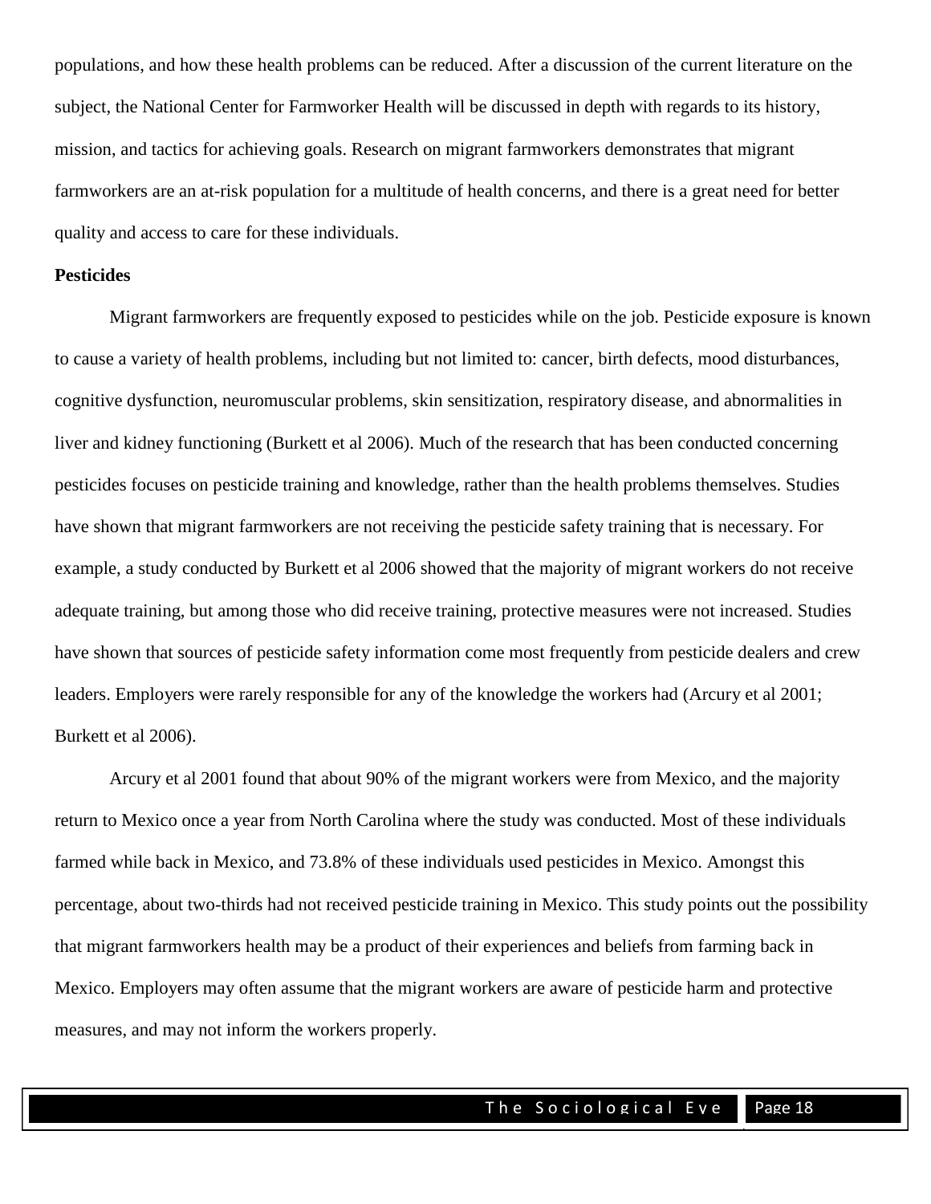populations, and how these health problems can be reduced. After a discussion of the current literature on the subject, the National Center for Farmworker Health will be discussed in depth with regards to its history, mission, and tactics for achieving goals. Research on migrant farmworkers demonstrates that migrant farmworkers are an at-risk population for a multitude of health concerns, and there is a great need for better quality and access to care for these individuals.

**Pesticides**

Migrant farmworkers are frequently exposed to pesticides while on the job. Pesticide exposure is known to cause a variety of health problems, including but not limited to: cancer, birth defects, mood disturbances, cognitive dysfunction, neuromuscular problems, skin sensitization, respiratory disease, and abnormalities in liver and kidney functioning (Burkett et al 2006). Much of the research that has been conducted concerning pesticides focuses on pesticide training and knowledge, rather than the health problems themselves. Studies have shown that migrant farmworkers are not receiving the pesticide safety training that is necessary. For example, a study conducted by Burkett et al 2006 showed that the majority of migrant workers do not receive adequate training, but among those who did receive training, protective measures were not increased. Studies have shown that sources of pesticide safety information come most frequently from pesticide dealers and crew leaders. Employers were rarely responsible for any of the knowledge the workers had (Arcury et al 2001; Burkett et al 2006).

Arcury et al 2001 found that about 90% of the migrant workers were from Mexico, and the majority return to Mexico once a year from North Carolina where the study was conducted. Most of these individuals farmed while back in Mexico, and 73.8% of these individuals used pesticides in Mexico. Amongst this percentage, about two-thirds had not received pesticide training in Mexico. This study points out the possibility that migrant farmworkers health may be a product of their experiences and beliefs from farming back in Mexico. Employers may often assume that the migrant workers are aware of pesticide harm and protective measures, and may not inform the workers properly.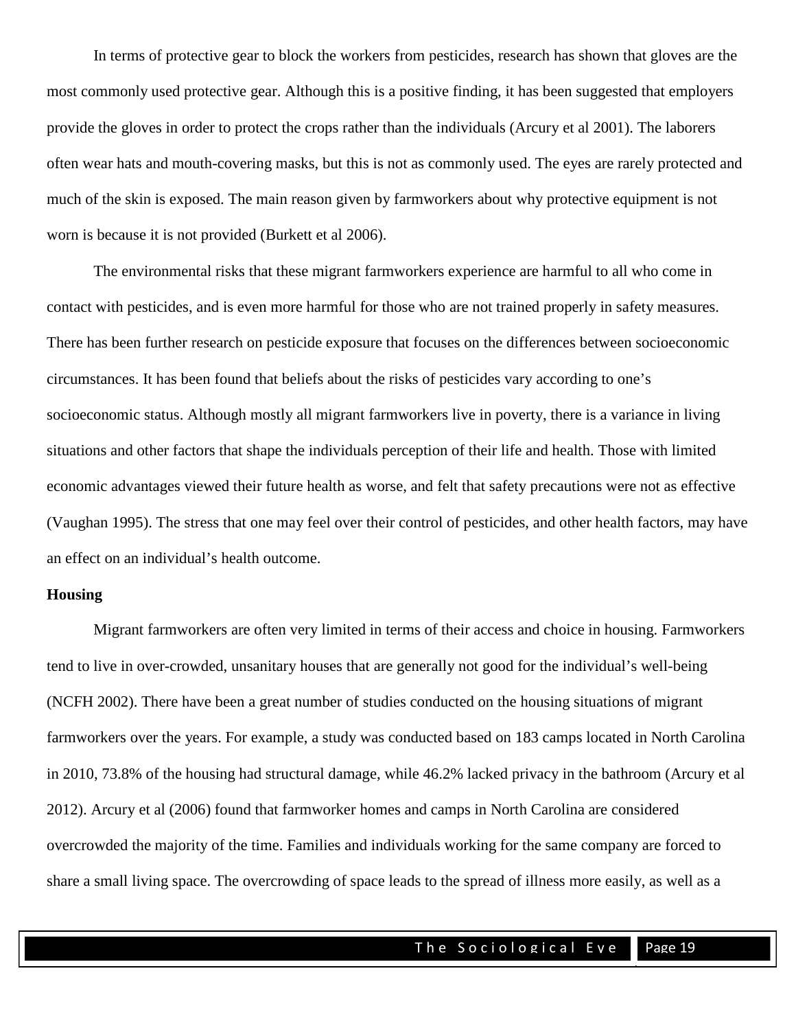In terms of protective gear to block the workers from pesticides, research has shown that gloves are the most commonly used protective gear. Although this is a positive finding, it has been suggested that employers provide the gloves in order to protect the crops rather than the individuals (Arcury et al 2001). The laborers often wear hats and mouth-covering masks, but this is not as commonly used. The eyes are rarely protected and much of the skin is exposed. The main reason given by farmworkers about why protective equipment is not worn is because it is not provided (Burkett et al 2006).

The environmental risks that these migrant farmworkers experience are harmful to all who come in contact with pesticides, and is even more harmful for those who are not trained properly in safety measures. There has been further research on pesticide exposure that focuses on the differences between socioeconomic circumstances. It has been found that beliefs about the risks of pesticides vary according to one's socioeconomic status. Although mostly all migrant farmworkers live in poverty, there is a variance in living situations and other factors that shape the individuals perception of their life and health. Those with limited economic advantages viewed their future health as worse, and felt that safety precautions were not as effective (Vaughan 1995). The stress that one may feel over their control of pesticides, and other health factors, may have an effect on an individual's health outcome.

**Housing**

Migrant farmworkers are often very limited in terms of their access and choice in housing. Farmworkers tend to live in over-crowded, unsanitary houses that are generally not good for the individual's well-being (NCFH 2002). There have been a great number of studies conducted on the housing situations of migrant farmworkers over the years. For example, a study was conducted based on 183 camps located in North Carolina in 2010, 73.8% of the housing had structural damage, while 46.2% lacked privacy in the bathroom (Arcury et al 2012). Arcury et al (2006) found that farmworker homes and camps in North Carolina are considered overcrowded the majority of the time. Families and individuals working for the same company are forced to share a small living space. The overcrowding of space leads to the spread of illness more easily, as well as a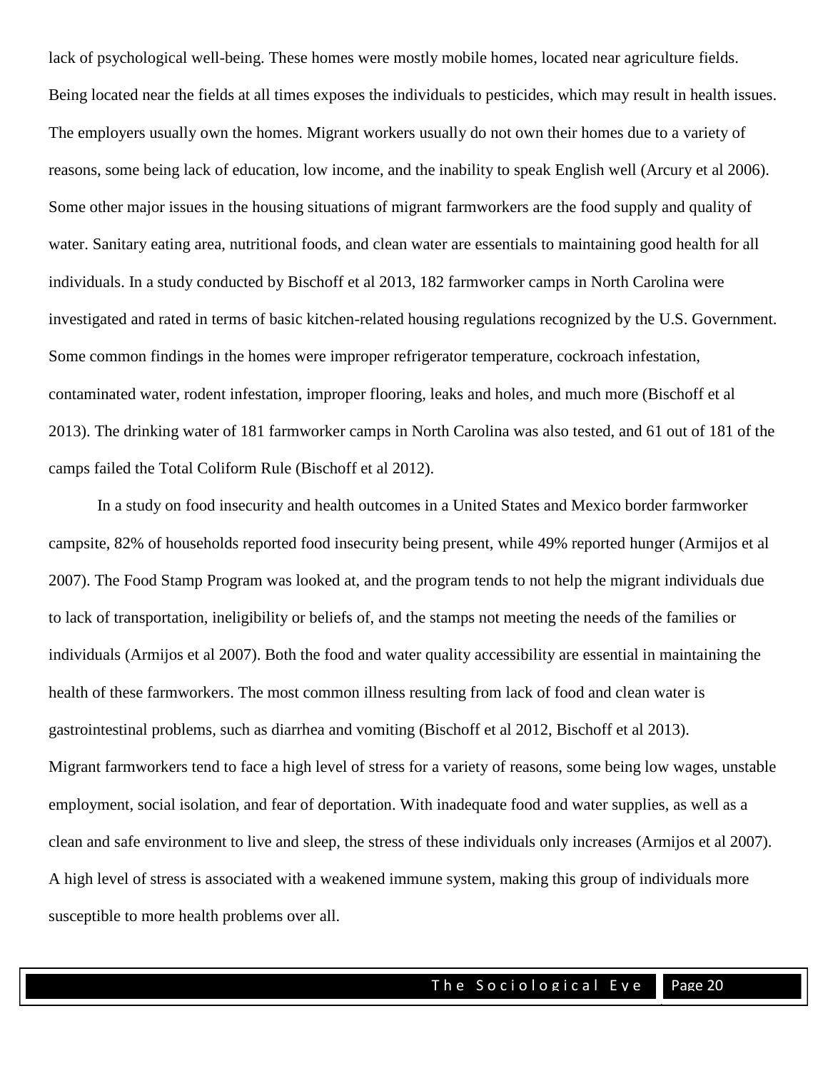lack of psychological well-being. These homes were mostly mobile homes, located near agriculture fields. Being located near the fields at all times exposes the individuals to pesticides, which may result in health issues. The employers usually own the homes. Migrant workers usually do not own their homes due to a variety of reasons, some being lack of education, low income, and the inability to speak English well (Arcury et al 2006). Some other major issues in the housing situations of migrant farmworkers are the food supply and quality of water. Sanitary eating area, nutritional foods, and clean water are essentials to maintaining good health for all individuals. In a study conducted by Bischoff et al 2013, 182 farmworker camps in North Carolina were investigated and rated in terms of basic kitchen-related housing regulations recognized by the U.S. Government. Some common findings in the homes were improper refrigerator temperature, cockroach infestation, contaminated water, rodent infestation, improper flooring, leaks and holes, and much more (Bischoff et al 2013). The drinking water of 181 farmworker camps in North Carolina was also tested, and 61 out of 181 of the camps failed the Total Coliform Rule (Bischoff et al 2012).

In a study on food insecurity and health outcomes in a United States and Mexico border farmworker campsite, 82% of households reported food insecurity being present, while 49% reported hunger (Armijos et al 2007). The Food Stamp Program was looked at, and the program tends to not help the migrant individuals due to lack of transportation, ineligibility or beliefs of, and the stamps not meeting the needs of the families or individuals (Armijos et al 2007). Both the food and water quality accessibility are essential in maintaining the health of these farmworkers. The most common illness resulting from lack of food and clean water is gastrointestinal problems, such as diarrhea and vomiting (Bischoff et al 2012, Bischoff et al 2013). Migrant farmworkers tend to face a high level of stress for a variety of reasons, some being low wages, unstable employment, social isolation, and fear of deportation. With inadequate food and water supplies, as well as a clean and safe environment to live and sleep, the stress of these individuals only increases (Armijos et al 2007). A high level of stress is associated with a weakened immune system, making this group of individuals more susceptible to more health problems over all.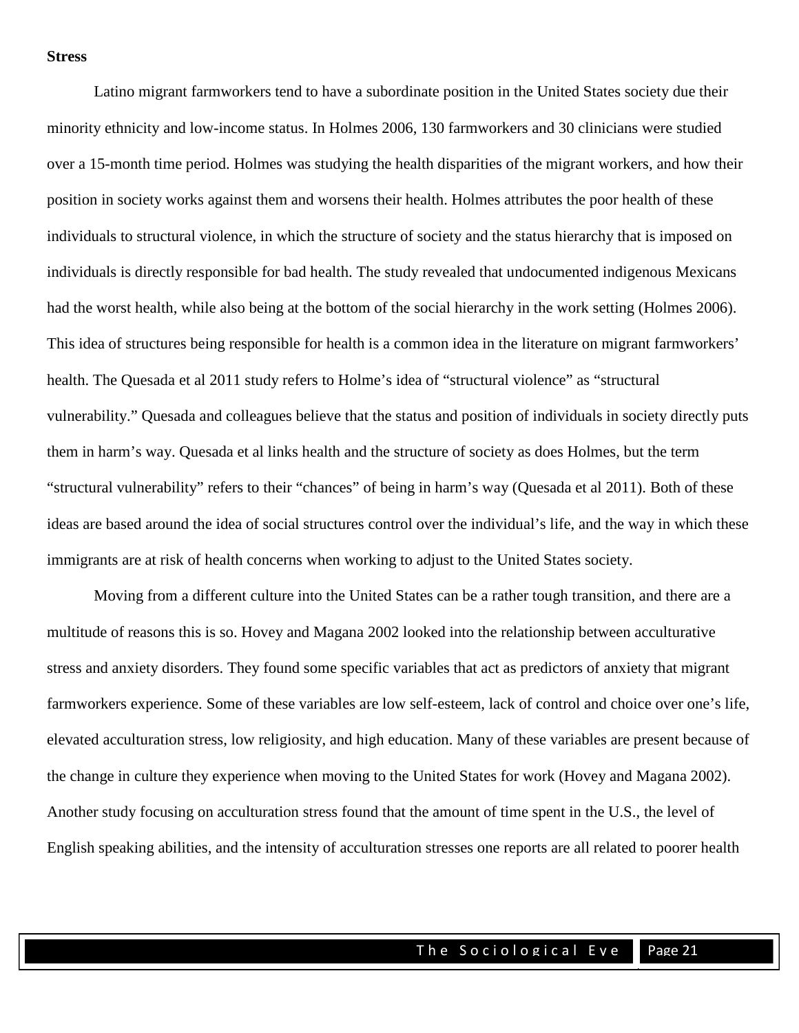**Stress**

Latino migrant farmworkers tend to have a subordinate position in the United States society due their minority ethnicity and low-income status. In Holmes 2006, 130 farmworkers and 30 clinicians were studied over a 15-month time period. Holmes was studying the health disparities of the migrant workers, and how their position in society works against them and worsens their health. Holmes attributes the poor health of these individuals to structural violence, in which the structure of society and the status hierarchy that is imposed on individuals is directly responsible for bad health. The study revealed that undocumented indigenous Mexicans had the worst health, while also being at the bottom of the social hierarchy in the work setting (Holmes 2006). This idea of structures being responsible for health is a common idea in the literature on migrant farmworkers' health. The Quesada et al 2011 study refers to Holme's idea of "structural violence" as "structural vulnerability." Quesada and colleagues believe that the status and position of individuals in society directly puts them in harm's way. Quesada et al links health and the structure of society as does Holmes, but the term "structural vulnerability" refers to their "chances" of being in harm's way (Quesada et al 2011). Both of these ideas are based around the idea of social structures control over the individual's life, and the way in which these immigrants are at risk of health concerns when working to adjust to the United States society.

Moving from a different culture into the United States can be a rather tough transition, and there are a multitude of reasons this is so. Hovey and Magana 2002 looked into the relationship between acculturative stress and anxiety disorders. They found some specific variables that act as predictors of anxiety that migrant farmworkers experience. Some of these variables are low self-esteem, lack of control and choice over one's life, elevated acculturation stress, low religiosity, and high education. Many of these variables are present because of the change in culture they experience when moving to the United States for work (Hovey and Magana 2002). Another study focusing on acculturation stress found that the amount of time spent in the U.S., the level of English speaking abilities, and the intensity of acculturation stresses one reports are all related to poorer health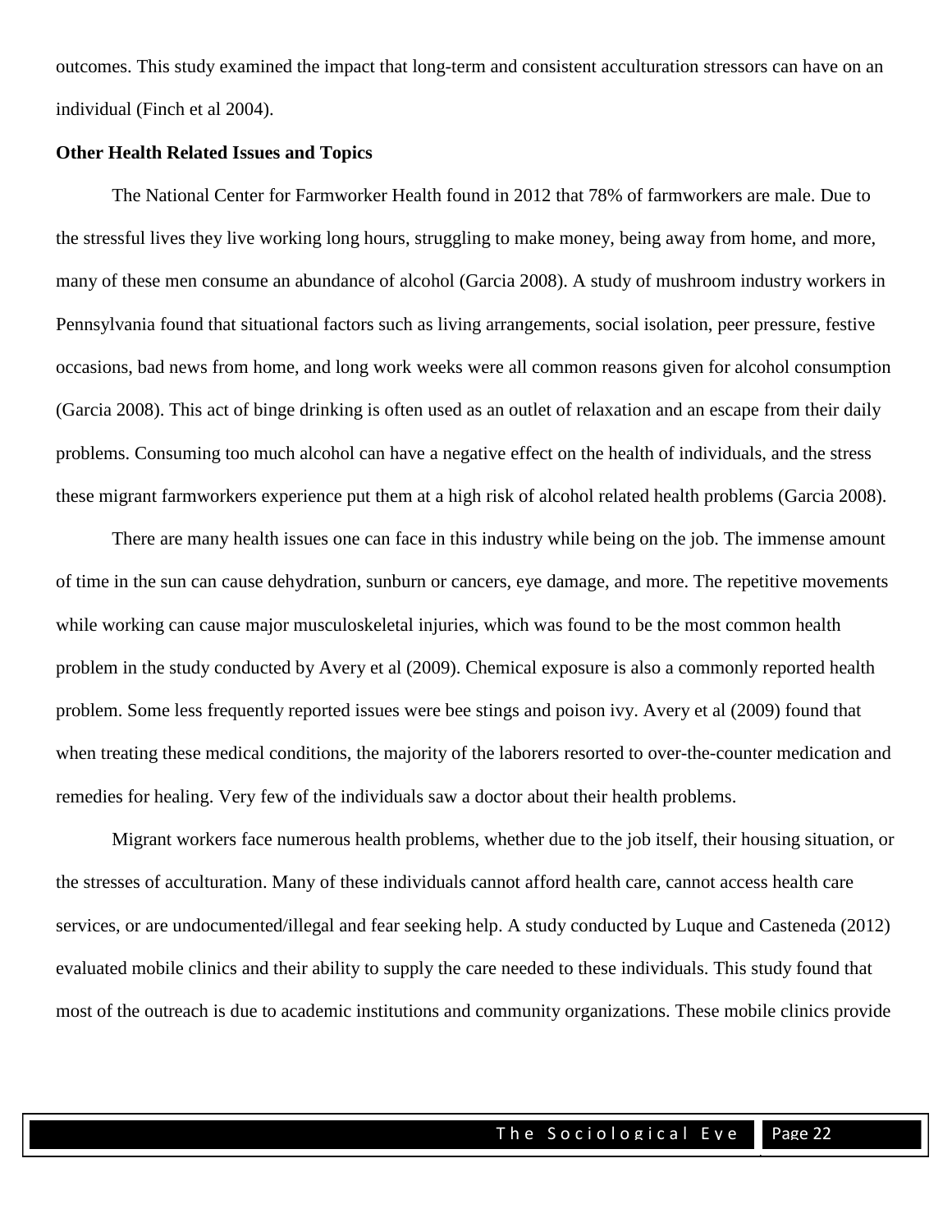outcomes. This study examined the impact that long-term and consistent acculturation stressors can have on an individual (Finch et al 2004).

**Other Health Related Issues and Topics**

The National Center for Farmworker Health found in 2012 that 78% of farmworkers are male. Due to the stressful lives they live working long hours, struggling to make money, being away from home, and more, many of these men consume an abundance of alcohol (Garcia 2008). A study of mushroom industry workers in Pennsylvania found that situational factors such as living arrangements, social isolation, peer pressure, festive occasions, bad news from home, and long work weeks were all common reasons given for alcohol consumption (Garcia 2008). This act of binge drinking is often used as an outlet of relaxation and an escape from their daily problems. Consuming too much alcohol can have a negative effect on the health of individuals, and the stress these migrant farmworkers experience put them at a high risk of alcohol related health problems (Garcia 2008).

There are many health issues one can face in this industry while being on the job. The immense amount of time in the sun can cause dehydration, sunburn or cancers, eye damage, and more. The repetitive movements while working can cause major musculoskeletal injuries, which was found to be the most common health problem in the study conducted by Avery et al (2009). Chemical exposure is also a commonly reported health problem. Some less frequently reported issues were bee stings and poison ivy. Avery et al (2009) found that when treating these medical conditions, the majority of the laborers resorted to over-the-counter medication and remedies for healing. Very few of the individuals saw a doctor about their health problems.

Migrant workers face numerous health problems, whether due to the job itself, their housing situation, or the stresses of acculturation. Many of these individuals cannot afford health care, cannot access health care services, or are undocumented/illegal and fear seeking help. A study conducted by Luque and Casteneda (2012) evaluated mobile clinics and their ability to supply the care needed to these individuals. This study found that most of the outreach is due to academic institutions and community organizations. These mobile clinics provide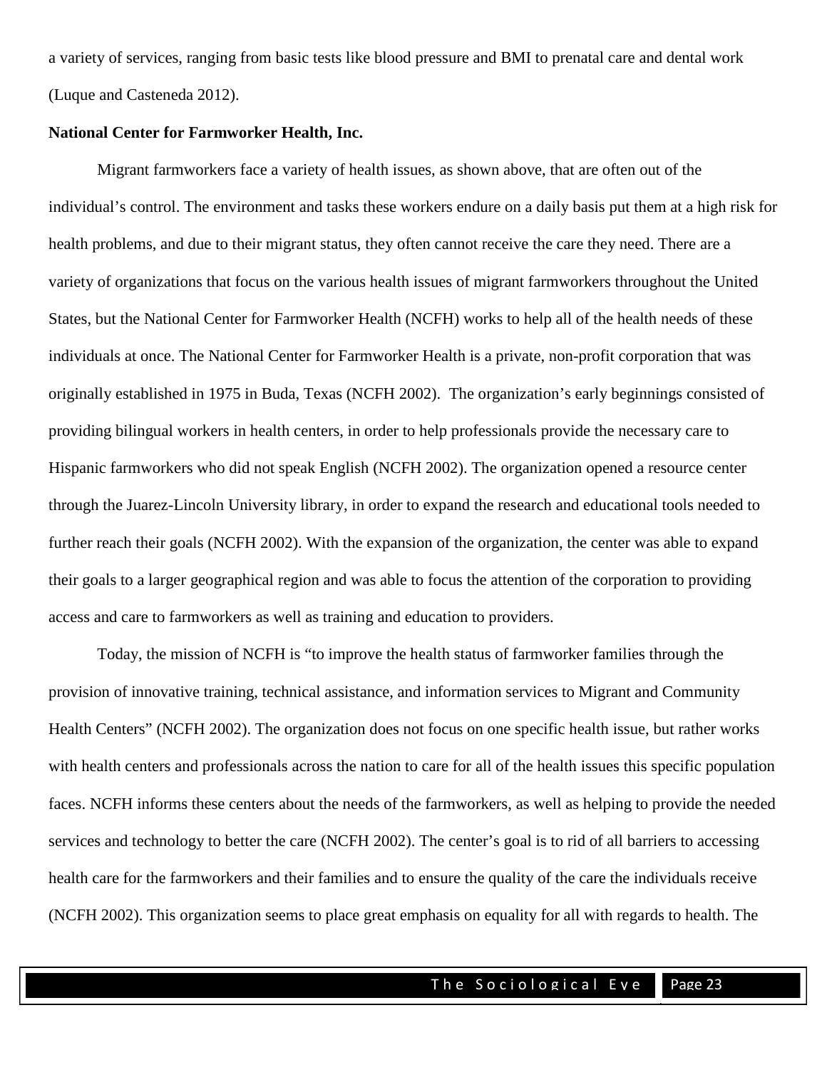a variety of services, ranging from basic tests like blood pressure and BMI to prenatal care and dental work (Luque and Casteneda 2012).

**National Center for Farmworker Health, Inc.**

Migrant farmworkers face a variety of health issues, as shown above, that are often out of the individual's control. The environment and tasks these workers endure on a daily basis put them at a high risk for health problems, and due to their migrant status, they often cannot receive the care they need. There are a variety of organizations that focus on the various health issues of migrant farmworkers throughout the United States, but the National Center for Farmworker Health (NCFH) works to help all of the health needs of these individuals at once. The National Center for Farmworker Health is a private, non-profit corporation that was originally established in 1975 in Buda, Texas (NCFH 2002). The organization's early beginnings consisted of providing bilingual workers in health centers, in order to help professionals provide the necessary care to Hispanic farmworkers who did not speak English (NCFH 2002). The organization opened a resource center through the Juarez-Lincoln University library, in order to expand the research and educational tools needed to further reach their goals (NCFH 2002). With the expansion of the organization, the center was able to expand their goals to a larger geographical region and was able to focus the attention of the corporation to providing access and care to farmworkers as well as training and education to providers.

Today, the mission of NCFH is "to improve the health status of farmworker families through the provision of innovative training, technical assistance, and information services to Migrant and Community Health Centers" (NCFH 2002). The organization does not focus on one specific health issue, but rather works with health centers and professionals across the nation to care for all of the health issues this specific population faces. NCFH informs these centers about the needs of the farmworkers, as well as helping to provide the needed services and technology to better the care (NCFH 2002). The center's goal is to rid of all barriers to accessing health care for the farmworkers and their families and to ensure the quality of the care the individuals receive (NCFH 2002). This organization seems to place great emphasis on equality for all with regards to health. The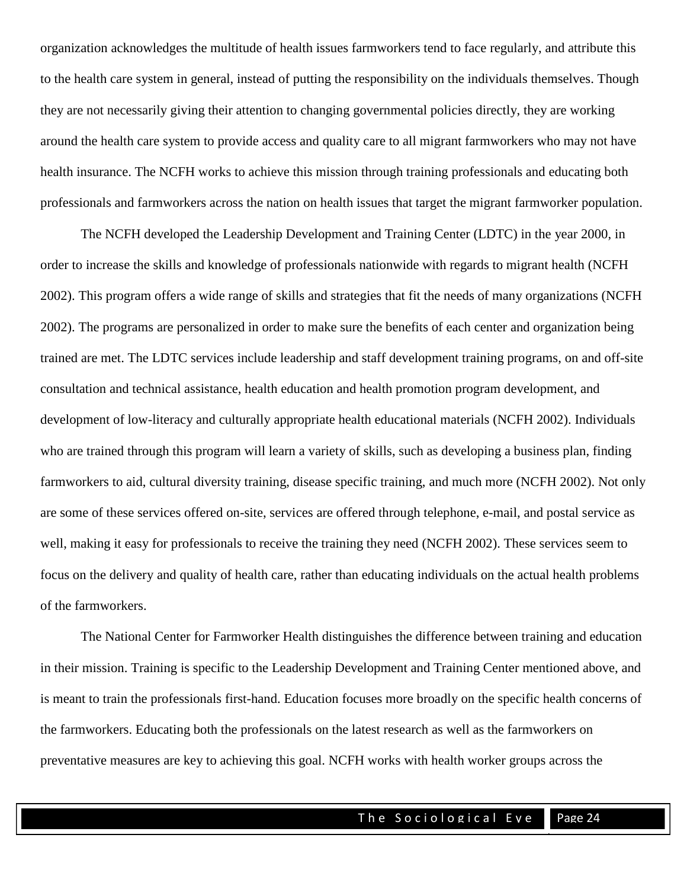organization acknowledges the multitude of health issues farmworkers tend to face regularly, and attribute this to the health care system in general, instead of putting the responsibility on the individuals themselves. Though they are not necessarily giving their attention to changing governmental policies directly, they are working around the health care system to provide access and quality care to all migrant farmworkers who may not have health insurance. The NCFH works to achieve this mission through training professionals and educating both professionals and farmworkers across the nation on health issues that target the migrant farmworker population.

The NCFH developed the Leadership Development and Training Center (LDTC) in the year 2000, in order to increase the skills and knowledge of professionals nationwide with regards to migrant health (NCFH 2002). This program offers a wide range of skills and strategies that fit the needs of many organizations (NCFH 2002). The programs are personalized in order to make sure the benefits of each center and organization being trained are met. The LDTC services include leadership and staff development training programs, on and off-site consultation and technical assistance, health education and health promotion program development, and development of low-literacy and culturally appropriate health educational materials (NCFH 2002). Individuals who are trained through this program will learn a variety of skills, such as developing a business plan, finding farmworkers to aid, cultural diversity training, disease specific training, and much more (NCFH 2002). Not only are some of these services offered on-site, services are offered through telephone, e-mail, and postal service as well, making it easy for professionals to receive the training they need (NCFH 2002). These services seem to focus on the delivery and quality of health care, rather than educating individuals on the actual health problems of the farmworkers.

The National Center for Farmworker Health distinguishes the difference between training and education in their mission. Training is specific to the Leadership Development and Training Center mentioned above, and is meant to train the professionals first-hand. Education focuses more broadly on the specific health concerns of the farmworkers. Educating both the professionals on the latest research as well as the farmworkers on preventative measures are key to achieving this goal. NCFH works with health worker groups across the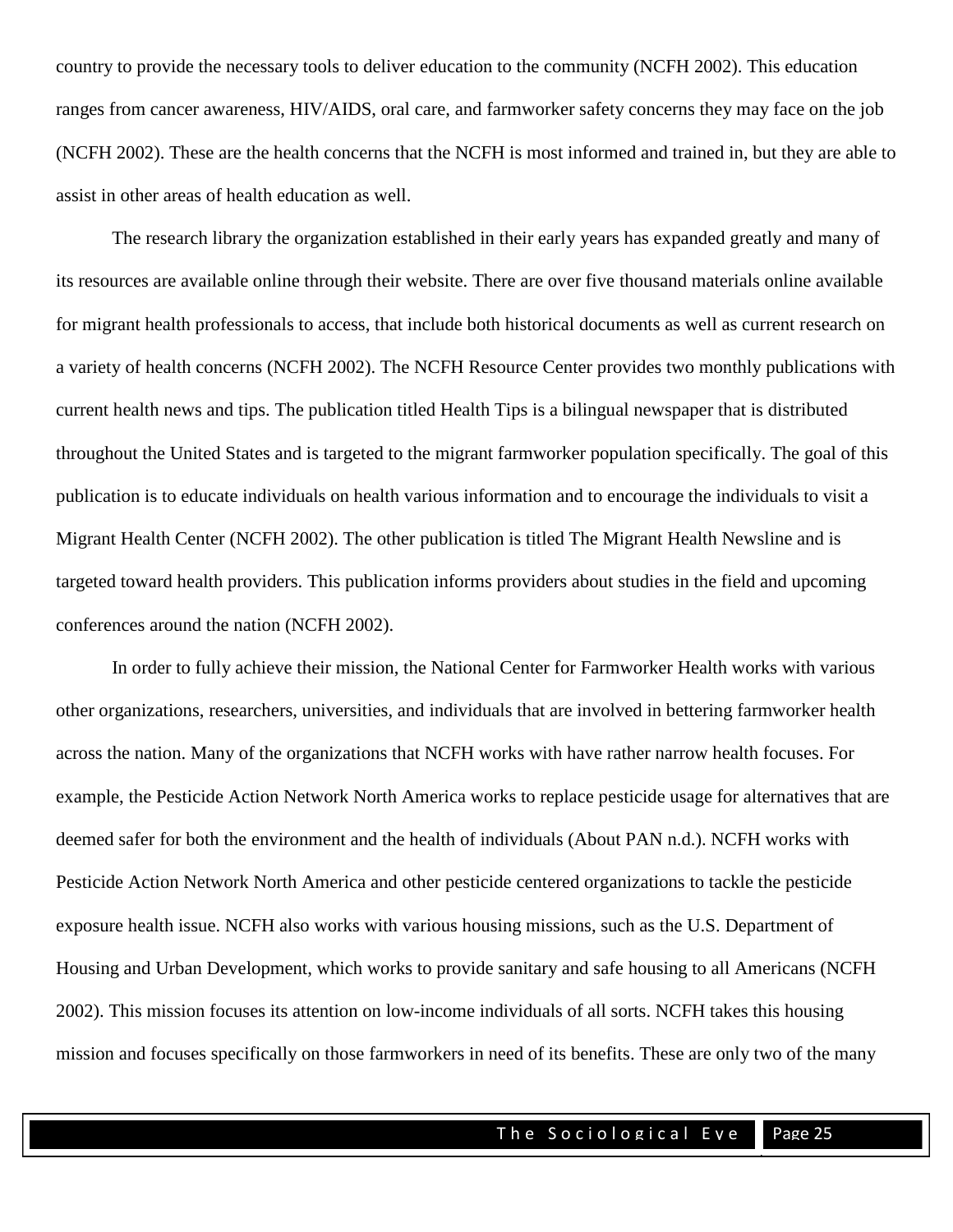country to provide the necessary tools to deliver education to the community (NCFH 2002). This education ranges from cancer awareness, HIV/AIDS, oral care, and farmworker safety concerns they may face on the job (NCFH 2002). These are the health concerns that the NCFH is most informed and trained in, but they are able to assist in other areas of health education as well.

The research library the organization established in their early years has expanded greatly and many of its resources are available online through their website. There are over five thousand materials online available for migrant health professionals to access, that include both historical documents as well as current research on a variety of health concerns (NCFH 2002). The NCFH Resource Center provides two monthly publications with current health news and tips. The publication titled Health Tips is a bilingual newspaper that is distributed throughout the United States and is targeted to the migrant farmworker population specifically. The goal of this publication is to educate individuals on health various information and to encourage the individuals to visit a Migrant Health Center (NCFH 2002). The other publication is titled The Migrant Health Newsline and is targeted toward health providers. This publication informs providers about studies in the field and upcoming conferences around the nation (NCFH 2002).

In order to fully achieve their mission, the National Center for Farmworker Health works with various other organizations, researchers, universities, and individuals that are involved in bettering farmworker health across the nation. Many of the organizations that NCFH works with have rather narrow health focuses. For example, the Pesticide Action Network North America works to replace pesticide usage for alternatives that are deemed safer for both the environment and the health of individuals (About PAN n.d.). NCFH works with Pesticide Action Network North America and other pesticide centered organizations to tackle the pesticide exposure health issue. NCFH also works with various housing missions, such as the U.S. Department of Housing and Urban Development, which works to provide sanitary and safe housing to all Americans (NCFH 2002). This mission focuses its attention on low-income individuals of all sorts. NCFH takes this housing mission and focuses specifically on those farmworkers in need of its benefits. These are only two of the many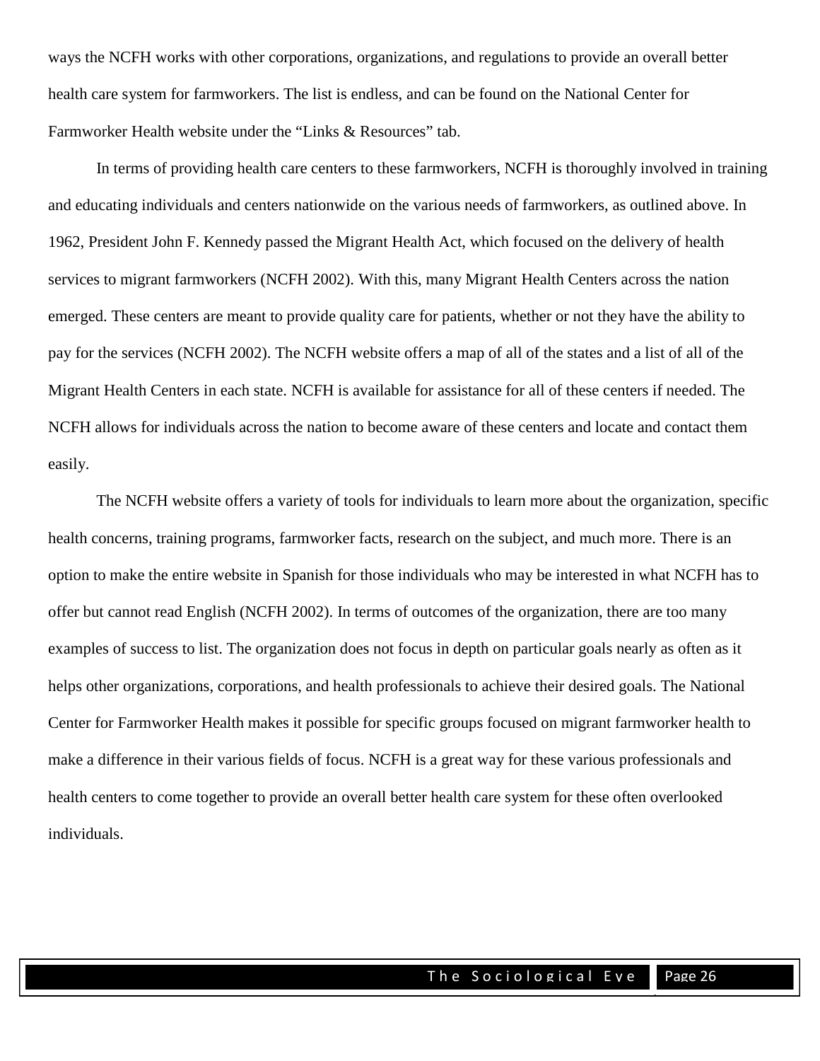ways the NCFH works with other corporations, organizations, and regulations to provide an overall better health care system for farmworkers. The list is endless, and can be found on the National Center for Farmworker Health website under the "Links & Resources" tab.

In terms of providing health care centers to these farmworkers, NCFH is thoroughly involved in training and educating individuals and centers nationwide on the various needs of farmworkers, as outlined above. In 1962, President John F. Kennedy passed the Migrant Health Act, which focused on the delivery of health services to migrant farmworkers (NCFH 2002). With this, many Migrant Health Centers across the nation emerged. These centers are meant to provide quality care for patients, whether or not they have the ability to pay for the services (NCFH 2002). The NCFH website offers a map of all of the states and a list of all of the Migrant Health Centers in each state. NCFH is available for assistance for all of these centers if needed. The NCFH allows for individuals across the nation to become aware of these centers and locate and contact them easily.

The NCFH website offers a variety of tools for individuals to learn more about the organization, specific health concerns, training programs, farmworker facts, research on the subject, and much more. There is an option to make the entire website in Spanish for those individuals who may be interested in what NCFH has to offer but cannot read English (NCFH 2002). In terms of outcomes of the organization, there are too many examples of success to list. The organization does not focus in depth on particular goals nearly as often as it helps other organizations, corporations, and health professionals to achieve their desired goals. The National Center for Farmworker Health makes it possible for specific groups focused on migrant farmworker health to make a difference in their various fields of focus. NCFH is a great way for these various professionals and health centers to come together to provide an overall better health care system for these often overlooked individuals.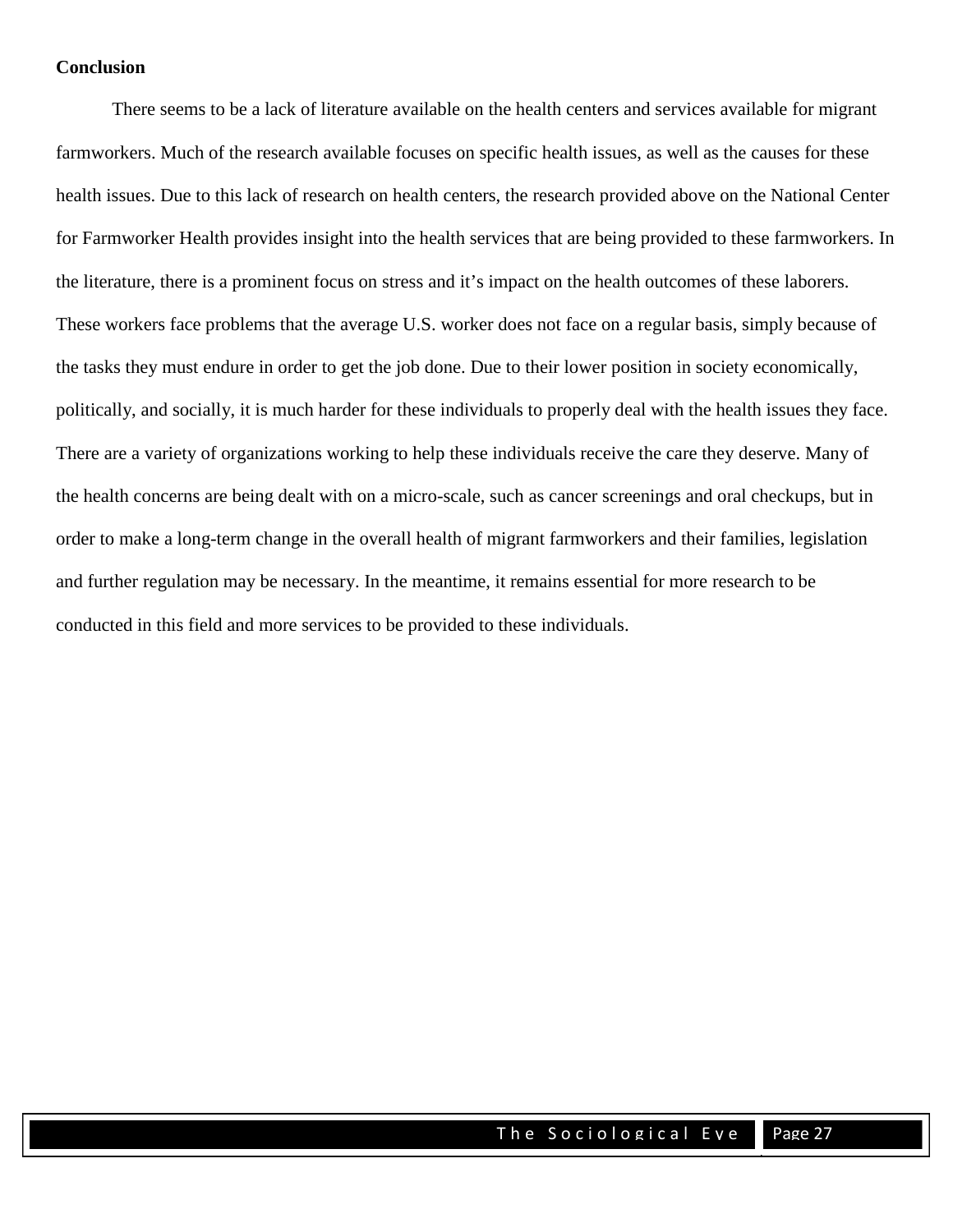**Conclusion**

There seems to be a lack of literature available on the health centers and services available for migrant farmworkers. Much of the research available focuses on specific health issues, as well as the causes for these health issues. Due to this lack of research on health centers, the research provided above on the National Center for Farmworker Health provides insight into the health services that are being provided to these farmworkers. In the literature, there is a prominent focus on stress and it's impact on the health outcomes of these laborers. These workers face problems that the average U.S. worker does not face on a regular basis, simply because of the tasks they must endure in order to get the job done. Due to their lower position in society economically, politically, and socially, it is much harder for these individuals to properly deal with the health issues they face. There are a variety of organizations working to help these individuals receive the care they deserve. Many of the health concerns are being dealt with on a micro-scale, such as cancer screenings and oral checkups, but in order to make a long-term change in the overall health of migrant farmworkers and their families, legislation and further regulation may be necessary. In the meantime, it remains essential for more research to be conducted in this field and more services to be provided to these individuals.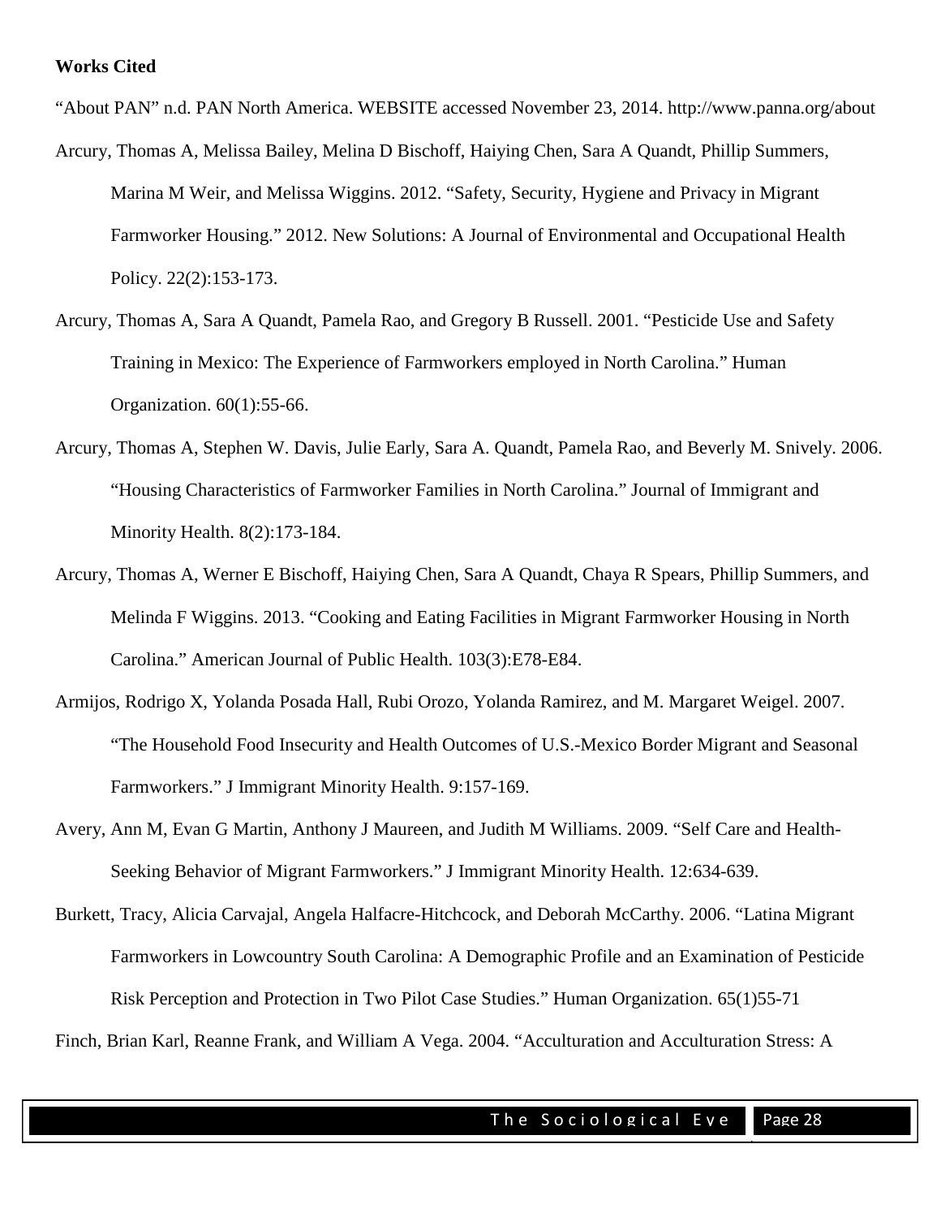**Works Cited**

"About PAN" n.d. PAN North America. WEBSITE accessed November 23, 2014. http://www.panna.org/about

Arcury, Thomas A, Melissa Bailey, Melina D Bischoff, Haiying Chen, Sara A Quandt, Phillip Summers, Marina M Weir, and Melissa Wiggins. 2012. "Safety, Security, Hygiene and Privacy in Migrant Farmworker Housing." 2012. New Solutions: A Journal of Environmental and Occupational Health Policy. 22(2):153-173.

Arcury, Thomas A, Sara A Quandt, Pamela Rao, and Gregory B Russell. 2001. "Pesticide Use and Safety Training in Mexico: The Experience of Farmworkers employed in North Carolina." Human Organization. 60(1):55-66.

Arcury, Thomas A, Stephen W. Davis, Julie Early, Sara A. Quandt, Pamela Rao, and Beverly M. Snively. 2006. "Housing Characteristics of Farmworker Families in North Carolina." Journal of Immigrant and Minority Health. 8(2):173-184.

Arcury, Thomas A, Werner E Bischoff, Haiying Chen, Sara A Quandt, Chaya R Spears, Phillip Summers, and Melinda F Wiggins. 2013. "Cooking and Eating Facilities in Migrant Farmworker Housing in North Carolina." American Journal of Public Health. 103(3):E78-E84.

Armijos, Rodrigo X, Yolanda Posada Hall, Rubi Orozo, Yolanda Ramirez, and M. Margaret Weigel. 2007. "The Household Food Insecurity and Health Outcomes of U.S.-Mexico Border Migrant and Seasonal Farmworkers." J Immigrant Minority Health. 9:157-169.

Avery, Ann M, Evan G Martin, Anthony J Maureen, and Judith M Williams. 2009. "Self Care and Health-Seeking Behavior of Migrant Farmworkers." J Immigrant Minority Health. 12:634-639.

Burkett, Tracy, Alicia Carvajal, Angela Halfacre-Hitchcock, and Deborah McCarthy. 2006. "Latina Migrant Farmworkers in Lowcountry South Carolina: A Demographic Profile and an Examination of Pesticide Risk Perception and Protection in Two Pilot Case Studies." Human Organization. 65(1)55-71

Finch, Brian Karl, Reanne Frank, and William A Vega. 2004. "Acculturation and Acculturation Stress: A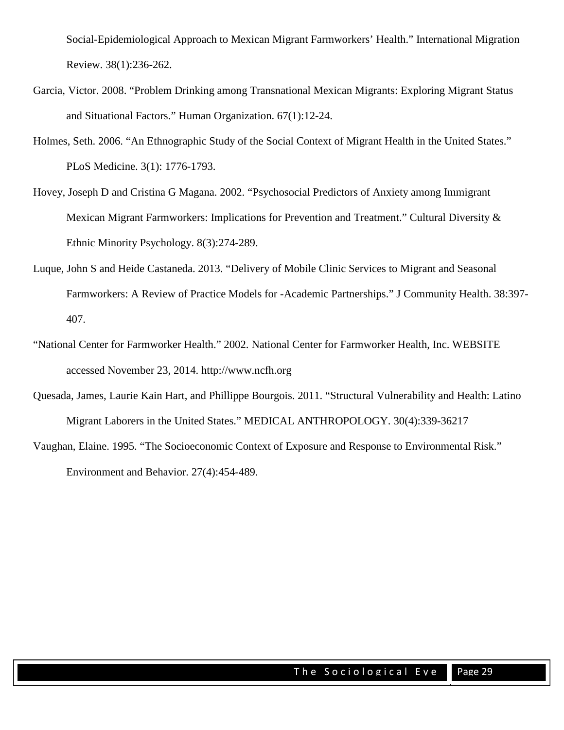Social-Epidemiological Approach to Mexican Migrant Farmworkers' Health." International Migration Review. 38(1):236-262.

Garcia, Victor. 2008. "Problem Drinking among Transnational Mexican Migrants: Exploring Migrant Status and Situational Factors." Human Organization. 67(1):12-24.

Holmes, Seth. 2006. "An Ethnographic Study of the Social Context of Migrant Health in the United States." PLoS Medicine. 3(1): 1776-1793.

Hovey, Joseph D and Cristina G Magana. 2002. "Psychosocial Predictors of Anxiety among Immigrant Mexican Migrant Farmworkers: Implications for Prevention and Treatment." Cultural Diversity & Ethnic Minority Psychology. 8(3):274-289.

Luque, John S and Heide Castaneda. 2013. "Delivery of Mobile Clinic Services to Migrant and Seasonal Farmworkers: A Review of Practice Models for -Academic Partnerships." J Community Health. 38:397-407.

"National Center for Farmworker Health." 2002. National Center for Farmworker Health, Inc. WEBSITE accessed November 23, 2014. http://www.ncfh.org

Quesada, James, Laurie Kain Hart, and Phillippe Bourgois. 2011. "Structural Vulnerability and Health: Latino Migrant Laborers in the United States." MEDICAL ANTHROPOLOGY. 30(4):339-36217

Vaughan, Elaine. 1995. "The Socioeconomic Context of Exposure and Response to Environmental Risk." Environment and Behavior. 27(4):454-489.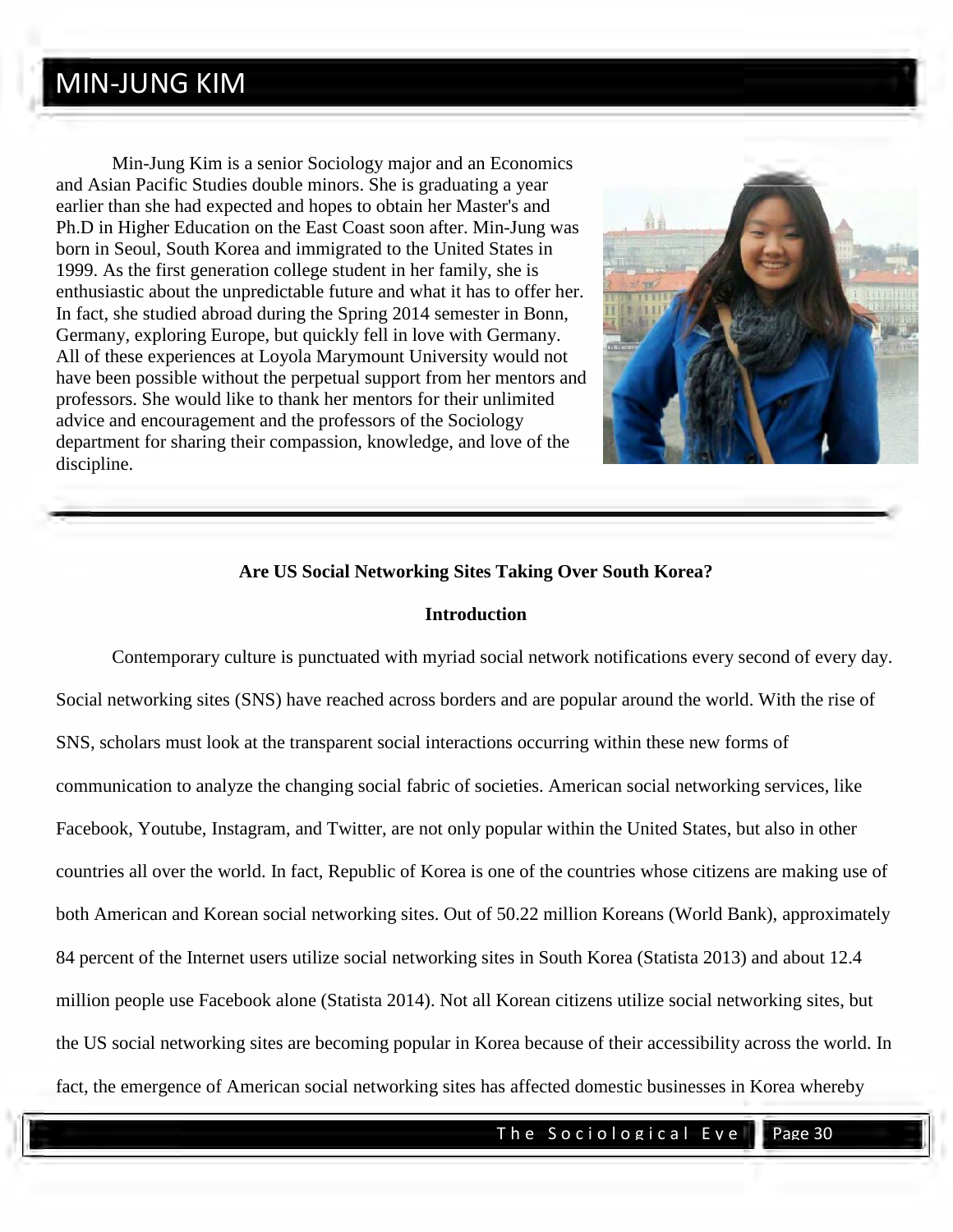# MIN-JUNG KIM

Min-Jung Kim is a senior Sociology major and an Economics and Asian Pacific Studies double minors. She is graduating a year earlier than she had expected and hopes to obtain her Master's and Ph.D in Higher Education on the East Coast soon after. Min-Jung was born in Seoul, South Korea and immigrated to the United States in 1999. As the first generation college student in her family, she is enthusiastic about the unpredictable future and what it has to offer her. In fact, she studied abroad during the Spring 2014 semester in Bonn, Germany, exploring Europe, but quickly fell in love with Germany. All of these experiences at Loyola Marymount University would not have been possible without the perpetual support from her mentors and professors. She would like to thank her mentors for their unlimited advice and encouragement and the professors of the Sociology department for sharing their compassion, knowledge, and love of the discipline.

## Are US Social Networking Sites Taking Over South Korea?

### Introduction

Contemporary culture is punctuated with myriad social network notifications every second of every day. Social networking sites (SNS) have reached across borders and are popular around the world. With the rise of SNS, scholars must look at the transparent social interactions occurring within these new forms of communication to analyze the changing social fabric of societies. American social networking services, like Facebook, Youtube, Instagram, and Twitter, are not only popular within the United States, but also in other countries all over the world. In fact, Republic of Korea is one of the countries whose citizens are making use of both American and Korean social networking sites. Out of 50.22 million Koreans (World Bank), approximately 84 percent of the Internet users utilize social networking sites in South Korea (Statista 2013) and about 12.4 million people use Facebook alone (Statista 2014). Not all Korean citizens utilize social networking sites, but the US social networking sites are becoming popular in Korea because of their accessibility across the world. In fact, the emergence of American social networking sites has affected domestic businesses in Korea whereby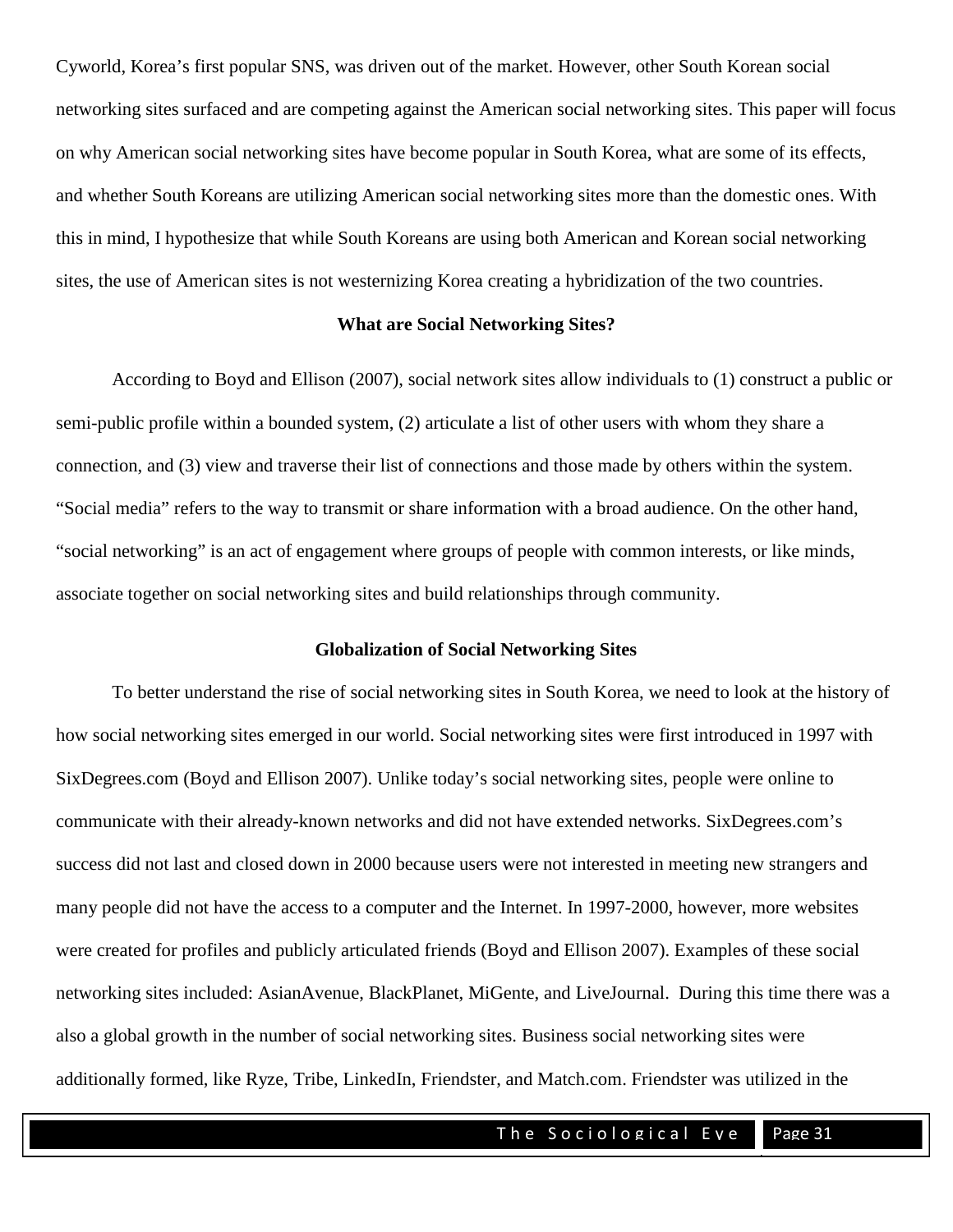Cyworld, Korea's first popular SNS, was driven out of the market. However, other South Korean social networking sites surfaced and are competing against the American social networking sites. This paper will focus on why American social networking sites have become popular in South Korea, what are some of its effects, and whether South Koreans are utilizing American social networking sites more than the domestic ones. With this in mind, I hypothesize that while South Koreans are using both American and Korean social networking sites, the use of American sites is not westernizing Korea creating a hybridization of the two countries.

## What are Social Networking Sites?

According to Boyd and Ellison (2007), social network sites allow individuals to (1) construct a public or semi-public profile within a bounded system, (2) articulate a list of other users with whom they share a connection, and (3) view and traverse their list of connections and those made by others within the system. "Social media" refers to the way to transmit or share information with a broad audience. On the other hand, "social networking" is an act of engagement where groups of people with common interests, or like minds, associate together on social networking sites and build relationships through community.

## Globalization of Social Networking Sites

To better understand the rise of social networking sites in South Korea, we need to look at the history of how social networking sites emerged in our world. Social networking sites were first introduced in 1997 with SixDegrees.com (Boyd and Ellison 2007). Unlike today's social networking sites, people were online to communicate with their already-known networks and did not have extended networks. SixDegrees.com's success did not last and closed down in 2000 because users were not interested in meeting new strangers and many people did not have the access to a computer and the Internet. In 1997-2000, however, more websites were created for profiles and publicly articulated friends (Boyd and Ellison 2007). Examples of these social networking sites included: AsianAvenue, BlackPlanet, MiGente, and LiveJournal. During this time there was a also a global growth in the number of social networking sites. Business social networking sites were additionally formed, like Ryze, Tribe, LinkedIn, Friendster, and Match.com. Friendster was utilized in the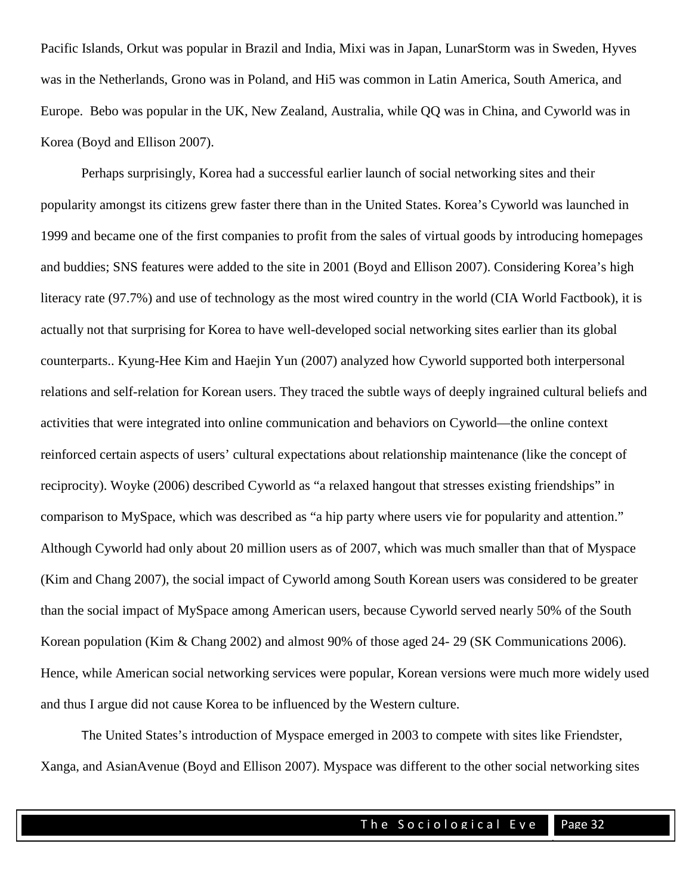Pacific Islands, Orkut was popular in Brazil and India, Mixi was in Japan, LunarStorm was in Sweden, Hyves was in the Netherlands, Grono was in Poland, and Hi5 was common in Latin America, South America, and Europe. Bebo was popular in the UK, New Zealand, Australia, while QQ was in China, and Cyworld was in Korea (Boyd and Ellison 2007).

Perhaps surprisingly, Korea had a successful earlier launch of social networking sites and their popularity amongst its citizens grew faster there than in the United States. Korea's Cyworld was launched in 1999 and became one of the first companies to profit from the sales of virtual goods by introducing homepages and buddies; SNS features were added to the site in 2001 (Boyd and Ellison 2007). Considering Korea's high literacy rate (97.7%) and use of technology as the most wired country in the world (CIA World Factbook), it is actually not that surprising for Korea to have well-developed social networking sites earlier than its global counterparts.. Kyung-Hee Kim and Haejin Yun (2007) analyzed how Cyworld supported both interpersonal relations and self-relation for Korean users. They traced the subtle ways of deeply ingrained cultural beliefs and activities that were integrated into online communication and behaviors on Cyworld—the online context reinforced certain aspects of users' cultural expectations about relationship maintenance (like the concept of reciprocity). Woyke (2006) described Cyworld as "a relaxed hangout that stresses existing friendships" in comparison to MySpace, which was described as "a hip party where users vie for popularity and attention." Although Cyworld had only about 20 million users as of 2007, which was much smaller than that of Myspace (Kim and Chang 2007), the social impact of Cyworld among South Korean users was considered to be greater than the social impact of MySpace among American users, because Cyworld served nearly 50% of the South Korean population (Kim & Chang 2002) and almost 90% of those aged 24- 29 (SK Communications 2006). Hence, while American social networking services were popular, Korean versions were much more widely used and thus I argue did not cause Korea to be influenced by the Western culture.

The United States's introduction of Myspace emerged in 2003 to compete with sites like Friendster, Xanga, and AsianAvenue (Boyd and Ellison 2007). Myspace was different to the other social networking sites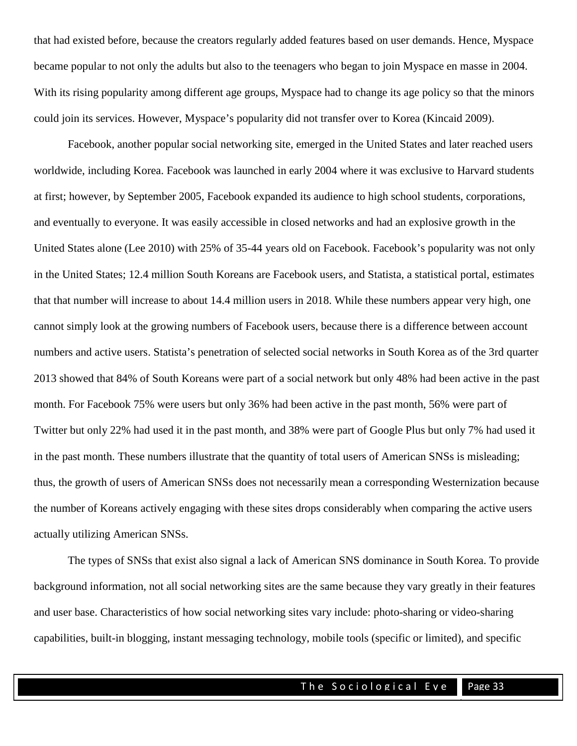that had existed before, because the creators regularly added features based on user demands. Hence, Myspace became popular to not only the adults but also to the teenagers who began to join Myspace en masse in 2004. With its rising popularity among different age groups, Myspace had to change its age policy so that the minors could join its services. However, Myspace's popularity did not transfer over to Korea (Kincaid 2009).

Facebook, another popular social networking site, emerged in the United States and later reached users worldwide, including Korea. Facebook was launched in early 2004 where it was exclusive to Harvard students at first; however, by September 2005, Facebook expanded its audience to high school students, corporations, and eventually to everyone. It was easily accessible in closed networks and had an explosive growth in the United States alone (Lee 2010) with 25% of 35-44 years old on Facebook. Facebook's popularity was not only in the United States; 12.4 million South Koreans are Facebook users, and Statista, a statistical portal, estimates that that number will increase to about 14.4 million users in 2018. While these numbers appear very high, one cannot simply look at the growing numbers of Facebook users, because there is a difference between account numbers and active users. Statista's penetration of selected social networks in South Korea as of the 3rd quarter 2013 showed that 84% of South Koreans were part of a social network but only 48% had been active in the past month. For Facebook 75% were users but only 36% had been active in the past month, 56% were part of Twitter but only 22% had used it in the past month, and 38% were part of Google Plus but only 7% had used it in the past month. These numbers illustrate that the quantity of total users of American SNSs is misleading; thus, the growth of users of American SNSs does not necessarily mean a corresponding Westernization because the number of Koreans actively engaging with these sites drops considerably when comparing the active users actually utilizing American SNSs.

The types of SNSs that exist also signal a lack of American SNS dominance in South Korea. To provide background information, not all social networking sites are the same because they vary greatly in their features and user base. Characteristics of how social networking sites vary include: photo-sharing or video-sharing capabilities, built-in blogging, instant messaging technology, mobile tools (specific or limited), and specific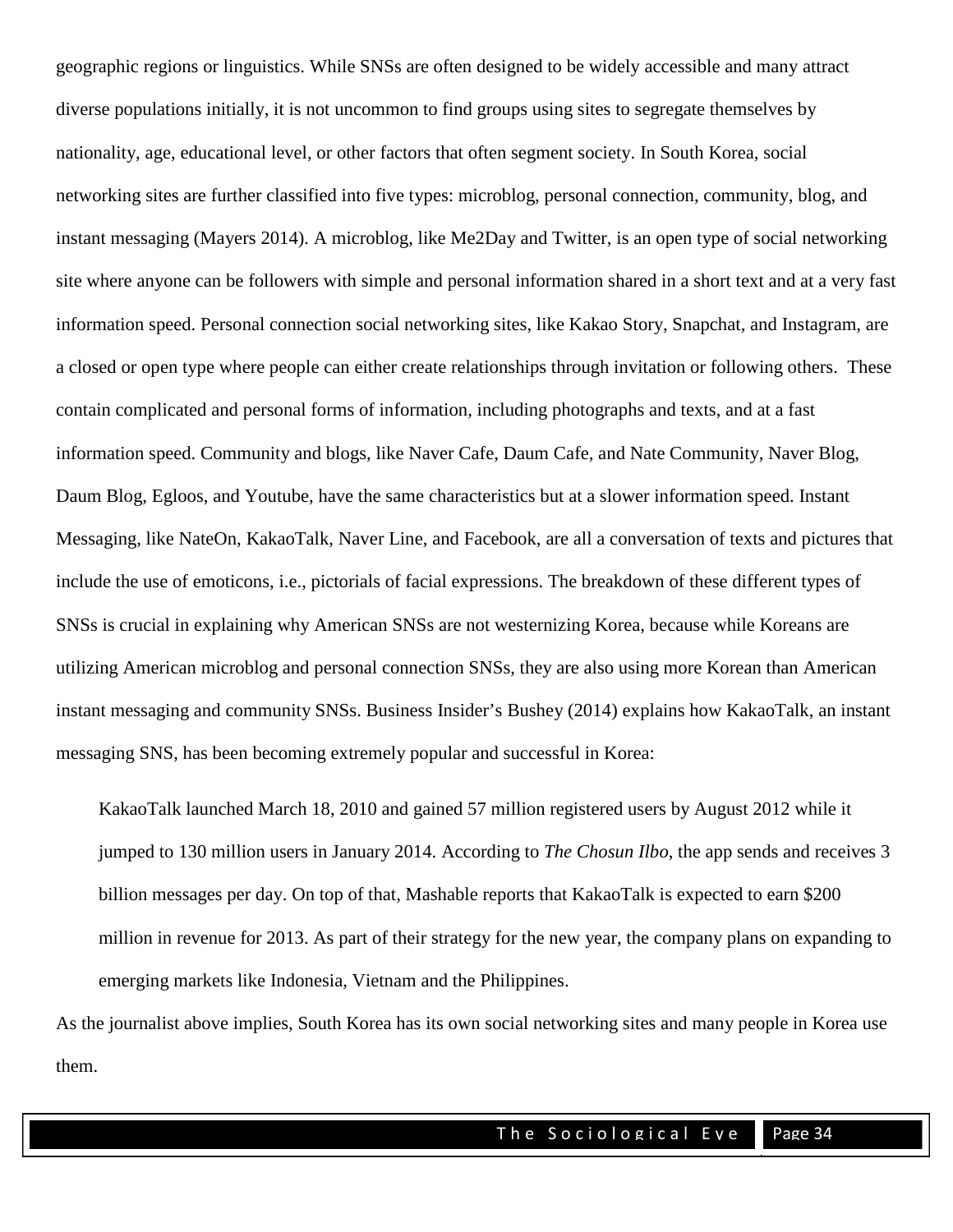geographic regions or linguistics. While SNSs are often designed to be widely accessible and many attract diverse populations initially, it is not uncommon to find groups using sites to segregate themselves by nationality, age, educational level, or other factors that often segment society. In South Korea, social networking sites are further classified into five types: microblog, personal connection, community, blog, and instant messaging (Mayers 2014). A microblog, like Me2Day and Twitter, is an open type of social networking site where anyone can be followers with simple and personal information shared in a short text and at a very fast information speed. Personal connection social networking sites, like Kakao Story, Snapchat, and Instagram, are a closed or open type where people can either create relationships through invitation or following others. These contain complicated and personal forms of information, including photographs and texts, and at a fast information speed. Community and blogs, like Naver Cafe, Daum Cafe, and Nate Community, Naver Blog, Daum Blog, Egloos, and Youtube, have the same characteristics but at a slower information speed. Instant Messaging, like NateOn, KakaoTalk, Naver Line, and Facebook, are all a conversation of texts and pictures that include the use of emoticons, i.e., pictorials of facial expressions. The breakdown of these different types of SNSs is crucial in explaining why American SNSs are not westernizing Korea, because while Koreans are utilizing American microblog and personal connection SNSs, they are also using more Korean than American instant messaging and community SNSs. Business Insider's Bushey (2014) explains how KakaoTalk, an instant messaging SNS, has been becoming extremely popular and successful in Korea:

> KakaoTalk launched March 18, 2010 and gained 57 million registered users by August 2012 while it jumped to 130 million users in January 2014. According to *The Chosun Ilbo*, the app sends and receives 3 billion messages per day. On top of that, Mashable reports that KakaoTalk is expected to earn $200 million in revenue for 2013. As part of their strategy for the new year, the company plans on expanding to emerging markets like Indonesia, Vietnam and the Philippines.

As the journalist above implies, South Korea has its own social networking sites and many people in Korea use them.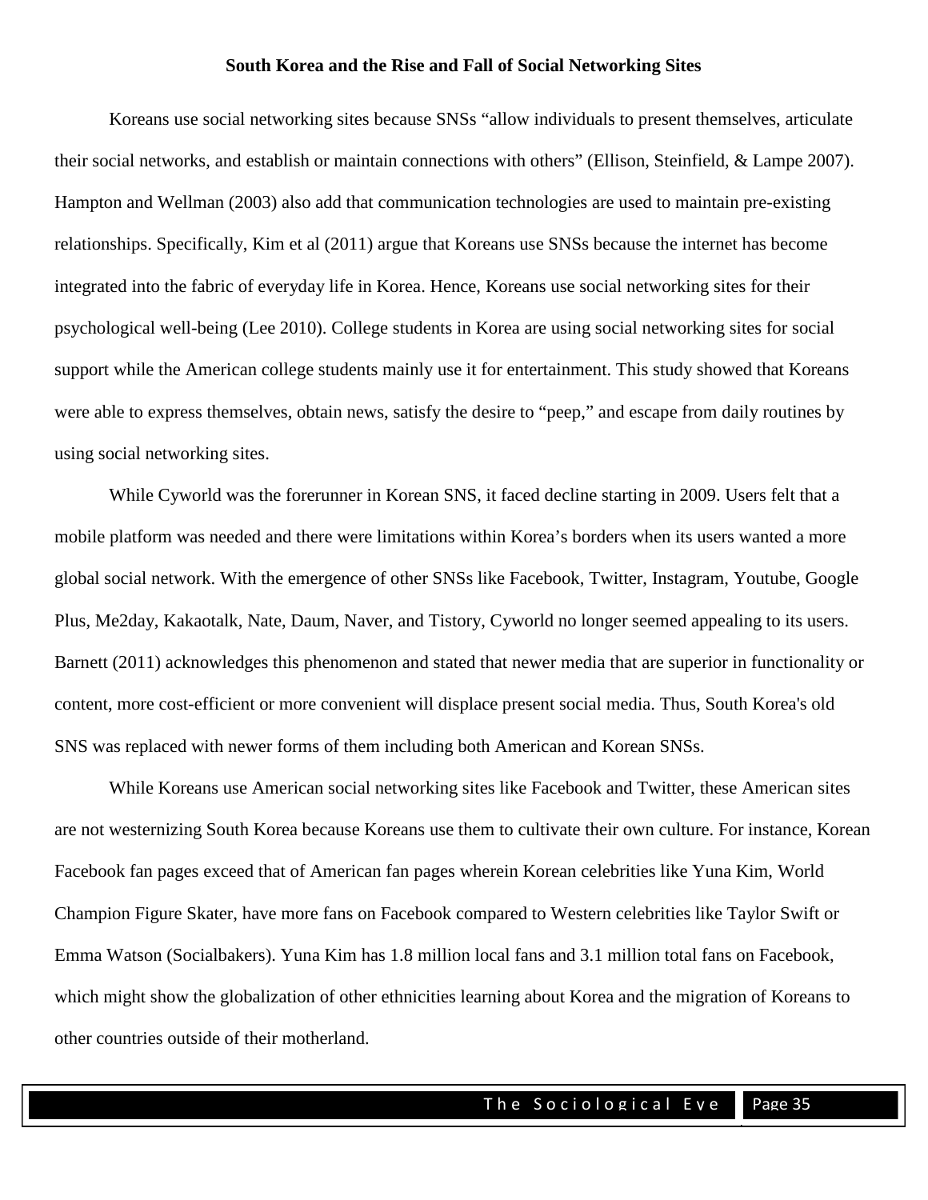**South Korea and the Rise and Fall of Social Networking Sites**

Koreans use social networking sites because SNSs "allow individuals to present themselves, articulate their social networks, and establish or maintain connections with others" (Ellison, Steinfield, & Lampe 2007). Hampton and Wellman (2003) also add that communication technologies are used to maintain pre-existing relationships. Specifically, Kim et al (2011) argue that Koreans use SNSs because the internet has become integrated into the fabric of everyday life in Korea. Hence, Koreans use social networking sites for their psychological well-being (Lee 2010). College students in Korea are using social networking sites for social support while the American college students mainly use it for entertainment. This study showed that Koreans were able to express themselves, obtain news, satisfy the desire to "peep," and escape from daily routines by using social networking sites.

While Cyworld was the forerunner in Korean SNS, it faced decline starting in 2009. Users felt that a mobile platform was needed and there were limitations within Korea's borders when its users wanted a more global social network. With the emergence of other SNSs like Facebook, Twitter, Instagram, Youtube, Google Plus, Me2day, Kakaotalk, Nate, Daum, Naver, and Tistory, Cyworld no longer seemed appealing to its users. Barnett (2011) acknowledges this phenomenon and stated that newer media that are superior in functionality or content, more cost-efficient or more convenient will displace present social media. Thus, South Korea's old SNS was replaced with newer forms of them including both American and Korean SNSs.

While Koreans use American social networking sites like Facebook and Twitter, these American sites are not westernizing South Korea because Koreans use them to cultivate their own culture. For instance, Korean Facebook fan pages exceed that of American fan pages wherein Korean celebrities like Yuna Kim, World Champion Figure Skater, have more fans on Facebook compared to Western celebrities like Taylor Swift or Emma Watson (Socialbakers). Yuna Kim has 1.8 million local fans and 3.1 million total fans on Facebook, which might show the globalization of other ethnicities learning about Korea and the migration of Koreans to other countries outside of their motherland.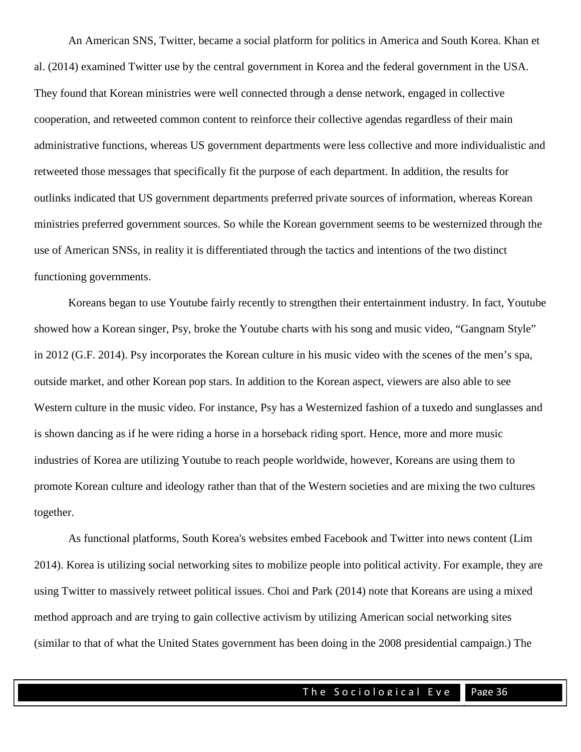An American SNS, Twitter, became a social platform for politics in America and South Korea. Khan et al. (2014) examined Twitter use by the central government in Korea and the federal government in the USA. They found that Korean ministries were well connected through a dense network, engaged in collective cooperation, and retweeted common content to reinforce their collective agendas regardless of their main administrative functions, whereas US government departments were less collective and more individualistic and retweeted those messages that specifically fit the purpose of each department. In addition, the results for outlinks indicated that US government departments preferred private sources of information, whereas Korean ministries preferred government sources. So while the Korean government seems to be westernized through the use of American SNSs, in reality it is differentiated through the tactics and intentions of the two distinct functioning governments.

Koreans began to use Youtube fairly recently to strengthen their entertainment industry. In fact, Youtube showed how a Korean singer, Psy, broke the Youtube charts with his song and music video, "Gangnam Style" in 2012 (G.F. 2014). Psy incorporates the Korean culture in his music video with the scenes of the men's spa, outside market, and other Korean pop stars. In addition to the Korean aspect, viewers are also able to see Western culture in the music video. For instance, Psy has a Westernized fashion of a tuxedo and sunglasses and is shown dancing as if he were riding a horse in a horseback riding sport. Hence, more and more music industries of Korea are utilizing Youtube to reach people worldwide, however, Koreans are using them to promote Korean culture and ideology rather than that of the Western societies and are mixing the two cultures together.

As functional platforms, South Korea's websites embed Facebook and Twitter into news content (Lim 2014). Korea is utilizing social networking sites to mobilize people into political activity. For example, they are using Twitter to massively retweet political issues. Choi and Park (2014) note that Koreans are using a mixed method approach and are trying to gain collective activism by utilizing American social networking sites (similar to that of what the United States government has been doing in the 2008 presidential campaign.) The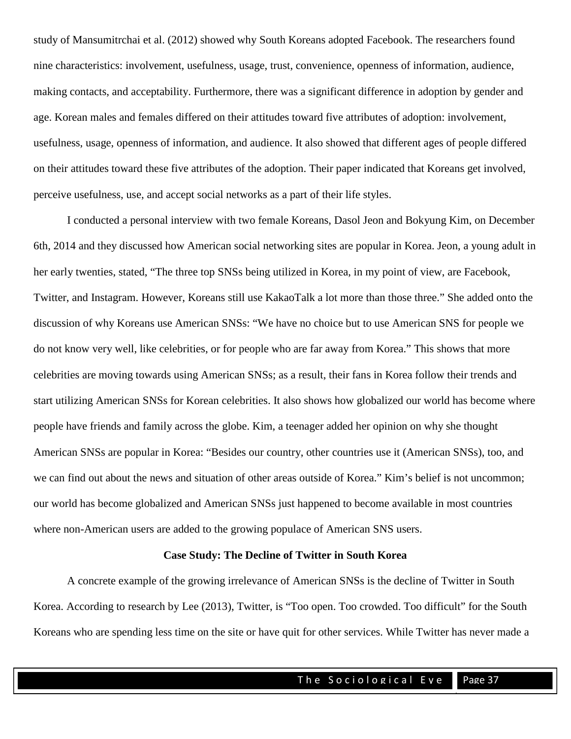study of Mansumitrchai et al. (2012) showed why South Koreans adopted Facebook. The researchers found nine characteristics: involvement, usefulness, usage, trust, convenience, openness of information, audience, making contacts, and acceptability. Furthermore, there was a significant difference in adoption by gender and age. Korean males and females differed on their attitudes toward five attributes of adoption: involvement, usefulness, usage, openness of information, and audience. It also showed that different ages of people differed on their attitudes toward these five attributes of the adoption. Their paper indicated that Koreans get involved, perceive usefulness, use, and accept social networks as a part of their life styles.

I conducted a personal interview with two female Koreans, Dasol Jeon and Bokyung Kim, on December 6th, 2014 and they discussed how American social networking sites are popular in Korea. Jeon, a young adult in her early twenties, stated, “The three top SNSs being utilized in Korea, in my point of view, are Facebook, Twitter, and Instagram. However, Koreans still use KakaoTalk a lot more than those three.” She added onto the discussion of why Koreans use American SNSs: “We have no choice but to use American SNS for people we do not know very well, like celebrities, or for people who are far away from Korea.” This shows that more celebrities are moving towards using American SNSs; as a result, their fans in Korea follow their trends and start utilizing American SNSs for Korean celebrities. It also shows how globalized our world has become where people have friends and family across the globe. Kim, a teenager added her opinion on why she thought American SNSs are popular in Korea: “Besides our country, other countries use it (American SNSs), too, and we can find out about the news and situation of other areas outside of Korea.” Kim’s belief is not uncommon; our world has become globalized and American SNSs just happened to become available in most countries where non-American users are added to the growing populace of American SNS users.

**Case Study: The Decline of Twitter in South Korea**

A concrete example of the growing irrelevance of American SNSs is the decline of Twitter in South Korea. According to research by Lee (2013), Twitter, is “Too open. Too crowded. Too difficult” for the South Koreans who are spending less time on the site or have quit for other services. While Twitter has never made a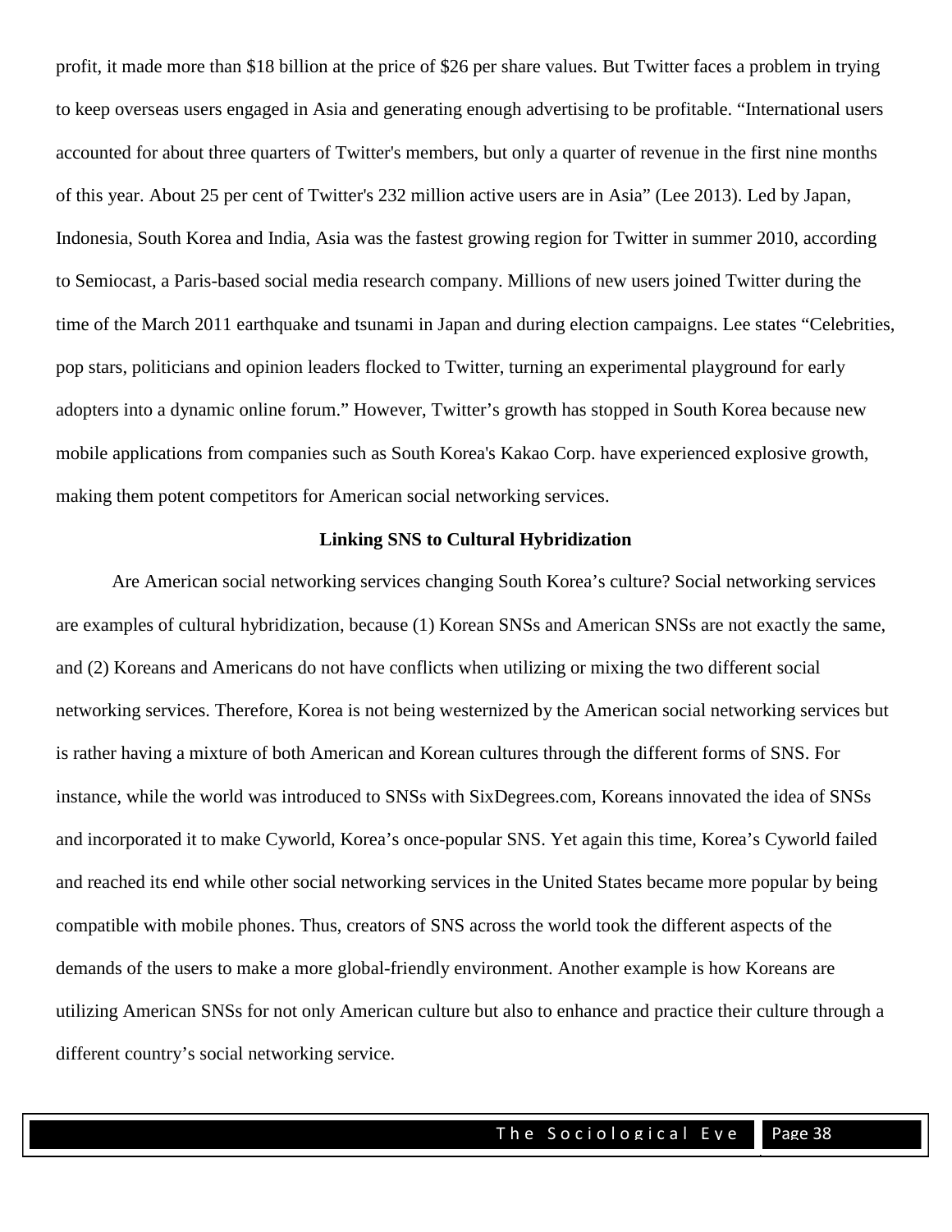profit, it made more than $18 billion at the price of $26 per share values. But Twitter faces a problem in trying to keep overseas users engaged in Asia and generating enough advertising to be profitable. “International users accounted for about three quarters of Twitter's members, but only a quarter of revenue in the first nine months of this year. About 25 per cent of Twitter's 232 million active users are in Asia” (Lee 2013). Led by Japan, Indonesia, South Korea and India, Asia was the fastest growing region for Twitter in summer 2010, according to Semiocast, a Paris-based social media research company. Millions of new users joined Twitter during the time of the March 2011 earthquake and tsunami in Japan and during election campaigns. Lee states “Celebrities, pop stars, politicians and opinion leaders flocked to Twitter, turning an experimental playground for early adopters into a dynamic online forum.” However, Twitter’s growth has stopped in South Korea because new mobile applications from companies such as South Korea's Kakao Corp. have experienced explosive growth, making them potent competitors for American social networking services.

## Linking SNS to Cultural Hybridization

Are American social networking services changing South Korea’s culture? Social networking services are examples of cultural hybridization, because (1) Korean SNSs and American SNSs are not exactly the same, and (2) Koreans and Americans do not have conflicts when utilizing or mixing the two different social networking services. Therefore, Korea is not being westernized by the American social networking services but is rather having a mixture of both American and Korean cultures through the different forms of SNS. For instance, while the world was introduced to SNSs with SixDegrees.com, Koreans innovated the idea of SNSs and incorporated it to make Cyworld, Korea’s once-popular SNS. Yet again this time, Korea’s Cyworld failed and reached its end while other social networking services in the United States became more popular by being compatible with mobile phones. Thus, creators of SNS across the world took the different aspects of the demands of the users to make a more global-friendly environment. Another example is how Koreans are utilizing American SNSs for not only American culture but also to enhance and practice their culture through a different country’s social networking service.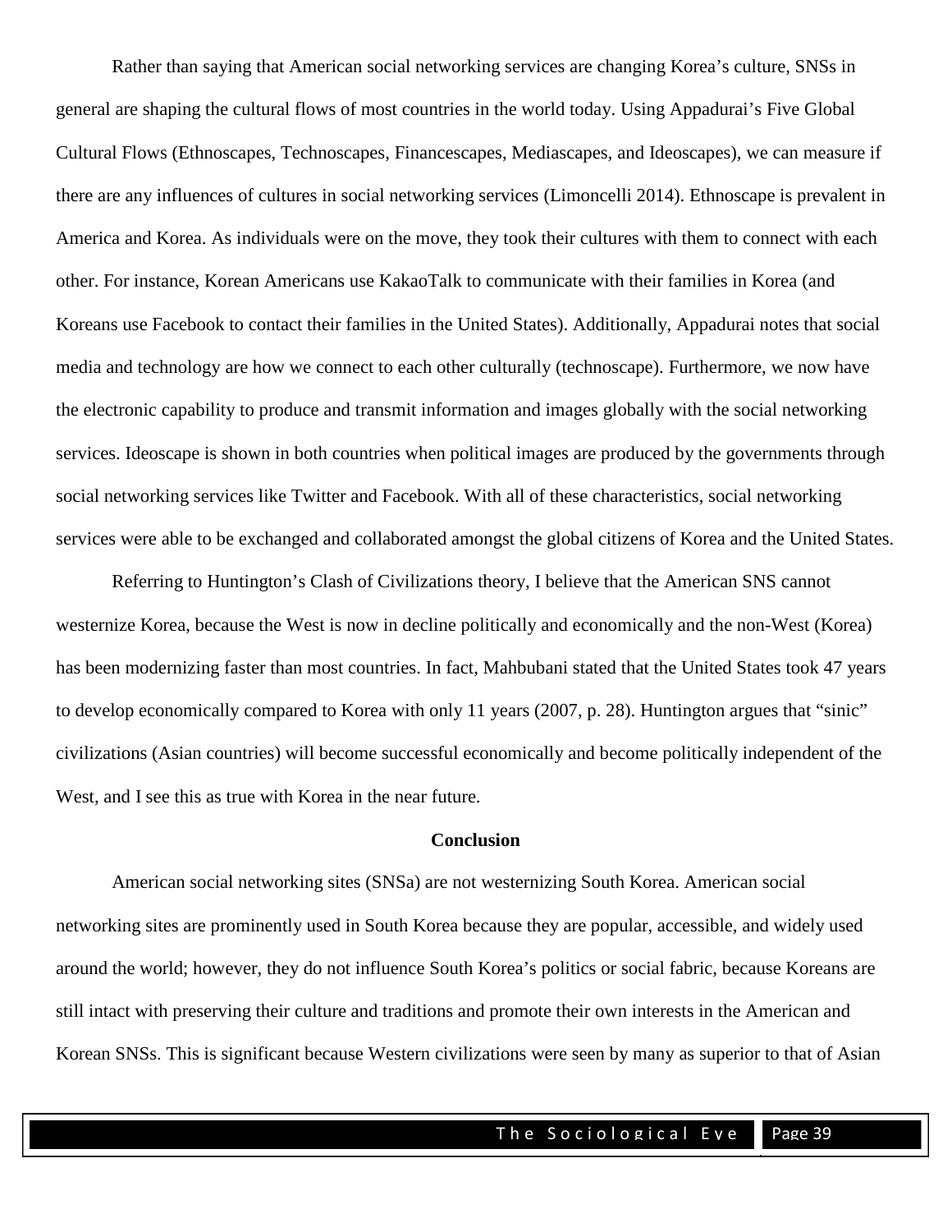Rather than saying that American social networking services are changing Korea's culture, SNSs in general are shaping the cultural flows of most countries in the world today. Using Appadurai's Five Global Cultural Flows (Ethnoscapes, Technoscapes, Financescapes, Mediascapes, and Ideoscapes), we can measure if there are any influences of cultures in social networking services (Limoncelli 2014). Ethnoscape is prevalent in America and Korea. As individuals were on the move, they took their cultures with them to connect with each other. For instance, Korean Americans use KakaoTalk to communicate with their families in Korea (and Koreans use Facebook to contact their families in the United States). Additionally, Appadurai notes that social media and technology are how we connect to each other culturally (technoscape). Furthermore, we now have the electronic capability to produce and transmit information and images globally with the social networking services. Ideoscape is shown in both countries when political images are produced by the governments through social networking services like Twitter and Facebook. With all of these characteristics, social networking services were able to be exchanged and collaborated amongst the global citizens of Korea and the United States.

Referring to Huntington's Clash of Civilizations theory, I believe that the American SNS cannot westernize Korea, because the West is now in decline politically and economically and the non-West (Korea) has been modernizing faster than most countries. In fact, Mahbubani stated that the United States took 47 years to develop economically compared to Korea with only 11 years (2007, p. 28). Huntington argues that "sinic" civilizations (Asian countries) will become successful economically and become politically independent of the West, and I see this as true with Korea in the near future.

## Conclusion

American social networking sites (SNSa) are not westernizing South Korea. American social networking sites are prominently used in South Korea because they are popular, accessible, and widely used around the world; however, they do not influence South Korea's politics or social fabric, because Koreans are still intact with preserving their culture and traditions and promote their own interests in the American and Korean SNSs. This is significant because Western civilizations were seen by many as superior to that of Asian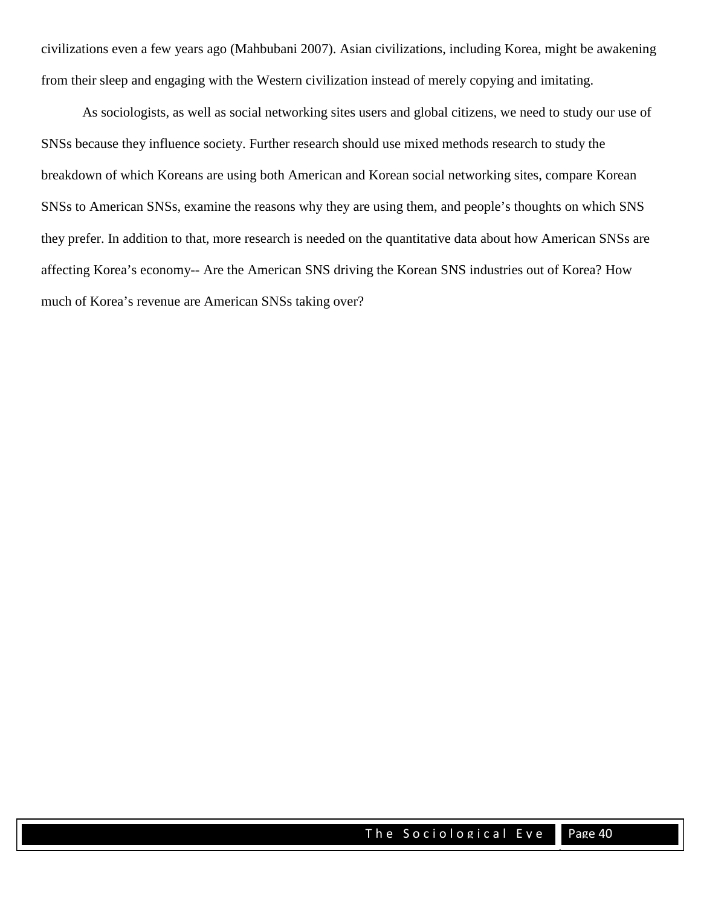civilizations even a few years ago (Mahbubani 2007). Asian civilizations, including Korea, might be awakening from their sleep and engaging with the Western civilization instead of merely copying and imitating.

As sociologists, as well as social networking sites users and global citizens, we need to study our use of SNSs because they influence society. Further research should use mixed methods research to study the breakdown of which Koreans are using both American and Korean social networking sites, compare Korean SNSs to American SNSs, examine the reasons why they are using them, and people's thoughts on which SNS they prefer. In addition to that, more research is needed on the quantitative data about how American SNSs are affecting Korea's economy-- Are the American SNS driving the Korean SNS industries out of Korea? How much of Korea's revenue are American SNSs taking over?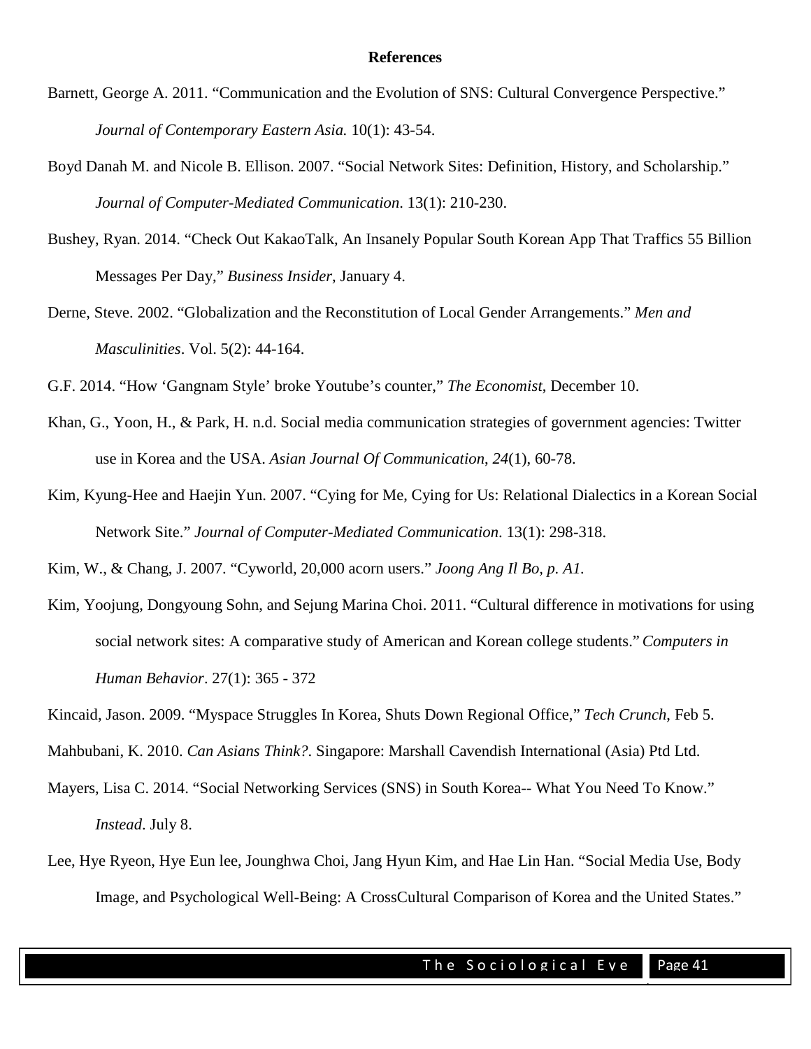**References**

Barnett, George A. 2011. "Communication and the Evolution of SNS: Cultural Convergence Perspective." *Journal of Contemporary Eastern Asia.* 10(1): 43-54.

Boyd Danah M. and Nicole B. Ellison. 2007. "Social Network Sites: Definition, History, and Scholarship." *Journal of Computer-Mediated Communication*. 13(1): 210-230.

Bushey, Ryan. 2014. "Check Out KakaoTalk, An Insanely Popular South Korean App That Traffics 55 Billion Messages Per Day," *Business Insider*, January 4.

Derne, Steve. 2002. "Globalization and the Reconstitution of Local Gender Arrangements." *Men and Masculinities*. Vol. 5(2): 44-164.

G.F. 2014. "How 'Gangnam Style' broke Youtube's counter," *The Economist*, December 10.

Khan, G., Yoon, H., & Park, H. n.d. Social media communication strategies of government agencies: Twitter use in Korea and the USA. *Asian Journal Of Communication*, *24*(1), 60-78.

Kim, Kyung-Hee and Haejin Yun. 2007. "Cying for Me, Cying for Us: Relational Dialectics in a Korean Social Network Site." *Journal of Computer-Mediated Communication*. 13(1): 298-318.

Kim, W., & Chang, J. 2007. "Cyworld, 20,000 acorn users." *Joong Ang Il Bo, p. A1.*

Kim, Yoojung, Dongyoung Sohn, and Sejung Marina Choi. 2011. "Cultural difference in motivations for using social network sites: A comparative study of American and Korean college students." *Computers in Human Behavior*. 27(1): 365 - 372

Kincaid, Jason. 2009. "Myspace Struggles In Korea, Shuts Down Regional Office," *Tech Crunch*, Feb 5.

Mahbubani, K. 2010. *Can Asians Think?*. Singapore: Marshall Cavendish International (Asia) Ptd Ltd.

Mayers, Lisa C. 2014. "Social Networking Services (SNS) in South Korea-- What You Need To Know." *Instead*. July 8.

Lee, Hye Ryeon, Hye Eun lee, Jounghwa Choi, Jang Hyun Kim, and Hae Lin Han. "Social Media Use, Body Image, and Psychological Well-Being: A CrossCultural Comparison of Korea and the United States."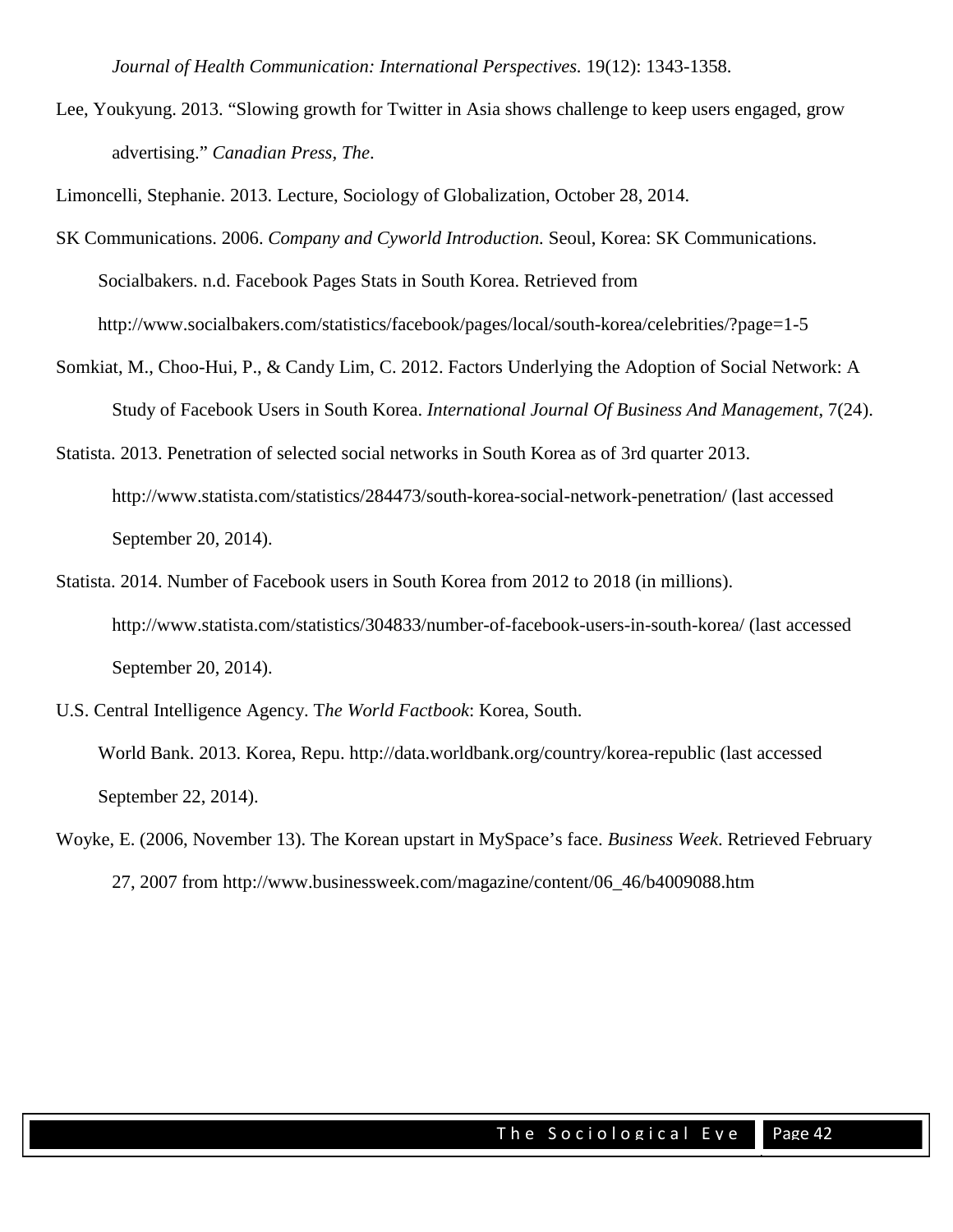*Journal of Health Communication: International Perspectives.* 19(12): 1343-1358.

Lee, Youkyung. 2013. "Slowing growth for Twitter in Asia shows challenge to keep users engaged, grow advertising." *Canadian Press, The*.

Limoncelli, Stephanie. 2013. Lecture, Sociology of Globalization, October 28, 2014.

SK Communications. 2006. *Company and Cyworld Introduction.* Seoul, Korea: SK Communications.

Socialbakers. n.d. Facebook Pages Stats in South Korea. Retrieved from http://www.socialbakers.com/statistics/facebook/pages/local/south-korea/celebrities/?page=1-5

Somkiat, M., Choo-Hui, P., & Candy Lim, C. 2012. Factors Underlying the Adoption of Social Network: A Study of Facebook Users in South Korea. *International Journal Of Business And Management*, 7(24).

Statista. 2013. Penetration of selected social networks in South Korea as of 3rd quarter 2013. http://www.statista.com/statistics/284473/south-korea-social-network-penetration/ (last accessed September 20, 2014).

Statista. 2014. Number of Facebook users in South Korea from 2012 to 2018 (in millions). http://www.statista.com/statistics/304833/number-of-facebook-users-in-south-korea/ (last accessed September 20, 2014).

U.S. Central Intelligence Agency. T*he World Factbook*: Korea, South.

World Bank. 2013. Korea, Repu. http://data.worldbank.org/country/korea-republic (last accessed September 22, 2014).

Woyke, E. (2006, November 13). The Korean upstart in MySpace's face. *Business Week*. Retrieved February 27, 2007 from http://www.businessweek.com/magazine/content/06_46/b4009088.htm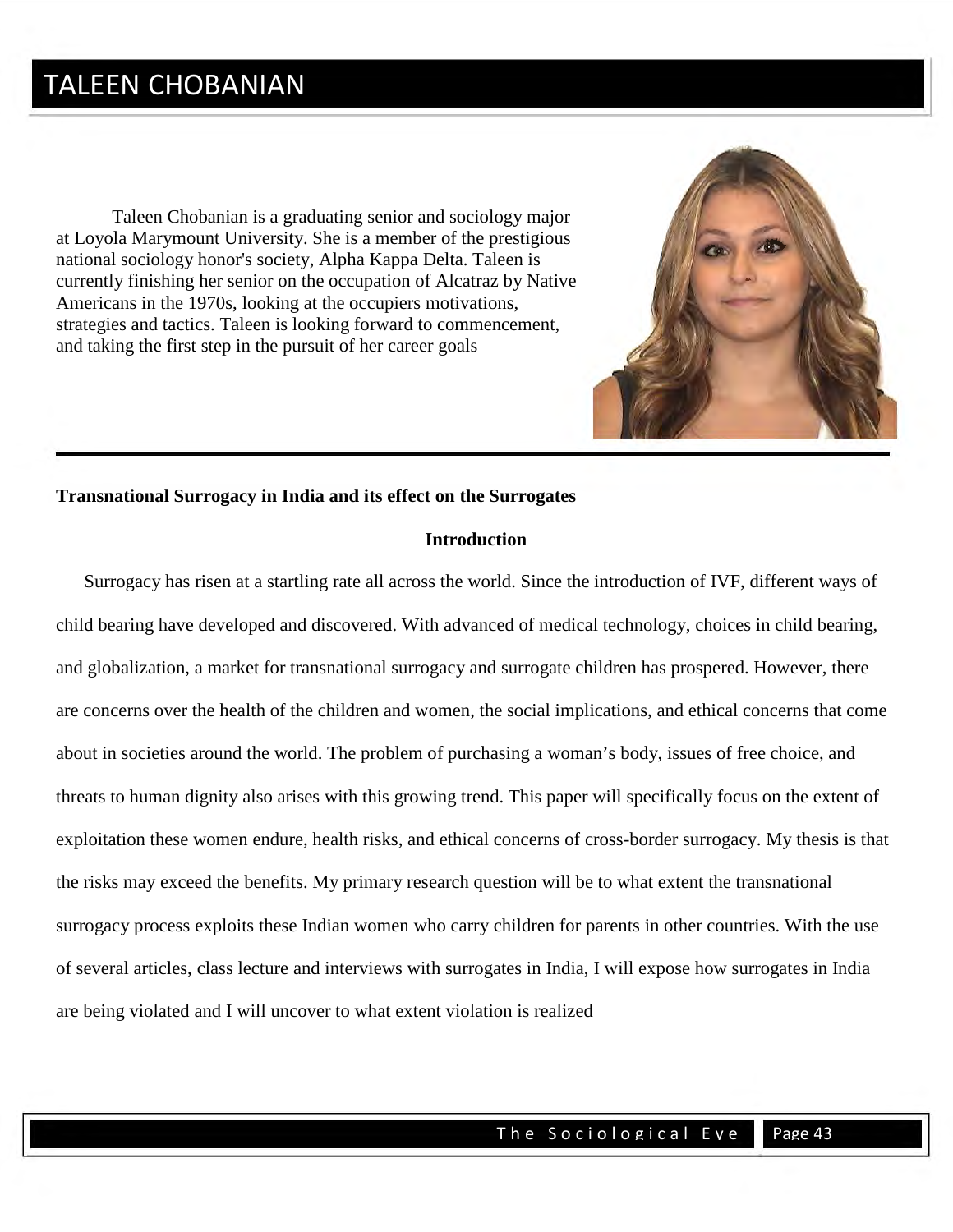# TALEEN CHOBANIAN

Taleen Chobanian is a graduating senior and sociology major at Loyola Marymount University. She is a member of the prestigious national sociology honor's society, Alpha Kappa Delta. Taleen is currently finishing her senior on the occupation of Alcatraz by Native Americans in the 1970s, looking at the occupiers motivations, strategies and tactics. Taleen is looking forward to commencement, and taking the first step in the pursuit of her career goals

---

**Transnational Surrogacy in India and its effect on the Surrogates**

**Introduction**

Surrogacy has risen at a startling rate all across the world. Since the introduction of IVF, different ways of child bearing have developed and discovered. With advanced of medical technology, choices in child bearing, and globalization, a market for transnational surrogacy and surrogate children has prospered. However, there are concerns over the health of the children and women, the social implications, and ethical concerns that come about in societies around the world. The problem of purchasing a woman's body, issues of free choice, and threats to human dignity also arises with this growing trend. This paper will specifically focus on the extent of exploitation these women endure, health risks, and ethical concerns of cross-border surrogacy. My thesis is that the risks may exceed the benefits. My primary research question will be to what extent the transnational surrogacy process exploits these Indian women who carry children for parents in other countries. With the use of several articles, class lecture and interviews with surrogates in India, I will expose how surrogates in India are being violated and I will uncover to what extent violation is realized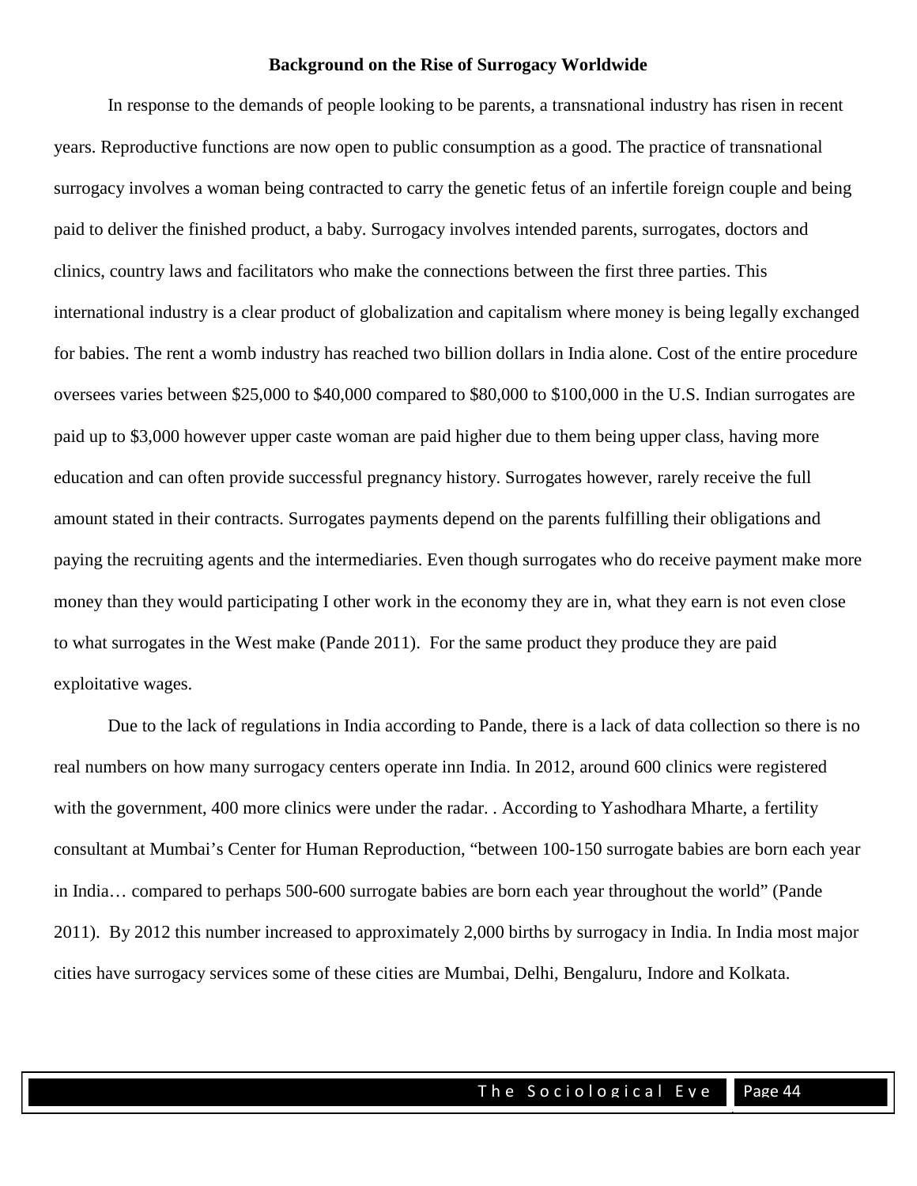**Background on the Rise of Surrogacy Worldwide**

In response to the demands of people looking to be parents, a transnational industry has risen in recent years. Reproductive functions are now open to public consumption as a good. The practice of transnational surrogacy involves a woman being contracted to carry the genetic fetus of an infertile foreign couple and being paid to deliver the finished product, a baby. Surrogacy involves intended parents, surrogates, doctors and clinics, country laws and facilitators who make the connections between the first three parties. This international industry is a clear product of globalization and capitalism where money is being legally exchanged for babies. The rent a womb industry has reached two billion dollars in India alone. Cost of the entire procedure oversees varies between $25,000 to $40,000 compared to $80,000 to $100,000 in the U.S. Indian surrogates are paid up to $3,000 however upper caste woman are paid higher due to them being upper class, having more education and can often provide successful pregnancy history. Surrogates however, rarely receive the full amount stated in their contracts. Surrogates payments depend on the parents fulfilling their obligations and paying the recruiting agents and the intermediaries. Even though surrogates who do receive payment make more money than they would participating I other work in the economy they are in, what they earn is not even close to what surrogates in the West make (Pande 2011). For the same product they produce they are paid exploitative wages.

Due to the lack of regulations in India according to Pande, there is a lack of data collection so there is no real numbers on how many surrogacy centers operate inn India. In 2012, around 600 clinics were registered with the government, 400 more clinics were under the radar. . According to Yashodhara Mharte, a fertility consultant at Mumbai's Center for Human Reproduction, "between 100-150 surrogate babies are born each year in India… compared to perhaps 500-600 surrogate babies are born each year throughout the world" (Pande 2011). By 2012 this number increased to approximately 2,000 births by surrogacy in India. In India most major cities have surrogacy services some of these cities are Mumbai, Delhi, Bengaluru, Indore and Kolkata.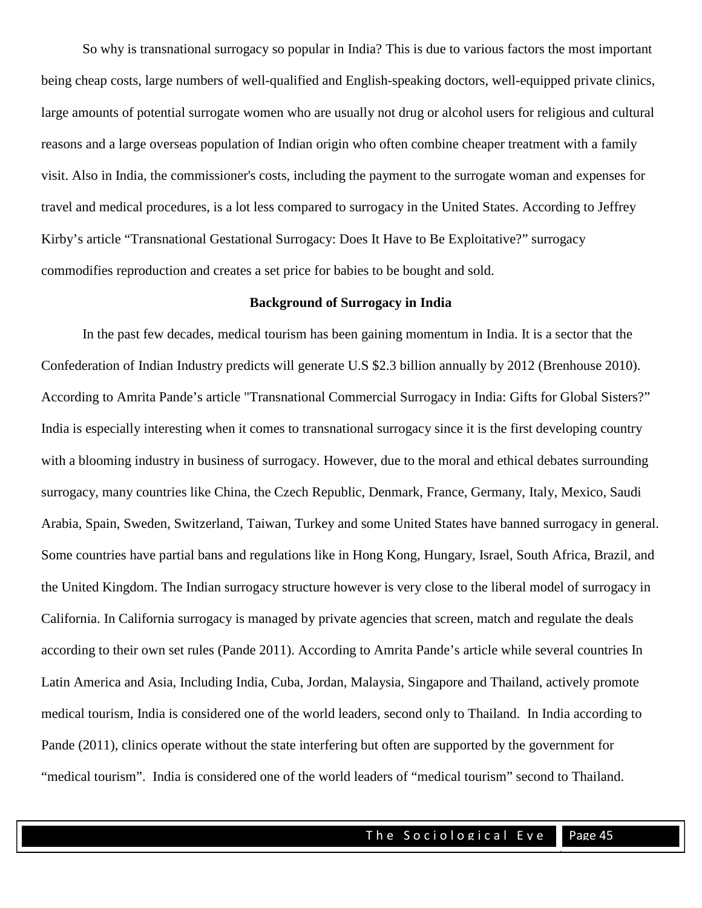So why is transnational surrogacy so popular in India? This is due to various factors the most important being cheap costs, large numbers of well-qualified and English-speaking doctors, well-equipped private clinics, large amounts of potential surrogate women who are usually not drug or alcohol users for religious and cultural reasons and a large overseas population of Indian origin who often combine cheaper treatment with a family visit. Also in India, the commissioner's costs, including the payment to the surrogate woman and expenses for travel and medical procedures, is a lot less compared to surrogacy in the United States. According to Jeffrey Kirby's article "Transnational Gestational Surrogacy: Does It Have to Be Exploitative?" surrogacy commodifies reproduction and creates a set price for babies to be bought and sold.

**Background of Surrogacy in India**

In the past few decades, medical tourism has been gaining momentum in India. It is a sector that the Confederation of Indian Industry predicts will generate U.S $2.3 billion annually by 2012 (Brenhouse 2010). According to Amrita Pande's article "Transnational Commercial Surrogacy in India: Gifts for Global Sisters?" India is especially interesting when it comes to transnational surrogacy since it is the first developing country with a blooming industry in business of surrogacy. However, due to the moral and ethical debates surrounding surrogacy, many countries like China, the Czech Republic, Denmark, France, Germany, Italy, Mexico, Saudi Arabia, Spain, Sweden, Switzerland, Taiwan, Turkey and some United States have banned surrogacy in general. Some countries have partial bans and regulations like in Hong Kong, Hungary, Israel, South Africa, Brazil, and the United Kingdom. The Indian surrogacy structure however is very close to the liberal model of surrogacy in California. In California surrogacy is managed by private agencies that screen, match and regulate the deals according to their own set rules (Pande 2011). According to Amrita Pande's article while several countries In Latin America and Asia, Including India, Cuba, Jordan, Malaysia, Singapore and Thailand, actively promote medical tourism, India is considered one of the world leaders, second only to Thailand. In India according to Pande (2011), clinics operate without the state interfering but often are supported by the government for "medical tourism". India is considered one of the world leaders of "medical tourism" second to Thailand.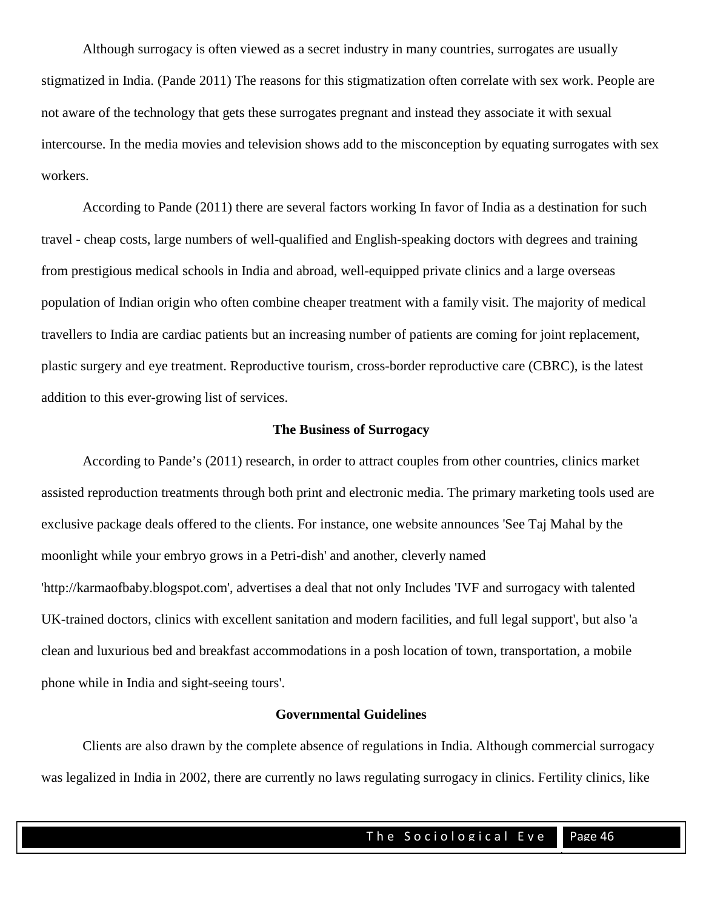Although surrogacy is often viewed as a secret industry in many countries, surrogates are usually stigmatized in India. (Pande 2011) The reasons for this stigmatization often correlate with sex work. People are not aware of the technology that gets these surrogates pregnant and instead they associate it with sexual intercourse. In the media movies and television shows add to the misconception by equating surrogates with sex workers.

According to Pande (2011) there are several factors working In favor of India as a destination for such travel - cheap costs, large numbers of well-qualified and English-speaking doctors with degrees and training from prestigious medical schools in India and abroad, well-equipped private clinics and a large overseas population of Indian origin who often combine cheaper treatment with a family visit. The majority of medical travellers to India are cardiac patients but an increasing number of patients are coming for joint replacement, plastic surgery and eye treatment. Reproductive tourism, cross-border reproductive care (CBRC), is the latest addition to this ever-growing list of services.

### The Business of Surrogacy

According to Pande's (2011) research, in order to attract couples from other countries, clinics market assisted reproduction treatments through both print and electronic media. The primary marketing tools used are exclusive package deals offered to the clients. For instance, one website announces 'See Taj Mahal by the moonlight while your embryo grows in a Petri-dish' and another, cleverly named 'http://karmaofbaby.blogspot.com', advertises a deal that not only Includes 'IVF and surrogacy with talented UK-trained doctors, clinics with excellent sanitation and modern facilities, and full legal support', but also 'a clean and luxurious bed and breakfast accommodations in a posh location of town, transportation, a mobile phone while in India and sight-seeing tours'.

### Governmental Guidelines

Clients are also drawn by the complete absence of regulations in India. Although commercial surrogacy was legalized in India in 2002, there are currently no laws regulating surrogacy in clinics. Fertility clinics, like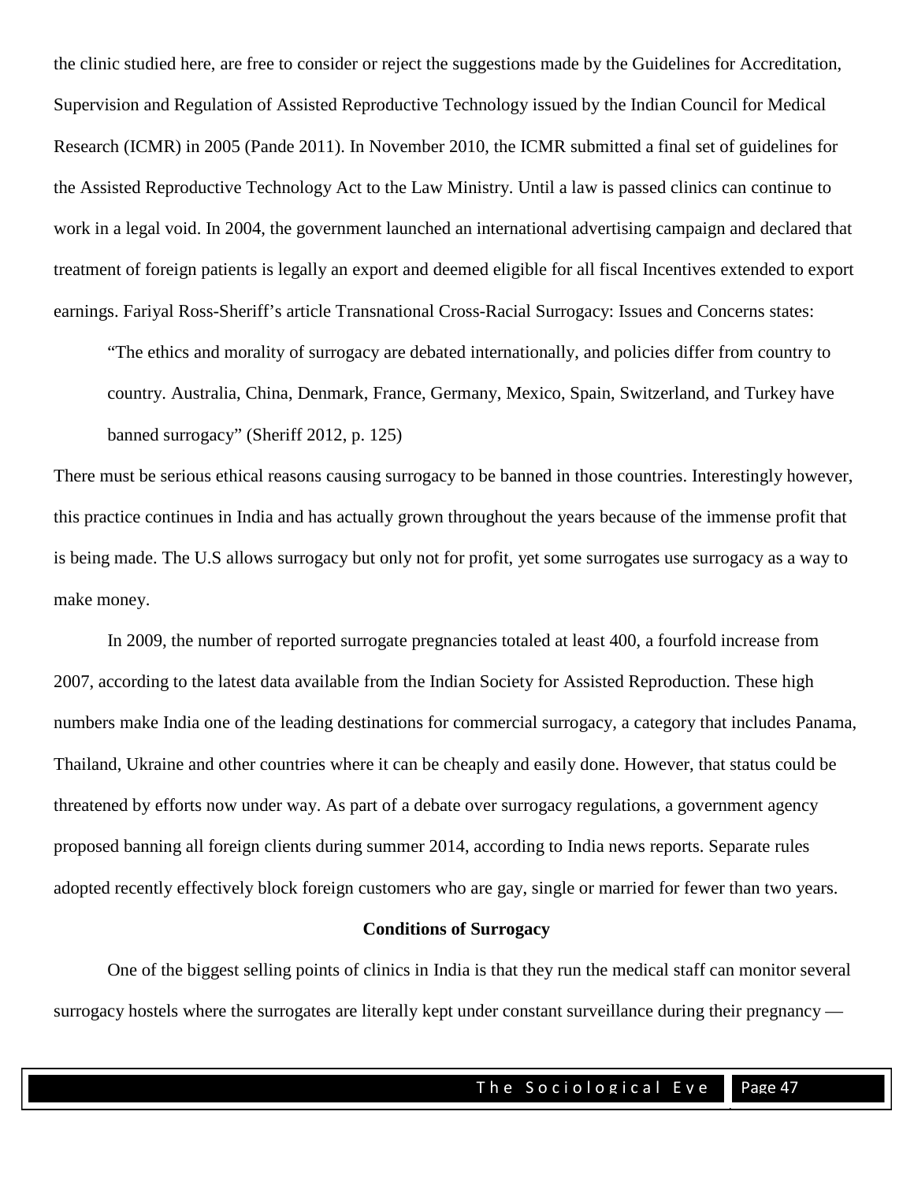the clinic studied here, are free to consider or reject the suggestions made by the Guidelines for Accreditation, Supervision and Regulation of Assisted Reproductive Technology issued by the Indian Council for Medical Research (ICMR) in 2005 (Pande 2011). In November 2010, the ICMR submitted a final set of guidelines for the Assisted Reproductive Technology Act to the Law Ministry. Until a law is passed clinics can continue to work in a legal void. In 2004, the government launched an international advertising campaign and declared that treatment of foreign patients is legally an export and deemed eligible for all fiscal Incentives extended to export earnings. Fariyal Ross-Sheriff's article Transnational Cross-Racial Surrogacy: Issues and Concerns states:

> "The ethics and morality of surrogacy are debated internationally, and policies differ from country to country. Australia, China, Denmark, France, Germany, Mexico, Spain, Switzerland, and Turkey have banned surrogacy" (Sheriff 2012, p. 125)

There must be serious ethical reasons causing surrogacy to be banned in those countries. Interestingly however, this practice continues in India and has actually grown throughout the years because of the immense profit that is being made. The U.S allows surrogacy but only not for profit, yet some surrogates use surrogacy as a way to make money.

In 2009, the number of reported surrogate pregnancies totaled at least 400, a fourfold increase from 2007, according to the latest data available from the Indian Society for Assisted Reproduction. These high numbers make India one of the leading destinations for commercial surrogacy, a category that includes Panama, Thailand, Ukraine and other countries where it can be cheaply and easily done. However, that status could be threatened by efforts now under way. As part of a debate over surrogacy regulations, a government agency proposed banning all foreign clients during summer 2014, according to India news reports. Separate rules adopted recently effectively block foreign customers who are gay, single or married for fewer than two years.

**Conditions of Surrogacy**

One of the biggest selling points of clinics in India is that they run the medical staff can monitor several surrogacy hostels where the surrogates are literally kept under constant surveillance during their pregnancy —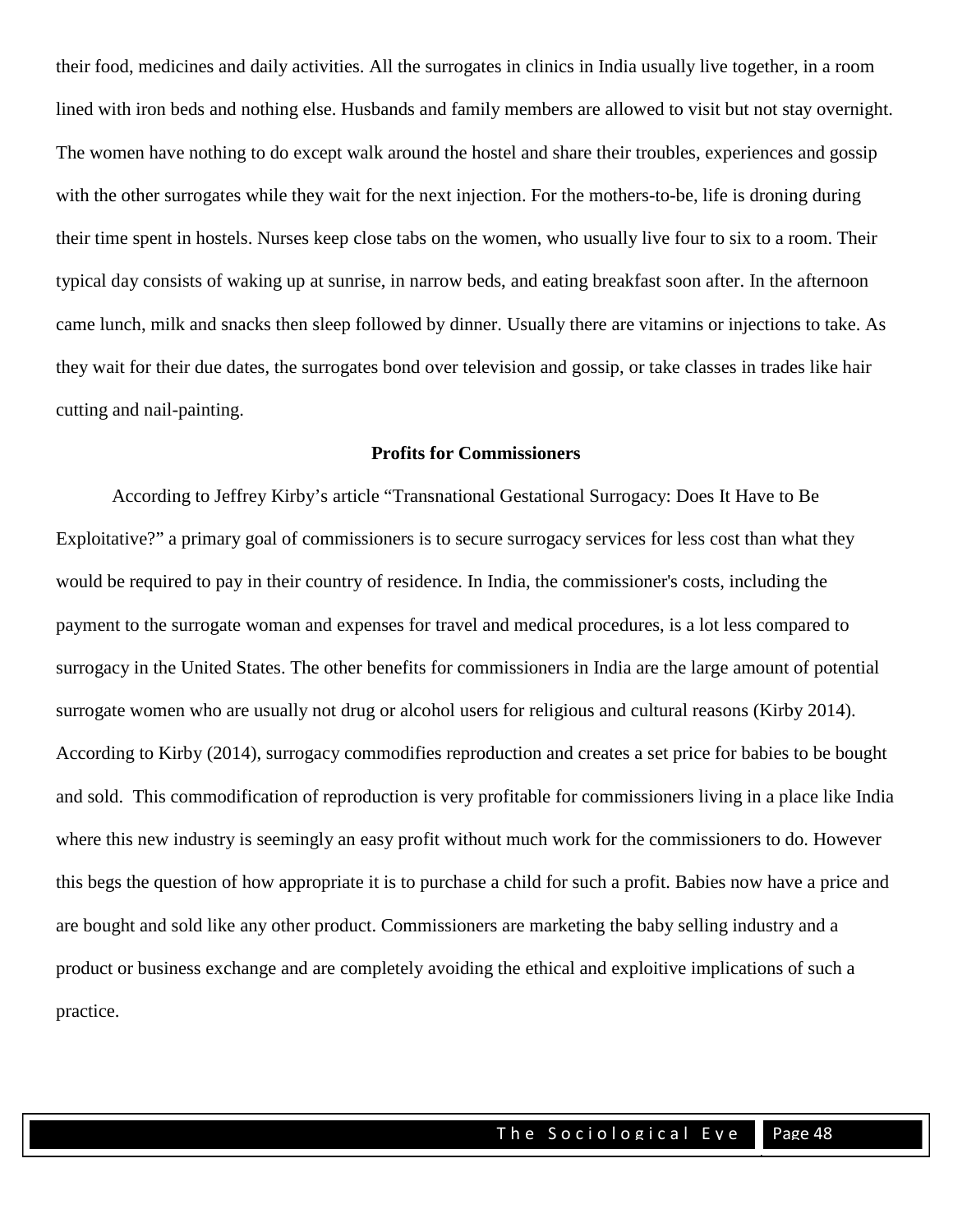their food, medicines and daily activities. All the surrogates in clinics in India usually live together, in a room lined with iron beds and nothing else. Husbands and family members are allowed to visit but not stay overnight. The women have nothing to do except walk around the hostel and share their troubles, experiences and gossip with the other surrogates while they wait for the next injection. For the mothers-to-be, life is droning during their time spent in hostels. Nurses keep close tabs on the women, who usually live four to six to a room. Their typical day consists of waking up at sunrise, in narrow beds, and eating breakfast soon after. In the afternoon came lunch, milk and snacks then sleep followed by dinner. Usually there are vitamins or injections to take. As they wait for their due dates, the surrogates bond over television and gossip, or take classes in trades like hair cutting and nail-painting.

**Profits for Commissioners**

According to Jeffrey Kirby's article "Transnational Gestational Surrogacy: Does It Have to Be Exploitative?" a primary goal of commissioners is to secure surrogacy services for less cost than what they would be required to pay in their country of residence. In India, the commissioner's costs, including the payment to the surrogate woman and expenses for travel and medical procedures, is a lot less compared to surrogacy in the United States. The other benefits for commissioners in India are the large amount of potential surrogate women who are usually not drug or alcohol users for religious and cultural reasons (Kirby 2014). According to Kirby (2014), surrogacy commodifies reproduction and creates a set price for babies to be bought and sold. This commodification of reproduction is very profitable for commissioners living in a place like India where this new industry is seemingly an easy profit without much work for the commissioners to do. However this begs the question of how appropriate it is to purchase a child for such a profit. Babies now have a price and are bought and sold like any other product. Commissioners are marketing the baby selling industry and a product or business exchange and are completely avoiding the ethical and exploitive implications of such a practice.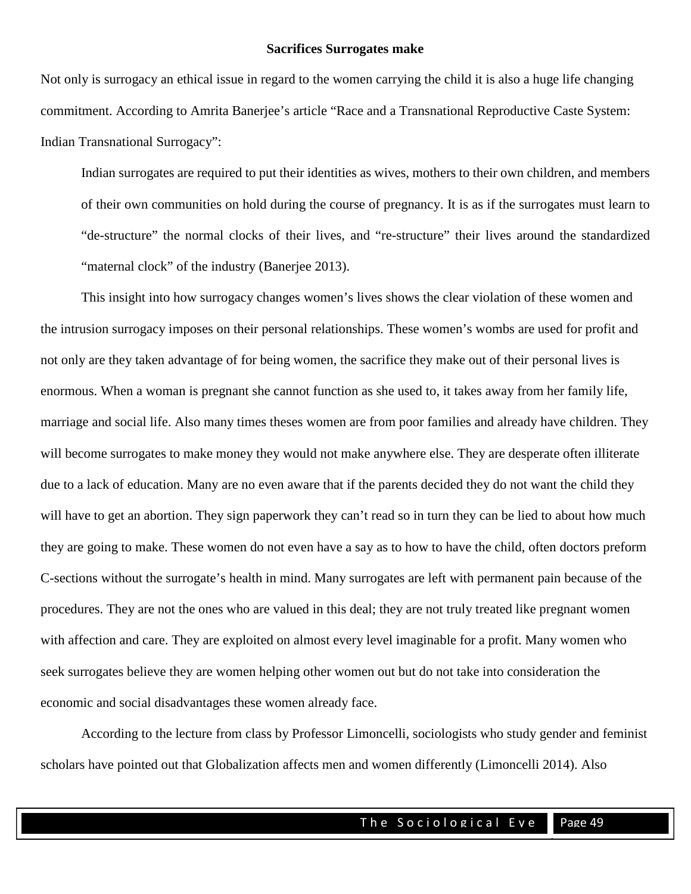**Sacrifices Surrogates make**

Not only is surrogacy an ethical issue in regard to the women carrying the child it is also a huge life changing commitment. According to Amrita Banerjee's article "Race and a Transnational Reproductive Caste System: Indian Transnational Surrogacy":

> Indian surrogates are required to put their identities as wives, mothers to their own children, and members of their own communities on hold during the course of pregnancy. It is as if the surrogates must learn to "de-structure" the normal clocks of their lives, and "re-structure" their lives around the standardized "maternal clock" of the industry (Banerjee 2013).

This insight into how surrogacy changes women's lives shows the clear violation of these women and the intrusion surrogacy imposes on their personal relationships. These women's wombs are used for profit and not only are they taken advantage of for being women, the sacrifice they make out of their personal lives is enormous. When a woman is pregnant she cannot function as she used to, it takes away from her family life, marriage and social life. Also many times theses women are from poor families and already have children. They will become surrogates to make money they would not make anywhere else. They are desperate often illiterate due to a lack of education. Many are no even aware that if the parents decided they do not want the child they will have to get an abortion. They sign paperwork they can't read so in turn they can be lied to about how much they are going to make. These women do not even have a say as to how to have the child, often doctors preform C-sections without the surrogate's health in mind. Many surrogates are left with permanent pain because of the procedures. They are not the ones who are valued in this deal; they are not truly treated like pregnant women with affection and care. They are exploited on almost every level imaginable for a profit. Many women who seek surrogates believe they are women helping other women out but do not take into consideration the economic and social disadvantages these women already face.

According to the lecture from class by Professor Limoncelli, sociologists who study gender and feminist scholars have pointed out that Globalization affects men and women differently (Limoncelli 2014). Also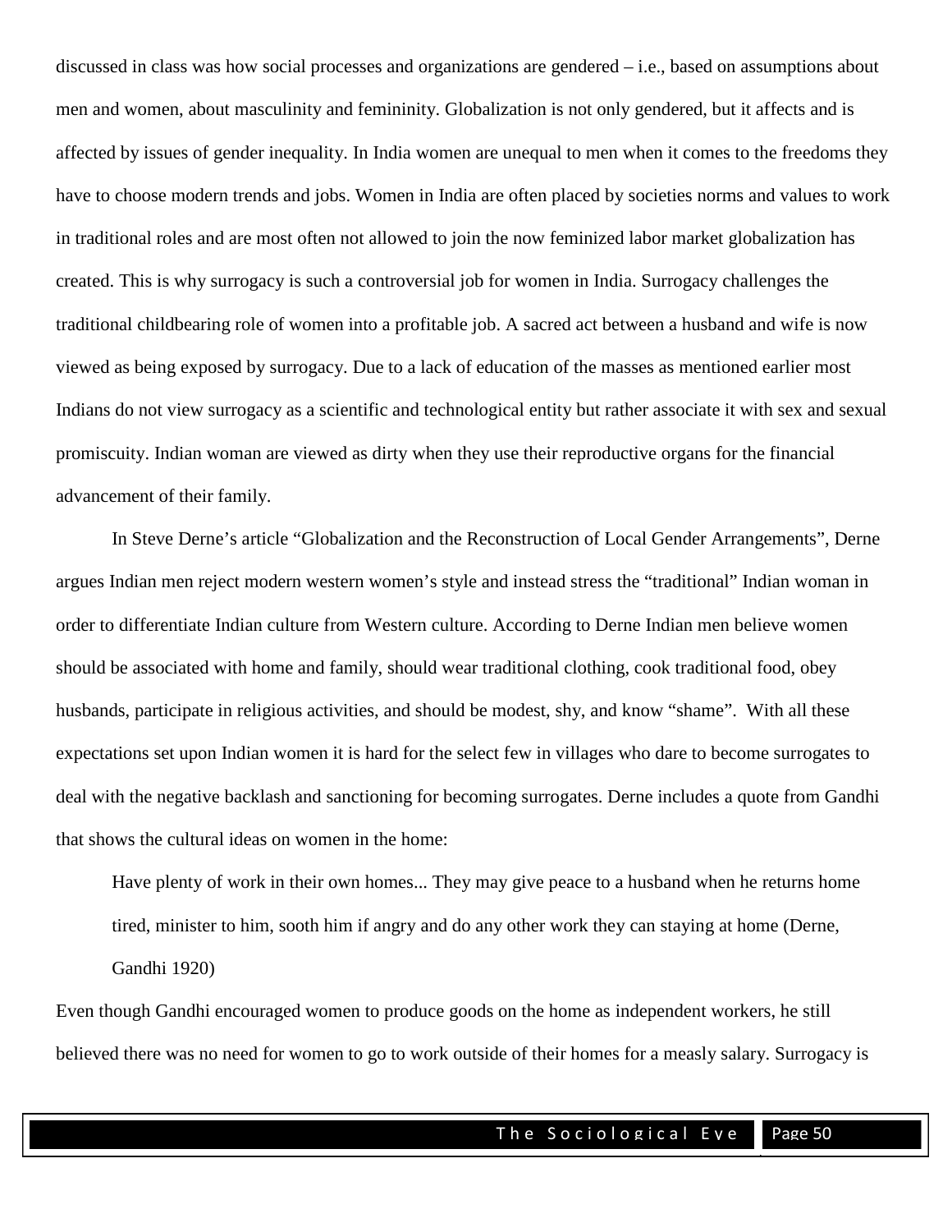discussed in class was how social processes and organizations are gendered – i.e., based on assumptions about men and women, about masculinity and femininity. Globalization is not only gendered, but it affects and is affected by issues of gender inequality. In India women are unequal to men when it comes to the freedoms they have to choose modern trends and jobs. Women in India are often placed by societies norms and values to work in traditional roles and are most often not allowed to join the now feminized labor market globalization has created. This is why surrogacy is such a controversial job for women in India. Surrogacy challenges the traditional childbearing role of women into a profitable job. A sacred act between a husband and wife is now viewed as being exposed by surrogacy. Due to a lack of education of the masses as mentioned earlier most Indians do not view surrogacy as a scientific and technological entity but rather associate it with sex and sexual promiscuity. Indian woman are viewed as dirty when they use their reproductive organs for the financial advancement of their family.

In Steve Derne's article "Globalization and the Reconstruction of Local Gender Arrangements", Derne argues Indian men reject modern western women's style and instead stress the "traditional" Indian woman in order to differentiate Indian culture from Western culture. According to Derne Indian men believe women should be associated with home and family, should wear traditional clothing, cook traditional food, obey husbands, participate in religious activities, and should be modest, shy, and know "shame". With all these expectations set upon Indian women it is hard for the select few in villages who dare to become surrogates to deal with the negative backlash and sanctioning for becoming surrogates. Derne includes a quote from Gandhi that shows the cultural ideas on women in the home:

> Have plenty of work in their own homes... They may give peace to a husband when he returns home tired, minister to him, sooth him if angry and do any other work they can staying at home (Derne, Gandhi 1920)

Even though Gandhi encouraged women to produce goods on the home as independent workers, he still believed there was no need for women to go to work outside of their homes for a measly salary. Surrogacy is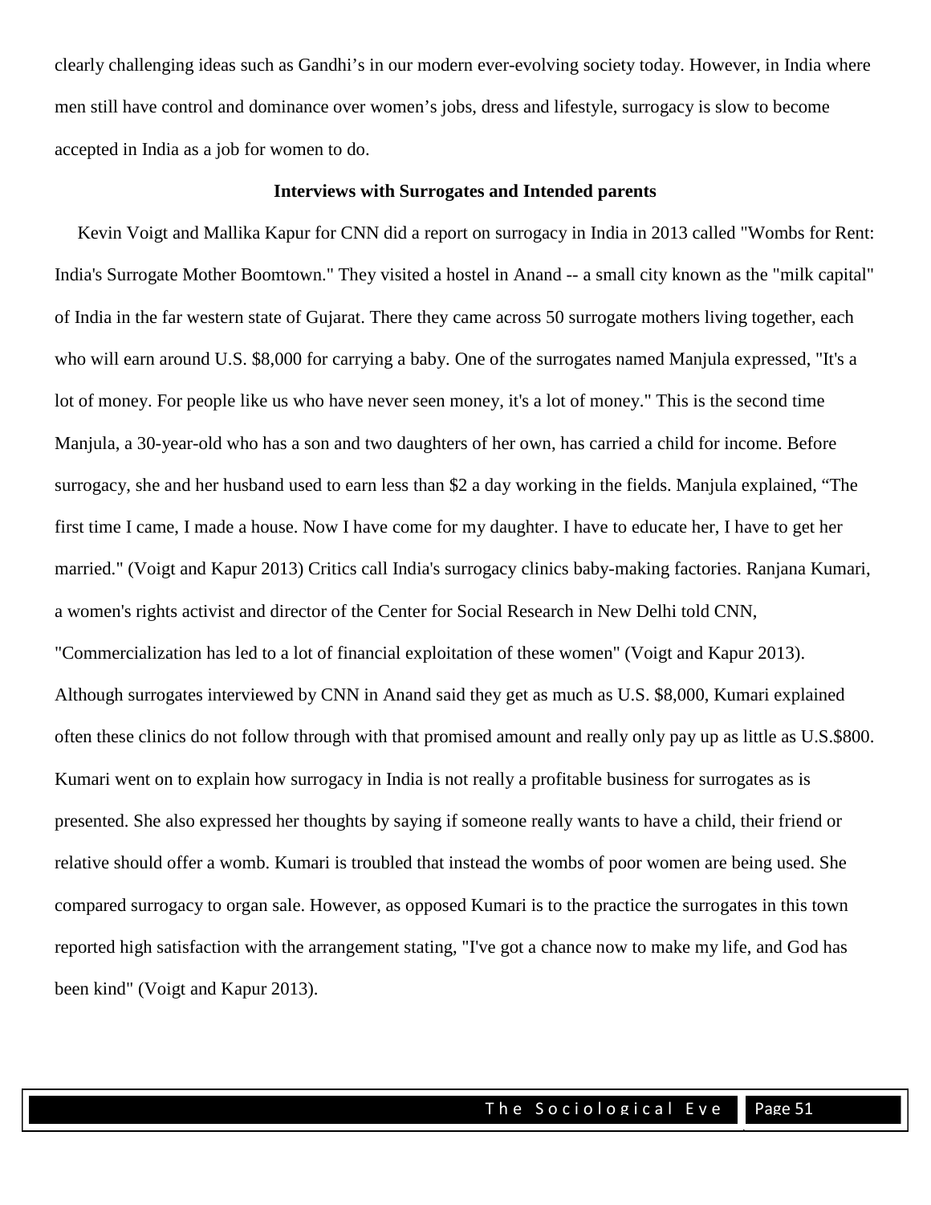clearly challenging ideas such as Gandhi's in our modern ever-evolving society today. However, in India where men still have control and dominance over women's jobs, dress and lifestyle, surrogacy is slow to become accepted in India as a job for women to do.

### Interviews with Surrogates and Intended parents

Kevin Voigt and Mallika Kapur for CNN did a report on surrogacy in India in 2013 called "Wombs for Rent: India's Surrogate Mother Boomtown." They visited a hostel in Anand -- a small city known as the "milk capital" of India in the far western state of Gujarat. There they came across 50 surrogate mothers living together, each who will earn around U.S. $8,000 for carrying a baby. One of the surrogates named Manjula expressed, "It's a lot of money. For people like us who have never seen money, it's a lot of money." This is the second time Manjula, a 30-year-old who has a son and two daughters of her own, has carried a child for income. Before surrogacy, she and her husband used to earn less than $2 a day working in the fields. Manjula explained, "The first time I came, I made a house. Now I have come for my daughter. I have to educate her, I have to get her married." (Voigt and Kapur 2013) Critics call India's surrogacy clinics baby-making factories. Ranjana Kumari, a women's rights activist and director of the Center for Social Research in New Delhi told CNN, "Commercialization has led to a lot of financial exploitation of these women" (Voigt and Kapur 2013). Although surrogates interviewed by CNN in Anand said they get as much as U.S. $8,000, Kumari explained often these clinics do not follow through with that promised amount and really only pay up as little as U.S.$800. Kumari went on to explain how surrogacy in India is not really a profitable business for surrogates as is presented. She also expressed her thoughts by saying if someone really wants to have a child, their friend or relative should offer a womb. Kumari is troubled that instead the wombs of poor women are being used. She compared surrogacy to organ sale. However, as opposed Kumari is to the practice the surrogates in this town reported high satisfaction with the arrangement stating, "I've got a chance now to make my life, and God has been kind" (Voigt and Kapur 2013).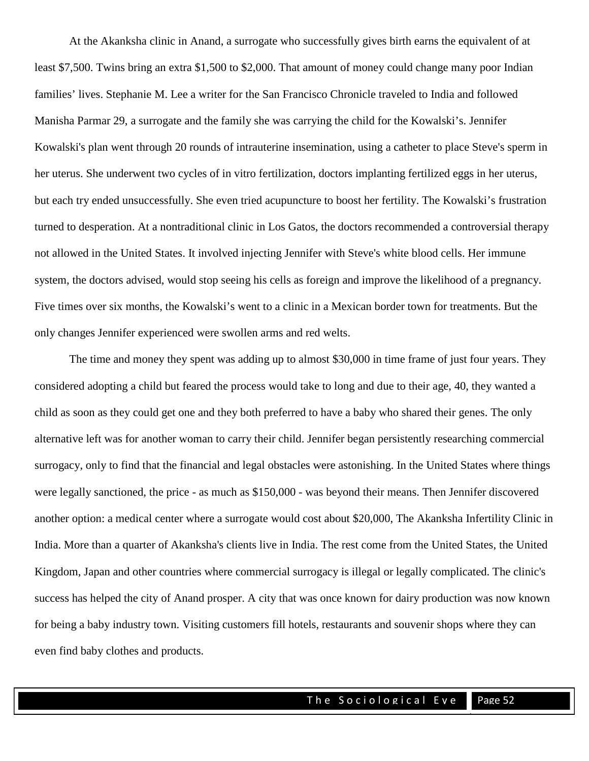At the Akanksha clinic in Anand, a surrogate who successfully gives birth earns the equivalent of at least $7,500. Twins bring an extra $1,500 to $2,000. That amount of money could change many poor Indian families' lives. Stephanie M. Lee a writer for the San Francisco Chronicle traveled to India and followed Manisha Parmar 29, a surrogate and the family she was carrying the child for the Kowalski's. Jennifer Kowalski's plan went through 20 rounds of intrauterine insemination, using a catheter to place Steve's sperm in her uterus. She underwent two cycles of in vitro fertilization, doctors implanting fertilized eggs in her uterus, but each try ended unsuccessfully. She even tried acupuncture to boost her fertility. The Kowalski's frustration turned to desperation. At a nontraditional clinic in Los Gatos, the doctors recommended a controversial therapy not allowed in the United States. It involved injecting Jennifer with Steve's white blood cells. Her immune system, the doctors advised, would stop seeing his cells as foreign and improve the likelihood of a pregnancy. Five times over six months, the Kowalski's went to a clinic in a Mexican border town for treatments. But the only changes Jennifer experienced were swollen arms and red welts.

The time and money they spent was adding up to almost $30,000 in time frame of just four years. They considered adopting a child but feared the process would take to long and due to their age, 40, they wanted a child as soon as they could get one and they both preferred to have a baby who shared their genes. The only alternative left was for another woman to carry their child. Jennifer began persistently researching commercial surrogacy, only to find that the financial and legal obstacles were astonishing. In the United States where things were legally sanctioned, the price - as much as $150,000 - was beyond their means. Then Jennifer discovered another option: a medical center where a surrogate would cost about $20,000, The Akanksha Infertility Clinic in India. More than a quarter of Akanksha's clients live in India. The rest come from the United States, the United Kingdom, Japan and other countries where commercial surrogacy is illegal or legally complicated. The clinic's success has helped the city of Anand prosper. A city that was once known for dairy production was now known for being a baby industry town. Visiting customers fill hotels, restaurants and souvenir shops where they can even find baby clothes and products.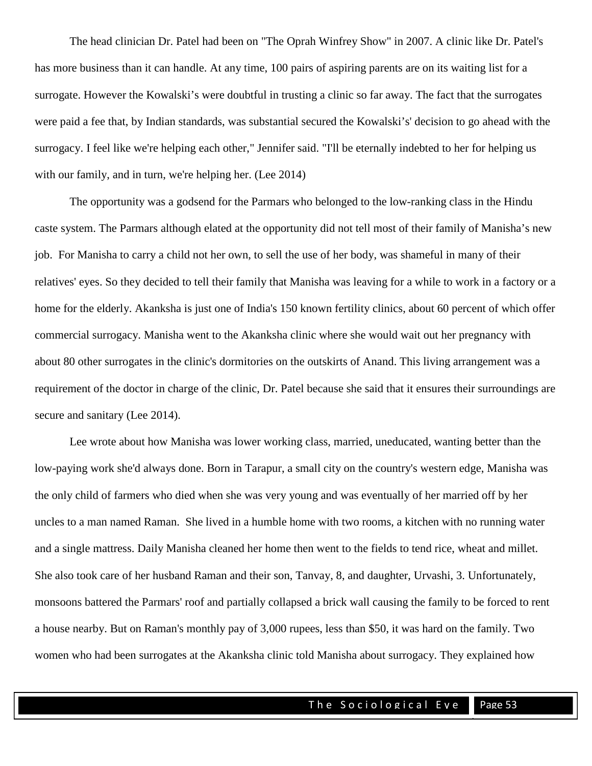The head clinician Dr. Patel had been on "The Oprah Winfrey Show" in 2007. A clinic like Dr. Patel's has more business than it can handle. At any time, 100 pairs of aspiring parents are on its waiting list for a surrogate. However the Kowalski's were doubtful in trusting a clinic so far away. The fact that the surrogates were paid a fee that, by Indian standards, was substantial secured the Kowalski's' decision to go ahead with the surrogacy. I feel like we're helping each other," Jennifer said. "I'll be eternally indebted to her for helping us with our family, and in turn, we're helping her. (Lee 2014)

The opportunity was a godsend for the Parmars who belonged to the low-ranking class in the Hindu caste system. The Parmars although elated at the opportunity did not tell most of their family of Manisha's new job. For Manisha to carry a child not her own, to sell the use of her body, was shameful in many of their relatives' eyes. So they decided to tell their family that Manisha was leaving for a while to work in a factory or a home for the elderly. Akanksha is just one of India's 150 known fertility clinics, about 60 percent of which offer commercial surrogacy. Manisha went to the Akanksha clinic where she would wait out her pregnancy with about 80 other surrogates in the clinic's dormitories on the outskirts of Anand. This living arrangement was a requirement of the doctor in charge of the clinic, Dr. Patel because she said that it ensures their surroundings are secure and sanitary (Lee 2014).

Lee wrote about how Manisha was lower working class, married, uneducated, wanting better than the low-paying work she'd always done. Born in Tarapur, a small city on the country's western edge, Manisha was the only child of farmers who died when she was very young and was eventually of her married off by her uncles to a man named Raman. She lived in a humble home with two rooms, a kitchen with no running water and a single mattress. Daily Manisha cleaned her home then went to the fields to tend rice, wheat and millet. She also took care of her husband Raman and their son, Tanvay, 8, and daughter, Urvashi, 3. Unfortunately, monsoons battered the Parmars' roof and partially collapsed a brick wall causing the family to be forced to rent a house nearby. But on Raman's monthly pay of 3,000 rupees, less than $50, it was hard on the family. Two women who had been surrogates at the Akanksha clinic told Manisha about surrogacy. They explained how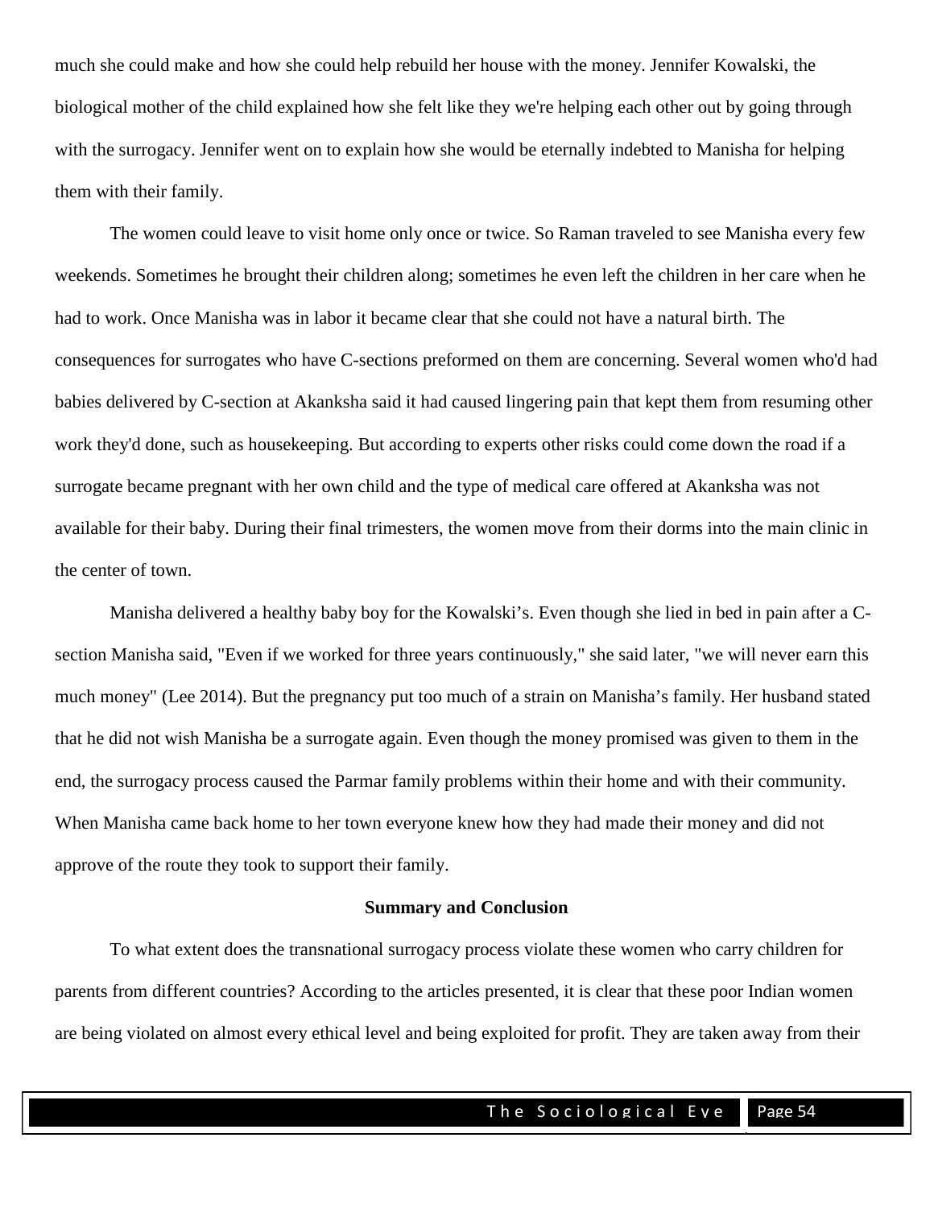much she could make and how she could help rebuild her house with the money. Jennifer Kowalski, the biological mother of the child explained how she felt like they we're helping each other out by going through with the surrogacy. Jennifer went on to explain how she would be eternally indebted to Manisha for helping them with their family.

The women could leave to visit home only once or twice. So Raman traveled to see Manisha every few weekends. Sometimes he brought their children along; sometimes he even left the children in her care when he had to work. Once Manisha was in labor it became clear that she could not have a natural birth. The consequences for surrogates who have C-sections preformed on them are concerning. Several women who'd had babies delivered by C-section at Akanksha said it had caused lingering pain that kept them from resuming other work they'd done, such as housekeeping. But according to experts other risks could come down the road if a surrogate became pregnant with her own child and the type of medical care offered at Akanksha was not available for their baby. During their final trimesters, the women move from their dorms into the main clinic in the center of town.

Manisha delivered a healthy baby boy for the Kowalski's. Even though she lied in bed in pain after a C-section Manisha said, "Even if we worked for three years continuously," she said later, "we will never earn this much money" (Lee 2014). But the pregnancy put too much of a strain on Manisha's family. Her husband stated that he did not wish Manisha be a surrogate again. Even though the money promised was given to them in the end, the surrogacy process caused the Parmar family problems within their home and with their community. When Manisha came back home to her town everyone knew how they had made their money and did not approve of the route they took to support their family.

**Summary and Conclusion**

To what extent does the transnational surrogacy process violate these women who carry children for parents from different countries? According to the articles presented, it is clear that these poor Indian women are being violated on almost every ethical level and being exploited for profit. They are taken away from their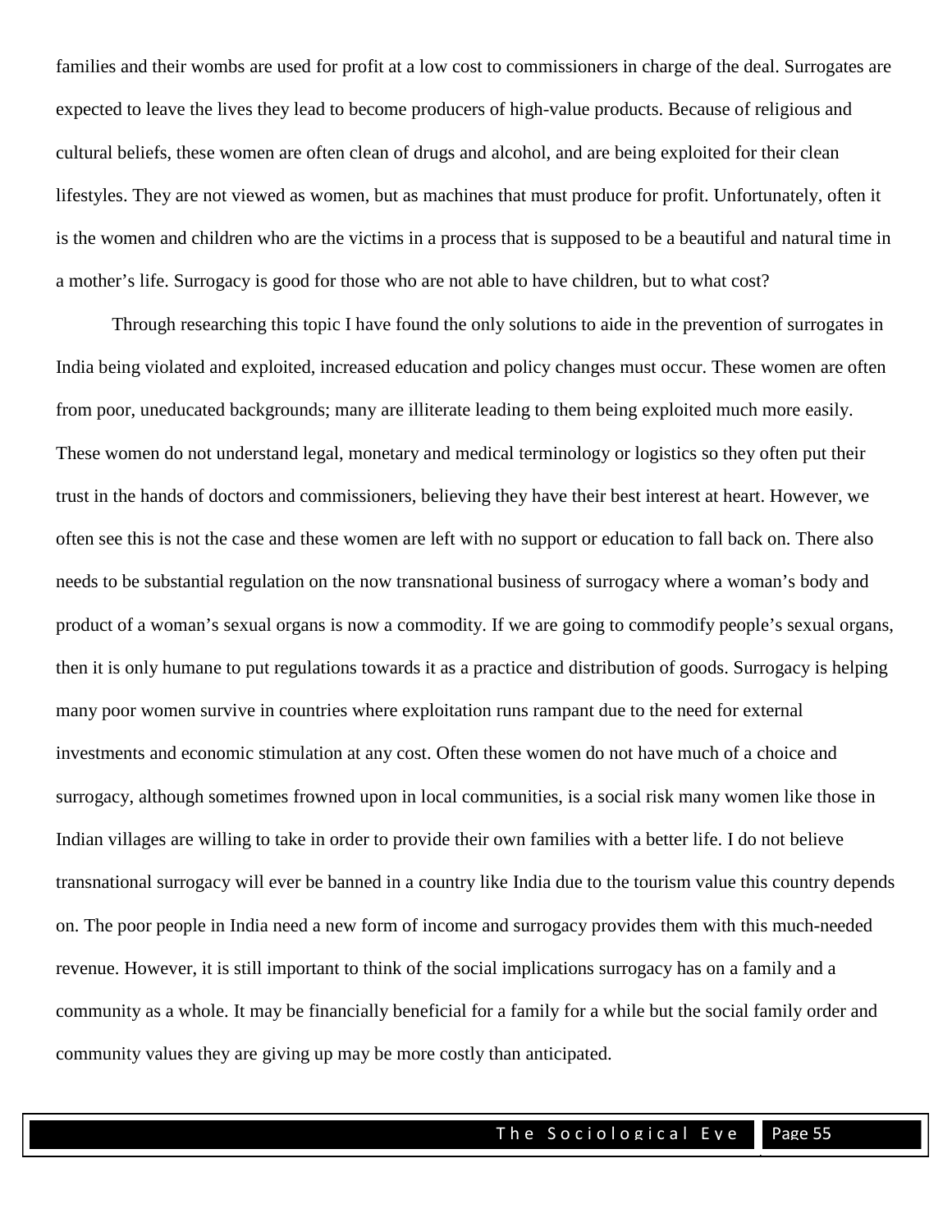families and their wombs are used for profit at a low cost to commissioners in charge of the deal. Surrogates are expected to leave the lives they lead to become producers of high-value products. Because of religious and cultural beliefs, these women are often clean of drugs and alcohol, and are being exploited for their clean lifestyles. They are not viewed as women, but as machines that must produce for profit. Unfortunately, often it is the women and children who are the victims in a process that is supposed to be a beautiful and natural time in a mother's life. Surrogacy is good for those who are not able to have children, but to what cost?

Through researching this topic I have found the only solutions to aide in the prevention of surrogates in India being violated and exploited, increased education and policy changes must occur. These women are often from poor, uneducated backgrounds; many are illiterate leading to them being exploited much more easily. These women do not understand legal, monetary and medical terminology or logistics so they often put their trust in the hands of doctors and commissioners, believing they have their best interest at heart. However, we often see this is not the case and these women are left with no support or education to fall back on. There also needs to be substantial regulation on the now transnational business of surrogacy where a woman's body and product of a woman's sexual organs is now a commodity. If we are going to commodify people's sexual organs, then it is only humane to put regulations towards it as a practice and distribution of goods. Surrogacy is helping many poor women survive in countries where exploitation runs rampant due to the need for external investments and economic stimulation at any cost. Often these women do not have much of a choice and surrogacy, although sometimes frowned upon in local communities, is a social risk many women like those in Indian villages are willing to take in order to provide their own families with a better life. I do not believe transnational surrogacy will ever be banned in a country like India due to the tourism value this country depends on. The poor people in India need a new form of income and surrogacy provides them with this much-needed revenue. However, it is still important to think of the social implications surrogacy has on a family and a community as a whole. It may be financially beneficial for a family for a while but the social family order and community values they are giving up may be more costly than anticipated.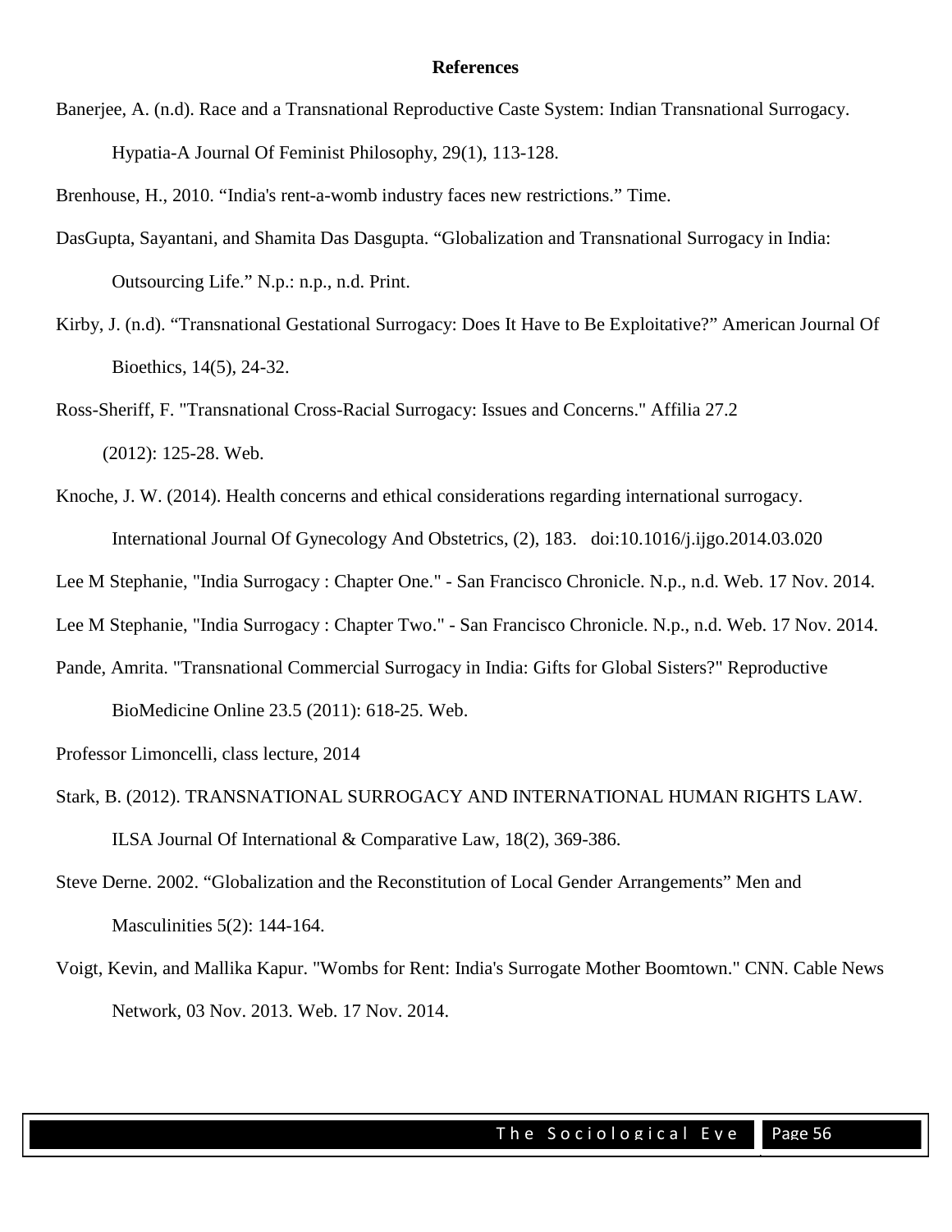**References**

Banerjee, A. (n.d). Race and a Transnational Reproductive Caste System: Indian Transnational Surrogacy. Hypatia-A Journal Of Feminist Philosophy, 29(1), 113-128.

Brenhouse, H., 2010. "India's rent-a-womb industry faces new restrictions." Time.

DasGupta, Sayantani, and Shamita Das Dasgupta. "Globalization and Transnational Surrogacy in India: Outsourcing Life." N.p.: n.p., n.d. Print.

Kirby, J. (n.d). "Transnational Gestational Surrogacy: Does It Have to Be Exploitative?" American Journal Of Bioethics, 14(5), 24-32.

Ross-Sheriff, F. "Transnational Cross-Racial Surrogacy: Issues and Concerns." Affilia 27.2 (2012): 125-28. Web.

Knoche, J. W. (2014). Health concerns and ethical considerations regarding international surrogacy. International Journal Of Gynecology And Obstetrics, (2), 183. doi:10.1016/j.ijgo.2014.03.020

Lee M Stephanie, "India Surrogacy : Chapter One." - San Francisco Chronicle. N.p., n.d. Web. 17 Nov. 2014.

Lee M Stephanie, "India Surrogacy : Chapter Two." - San Francisco Chronicle. N.p., n.d. Web. 17 Nov. 2014.

Pande, Amrita. "Transnational Commercial Surrogacy in India: Gifts for Global Sisters?" Reproductive BioMedicine Online 23.5 (2011): 618-25. Web.

Professor Limoncelli, class lecture, 2014

Stark, B. (2012). TRANSNATIONAL SURROGACY AND INTERNATIONAL HUMAN RIGHTS LAW. ILSA Journal Of International & Comparative Law, 18(2), 369-386.

Steve Derne. 2002. "Globalization and the Reconstitution of Local Gender Arrangements" Men and Masculinities 5(2): 144-164.

Voigt, Kevin, and Mallika Kapur. "Wombs for Rent: India's Surrogate Mother Boomtown." CNN. Cable News Network, 03 Nov. 2013. Web. 17 Nov. 2014.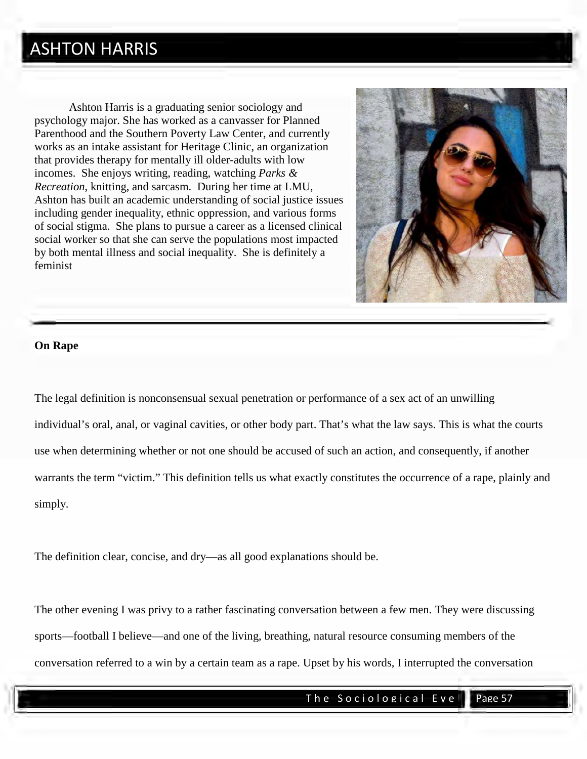# ASHTON HARRIS

Ashton Harris is a graduating senior sociology and psychology major. She has worked as a canvasser for Planned Parenthood and the Southern Poverty Law Center, and currently works as an intake assistant for Heritage Clinic, an organization that provides therapy for mentally ill older-adults with low incomes. She enjoys writing, reading, watching *Parks & Recreation*, knitting, and sarcasm. During her time at LMU, Ashton has built an academic understanding of social justice issues including gender inequality, ethnic oppression, and various forms of social stigma. She plans to pursue a career as a licensed clinical social worker so that she can serve the populations most impacted by both mental illness and social inequality. She is definitely a feminist

**On Rape**

The legal definition is nonconsensual sexual penetration or performance of a sex act of an unwilling individual's oral, anal, or vaginal cavities, or other body part. That's what the law says. This is what the courts use when determining whether or not one should be accused of such an action, and consequently, if another warrants the term "victim." This definition tells us what exactly constitutes the occurrence of a rape, plainly and simply.

The definition clear, concise, and dry—as all good explanations should be.

The other evening I was privy to a rather fascinating conversation between a few men. They were discussing sports—football I believe—and one of the living, breathing, natural resource consuming members of the conversation referred to a win by a certain team as a rape. Upset by his words, I interrupted the conversation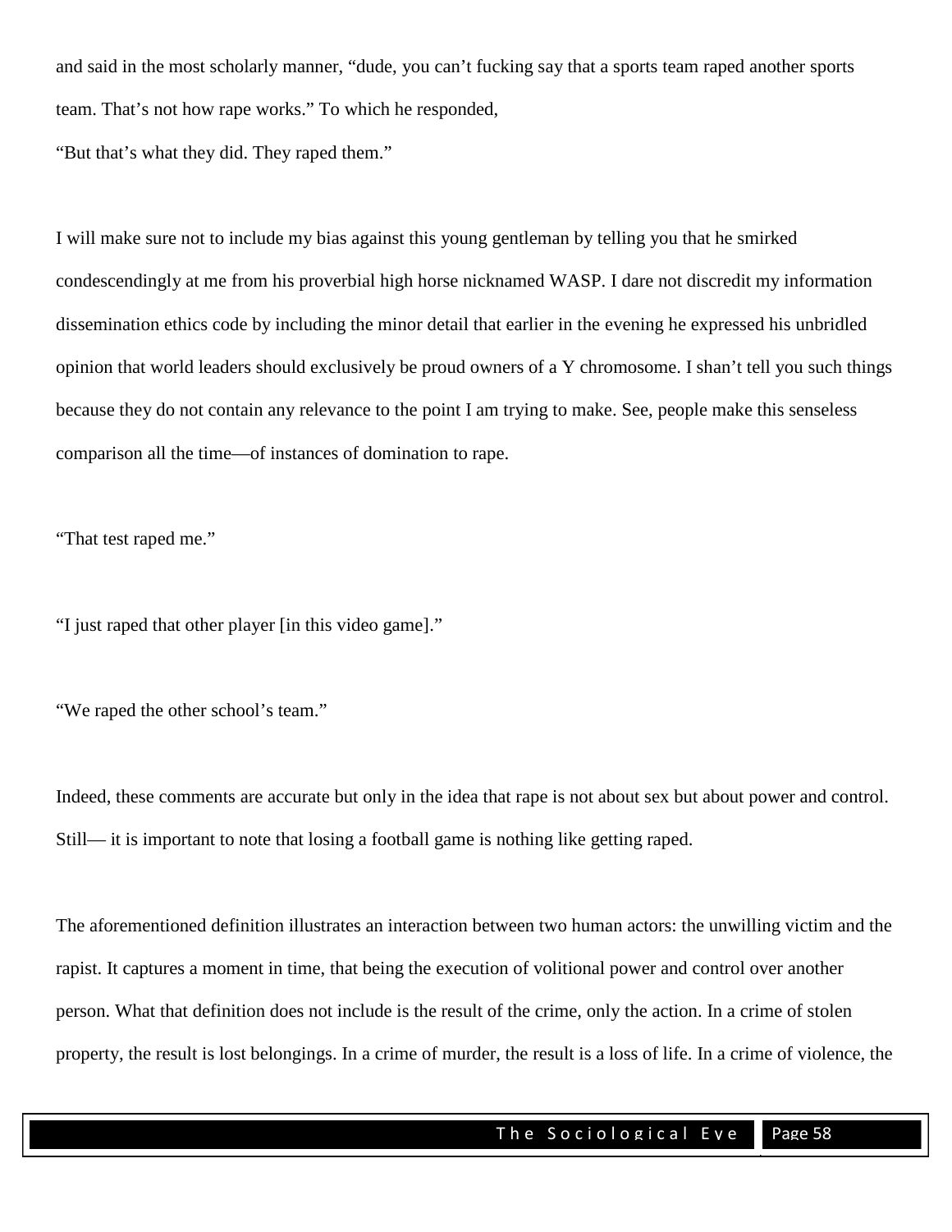and said in the most scholarly manner, “dude, you can’t fucking say that a sports team raped another sports team. That’s not how rape works.” To which he responded,

“But that’s what they did. They raped them.”

I will make sure not to include my bias against this young gentleman by telling you that he smirked condescendingly at me from his proverbial high horse nicknamed WASP. I dare not discredit my information dissemination ethics code by including the minor detail that earlier in the evening he expressed his unbridled opinion that world leaders should exclusively be proud owners of a Y chromosome. I shan’t tell you such things because they do not contain any relevance to the point I am trying to make. See, people make this senseless comparison all the time—of instances of domination to rape.

“That test raped me.”

“I just raped that other player [in this video game].”

“We raped the other school’s team.”

Indeed, these comments are accurate but only in the idea that rape is not about sex but about power and control. Still— it is important to note that losing a football game is nothing like getting raped.

The aforementioned definition illustrates an interaction between two human actors: the unwilling victim and the rapist. It captures a moment in time, that being the execution of volitional power and control over another person. What that definition does not include is the result of the crime, only the action. In a crime of stolen property, the result is lost belongings. In a crime of murder, the result is a loss of life. In a crime of violence, the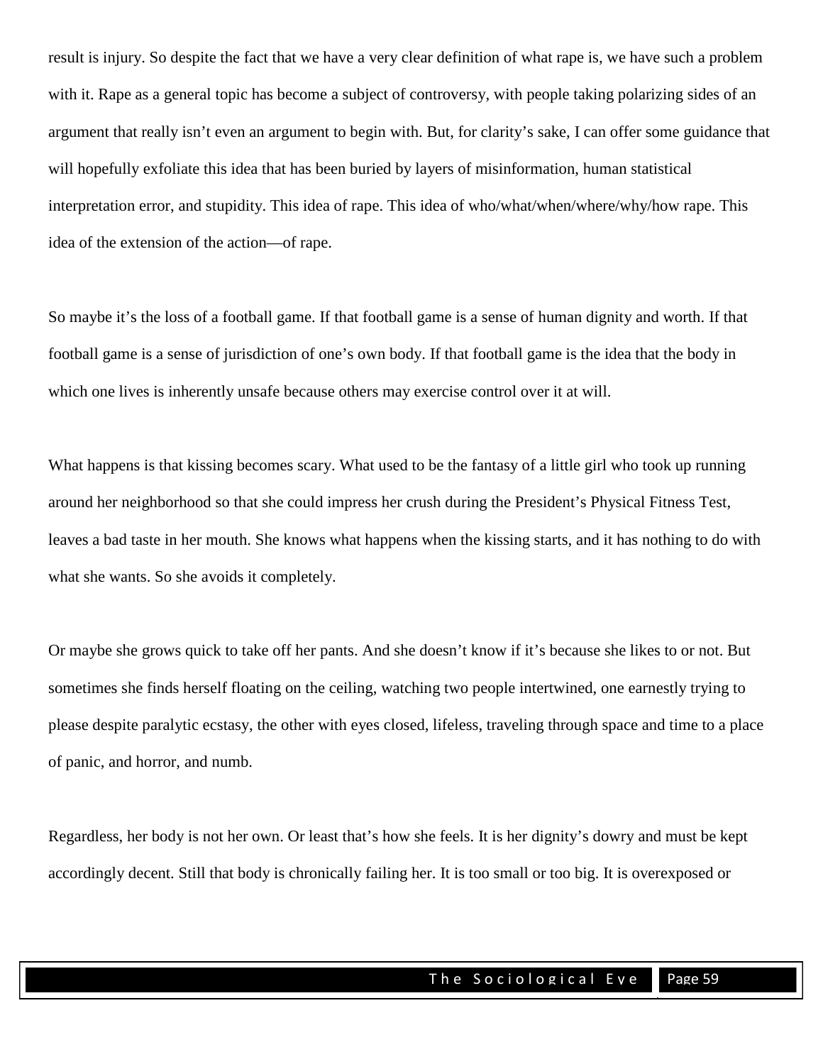result is injury. So despite the fact that we have a very clear definition of what rape is, we have such a problem with it. Rape as a general topic has become a subject of controversy, with people taking polarizing sides of an argument that really isn't even an argument to begin with. But, for clarity's sake, I can offer some guidance that will hopefully exfoliate this idea that has been buried by layers of misinformation, human statistical interpretation error, and stupidity. This idea of rape. This idea of who/what/when/where/why/how rape. This idea of the extension of the action—of rape.

So maybe it's the loss of a football game. If that football game is a sense of human dignity and worth. If that football game is a sense of jurisdiction of one's own body. If that football game is the idea that the body in which one lives is inherently unsafe because others may exercise control over it at will.

What happens is that kissing becomes scary. What used to be the fantasy of a little girl who took up running around her neighborhood so that she could impress her crush during the President's Physical Fitness Test, leaves a bad taste in her mouth. She knows what happens when the kissing starts, and it has nothing to do with what she wants. So she avoids it completely.

Or maybe she grows quick to take off her pants. And she doesn't know if it's because she likes to or not. But sometimes she finds herself floating on the ceiling, watching two people intertwined, one earnestly trying to please despite paralytic ecstasy, the other with eyes closed, lifeless, traveling through space and time to a place of panic, and horror, and numb.

Regardless, her body is not her own. Or least that's how she feels. It is her dignity's dowry and must be kept accordingly decent. Still that body is chronically failing her. It is too small or too big. It is overexposed or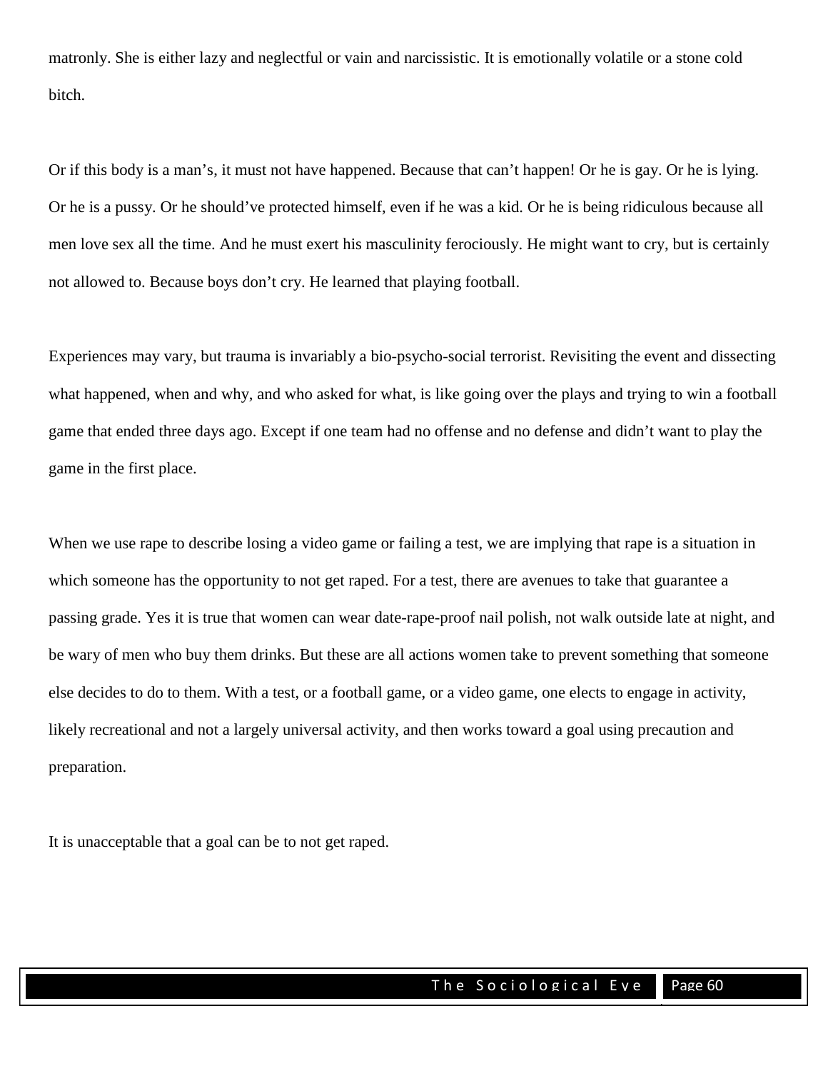matronly. She is either lazy and neglectful or vain and narcissistic. It is emotionally volatile or a stone cold bitch.

Or if this body is a man's, it must not have happened. Because that can't happen! Or he is gay. Or he is lying. Or he is a pussy. Or he should've protected himself, even if he was a kid. Or he is being ridiculous because all men love sex all the time. And he must exert his masculinity ferociously. He might want to cry, but is certainly not allowed to. Because boys don't cry. He learned that playing football.

Experiences may vary, but trauma is invariably a bio-psycho-social terrorist. Revisiting the event and dissecting what happened, when and why, and who asked for what, is like going over the plays and trying to win a football game that ended three days ago. Except if one team had no offense and no defense and didn't want to play the game in the first place.

When we use rape to describe losing a video game or failing a test, we are implying that rape is a situation in which someone has the opportunity to not get raped. For a test, there are avenues to take that guarantee a passing grade. Yes it is true that women can wear date-rape-proof nail polish, not walk outside late at night, and be wary of men who buy them drinks. But these are all actions women take to prevent something that someone else decides to do to them. With a test, or a football game, or a video game, one elects to engage in activity, likely recreational and not a largely universal activity, and then works toward a goal using precaution and preparation.

It is unacceptable that a goal can be to not get raped.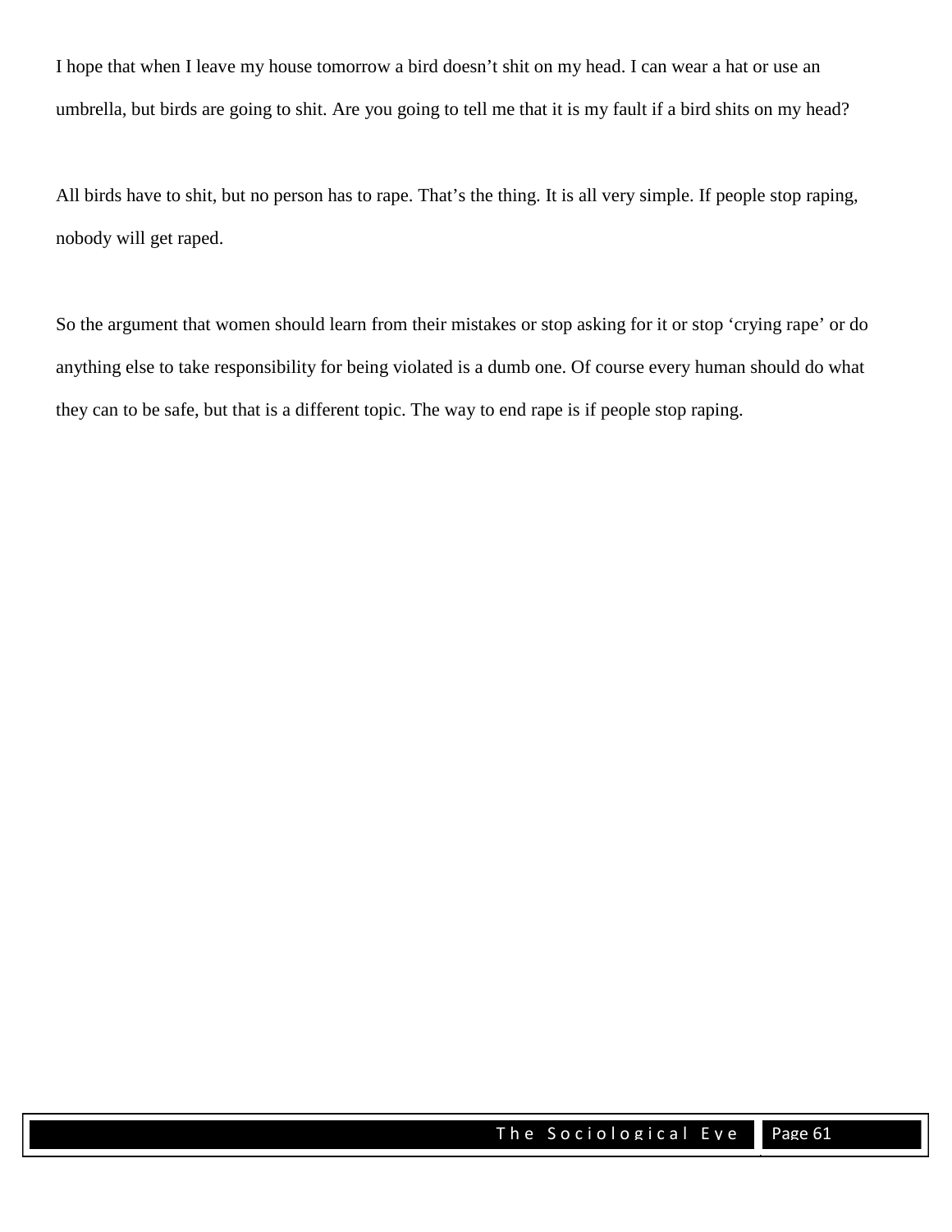I hope that when I leave my house tomorrow a bird doesn't shit on my head. I can wear a hat or use an umbrella, but birds are going to shit. Are you going to tell me that it is my fault if a bird shits on my head?

All birds have to shit, but no person has to rape. That's the thing. It is all very simple. If people stop raping, nobody will get raped.

So the argument that women should learn from their mistakes or stop asking for it or stop 'crying rape' or do anything else to take responsibility for being violated is a dumb one. Of course every human should do what they can to be safe, but that is a different topic. The way to end rape is if people stop raping.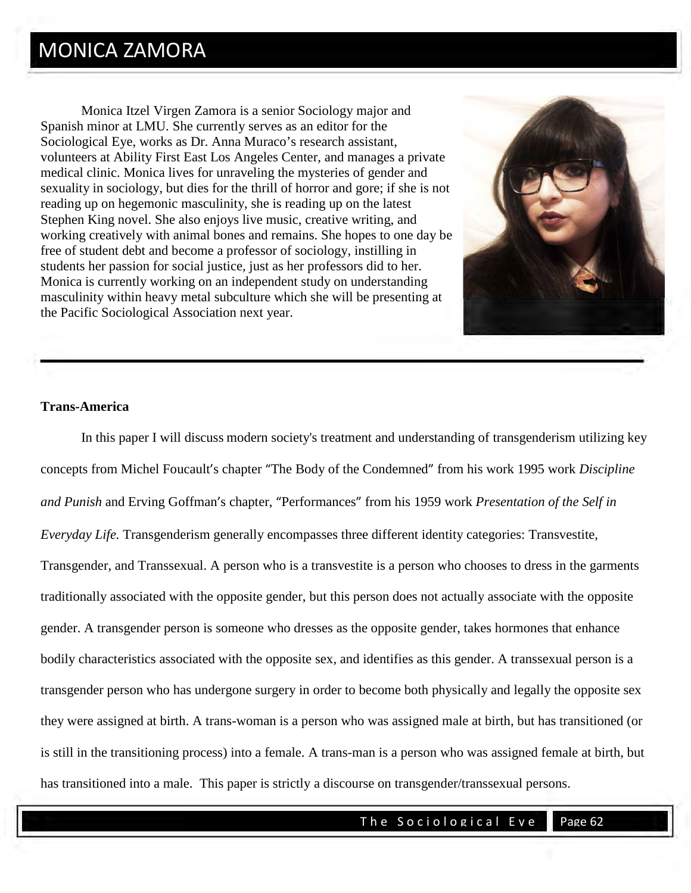# MONICA ZAMORA

Monica Itzel Virgen Zamora is a senior Sociology major and Spanish minor at LMU. She currently serves as an editor for the Sociological Eye, works as Dr. Anna Muraco's research assistant, volunteers at Ability First East Los Angeles Center, and manages a private medical clinic. Monica lives for unraveling the mysteries of gender and sexuality in sociology, but dies for the thrill of horror and gore; if she is not reading up on hegemonic masculinity, she is reading up on the latest Stephen King novel. She also enjoys live music, creative writing, and working creatively with animal bones and remains. She hopes to one day be free of student debt and become a professor of sociology, instilling in students her passion for social justice, just as her professors did to her. Monica is currently working on an independent study on understanding masculinity within heavy metal subculture which she will be presenting at the Pacific Sociological Association next year.

---

**Trans-America**

In this paper I will discuss modern society's treatment and understanding of transgenderism utilizing key concepts from Michel Foucault's chapter "The Body of the Condemned" from his work 1995 work *Discipline and Punish* and Erving Goffman's chapter, "Performances" from his 1959 work *Presentation of the Self in Everyday Life.* Transgenderism generally encompasses three different identity categories: Transvestite, Transgender, and Transsexual. A person who is a transvestite is a person who chooses to dress in the garments traditionally associated with the opposite gender, but this person does not actually associate with the opposite gender. A transgender person is someone who dresses as the opposite gender, takes hormones that enhance bodily characteristics associated with the opposite sex, and identifies as this gender. A transsexual person is a transgender person who has undergone surgery in order to become both physically and legally the opposite sex they were assigned at birth. A trans-woman is a person who was assigned male at birth, but has transitioned (or is still in the transitioning process) into a female. A trans-man is a person who was assigned female at birth, but has transitioned into a male. This paper is strictly a discourse on transgender/transsexual persons.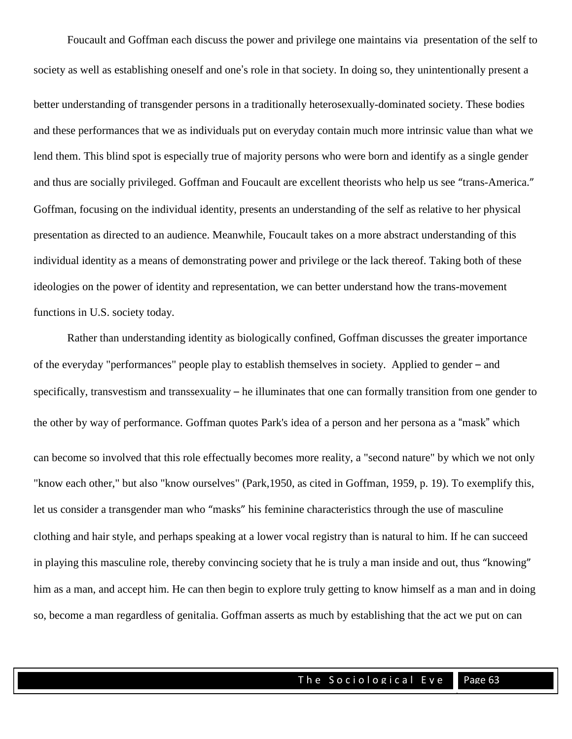Foucault and Goffman each discuss the power and privilege one maintains via presentation of the self to society as well as establishing oneself and one's role in that society. In doing so, they unintentionally present a better understanding of transgender persons in a traditionally heterosexually-dominated society. These bodies and these performances that we as individuals put on everyday contain much more intrinsic value than what we lend them. This blind spot is especially true of majority persons who were born and identify as a single gender and thus are socially privileged. Goffman and Foucault are excellent theorists who help us see "trans-America." Goffman, focusing on the individual identity, presents an understanding of the self as relative to her physical presentation as directed to an audience. Meanwhile, Foucault takes on a more abstract understanding of this individual identity as a means of demonstrating power and privilege or the lack thereof. Taking both of these ideologies on the power of identity and representation, we can better understand how the trans-movement functions in U.S. society today.

Rather than understanding identity as biologically confined, Goffman discusses the greater importance of the everyday "performances" people play to establish themselves in society. Applied to gender – and specifically, transvestism and transsexuality – he illuminates that one can formally transition from one gender to the other by way of performance. Goffman quotes Park's idea of a person and her persona as a "mask" which can become so involved that this role effectually becomes more reality, a "second nature" by which we not only "know each other," but also "know ourselves" (Park,1950, as cited in Goffman, 1959, p. 19). To exemplify this, let us consider a transgender man who "masks" his feminine characteristics through the use of masculine clothing and hair style, and perhaps speaking at a lower vocal registry than is natural to him. If he can succeed in playing this masculine role, thereby convincing society that he is truly a man inside and out, thus "knowing" him as a man, and accept him. He can then begin to explore truly getting to know himself as a man and in doing so, become a man regardless of genitalia. Goffman asserts as much by establishing that the act we put on can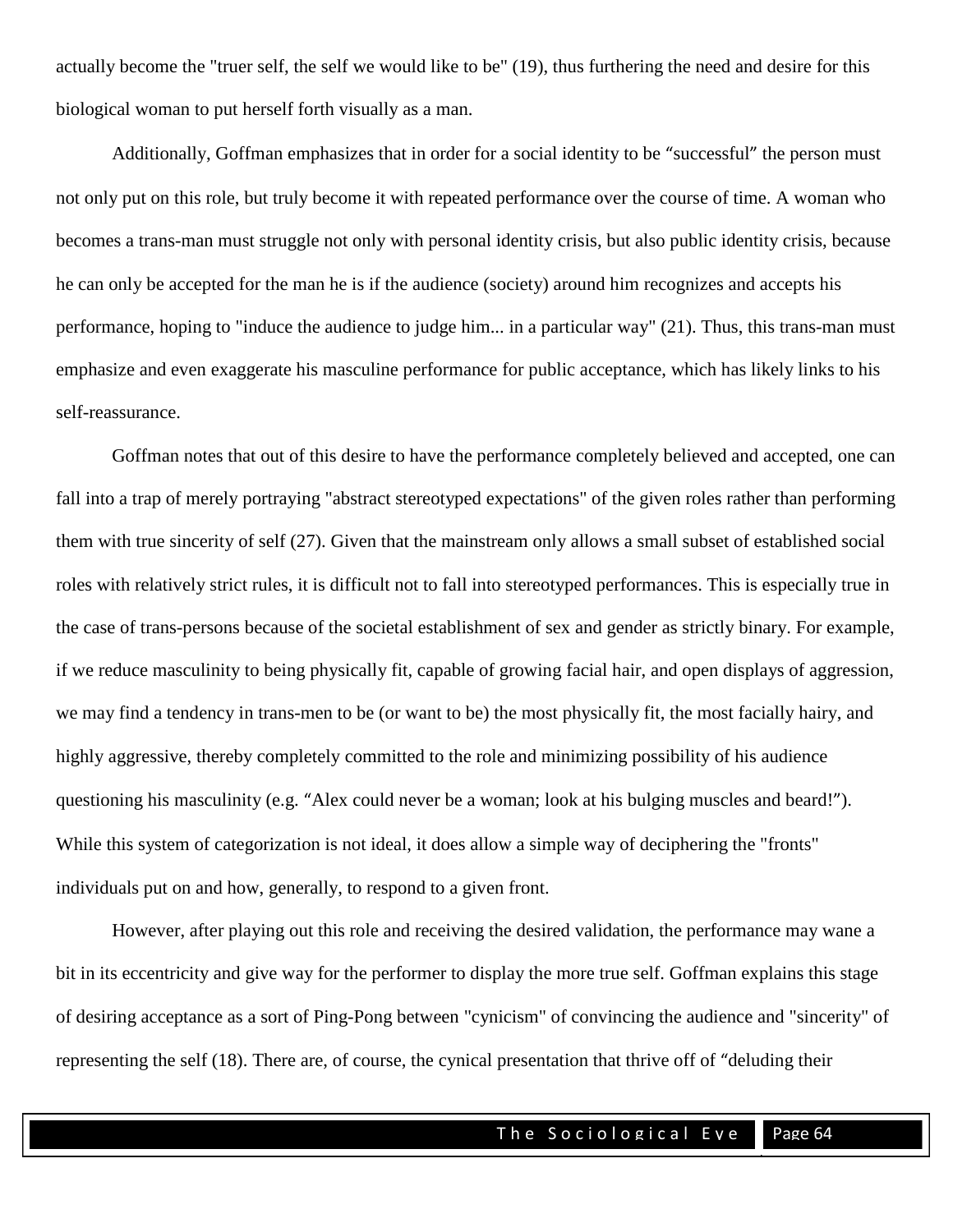actually become the "truer self, the self we would like to be" (19), thus furthering the need and desire for this biological woman to put herself forth visually as a man.

Additionally, Goffman emphasizes that in order for a social identity to be "successful" the person must not only put on this role, but truly become it with repeated performance over the course of time. A woman who becomes a trans-man must struggle not only with personal identity crisis, but also public identity crisis, because he can only be accepted for the man he is if the audience (society) around him recognizes and accepts his performance, hoping to "induce the audience to judge him... in a particular way" (21). Thus, this trans-man must emphasize and even exaggerate his masculine performance for public acceptance, which has likely links to his self-reassurance.

Goffman notes that out of this desire to have the performance completely believed and accepted, one can fall into a trap of merely portraying "abstract stereotyped expectations" of the given roles rather than performing them with true sincerity of self (27). Given that the mainstream only allows a small subset of established social roles with relatively strict rules, it is difficult not to fall into stereotyped performances. This is especially true in the case of trans-persons because of the societal establishment of sex and gender as strictly binary. For example, if we reduce masculinity to being physically fit, capable of growing facial hair, and open displays of aggression, we may find a tendency in trans-men to be (or want to be) the most physically fit, the most facially hairy, and highly aggressive, thereby completely committed to the role and minimizing possibility of his audience questioning his masculinity (e.g. "Alex could never be a woman; look at his bulging muscles and beard!"). While this system of categorization is not ideal, it does allow a simple way of deciphering the "fronts" individuals put on and how, generally, to respond to a given front.

However, after playing out this role and receiving the desired validation, the performance may wane a bit in its eccentricity and give way for the performer to display the more true self. Goffman explains this stage of desiring acceptance as a sort of Ping-Pong between "cynicism" of convincing the audience and "sincerity" of representing the self (18). There are, of course, the cynical presentation that thrive off of "deluding their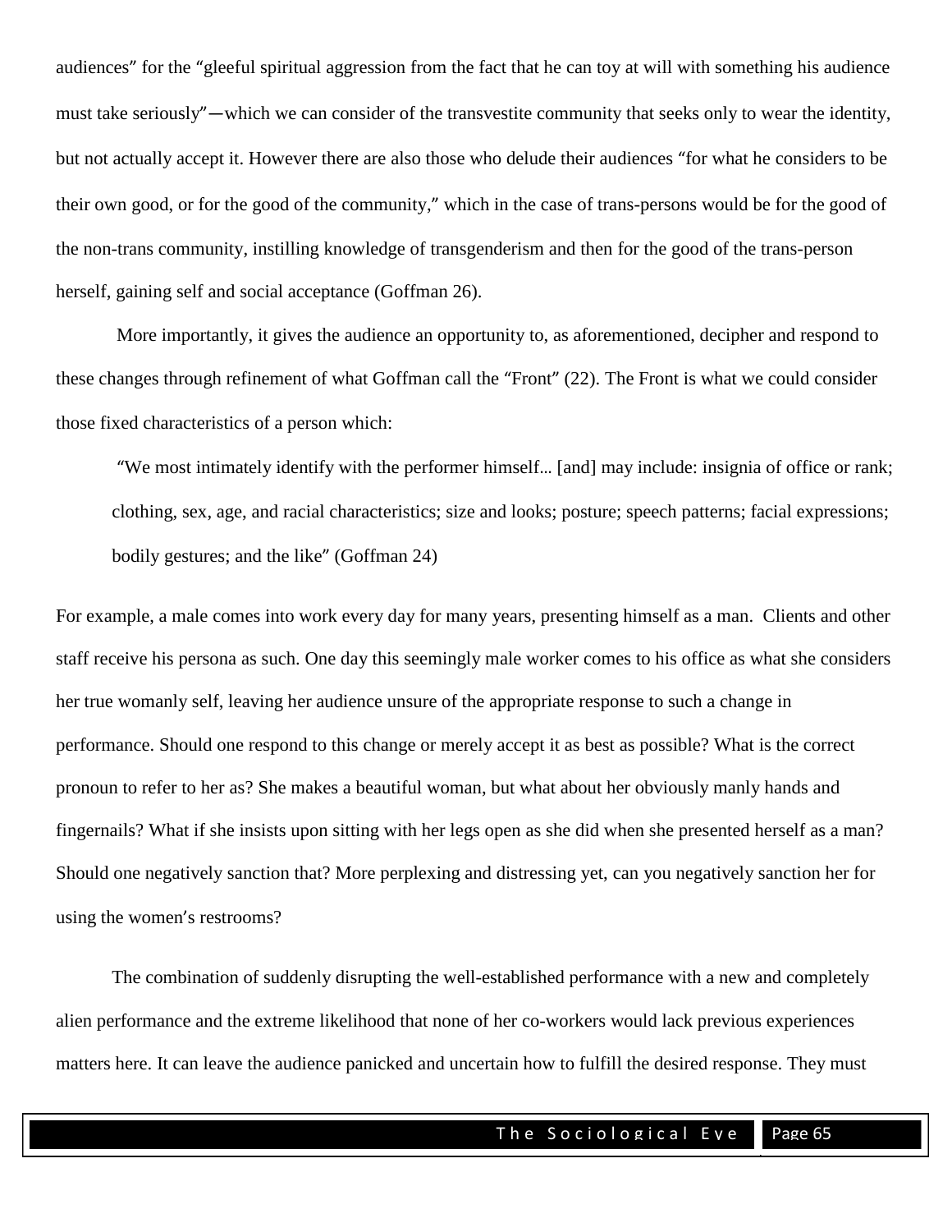audiences" for the "gleeful spiritual aggression from the fact that he can toy at will with something his audience must take seriously"—which we can consider of the transvestite community that seeks only to wear the identity, but not actually accept it. However there are also those who delude their audiences "for what he considers to be their own good, or for the good of the community," which in the case of trans-persons would be for the good of the non-trans community, instilling knowledge of transgenderism and then for the good of the trans-person herself, gaining self and social acceptance (Goffman 26).

More importantly, it gives the audience an opportunity to, as aforementioned, decipher and respond to these changes through refinement of what Goffman call the "Front" (22). The Front is what we could consider those fixed characteristics of a person which:

> "We most intimately identify with the performer himself… [and] may include: insignia of office or rank; clothing, sex, age, and racial characteristics; size and looks; posture; speech patterns; facial expressions; bodily gestures; and the like" (Goffman 24)

For example, a male comes into work every day for many years, presenting himself as a man. Clients and other staff receive his persona as such. One day this seemingly male worker comes to his office as what she considers her true womanly self, leaving her audience unsure of the appropriate response to such a change in performance. Should one respond to this change or merely accept it as best as possible? What is the correct pronoun to refer to her as? She makes a beautiful woman, but what about her obviously manly hands and fingernails? What if she insists upon sitting with her legs open as she did when she presented herself as a man? Should one negatively sanction that? More perplexing and distressing yet, can you negatively sanction her for using the women's restrooms?

The combination of suddenly disrupting the well-established performance with a new and completely alien performance and the extreme likelihood that none of her co-workers would lack previous experiences matters here. It can leave the audience panicked and uncertain how to fulfill the desired response. They must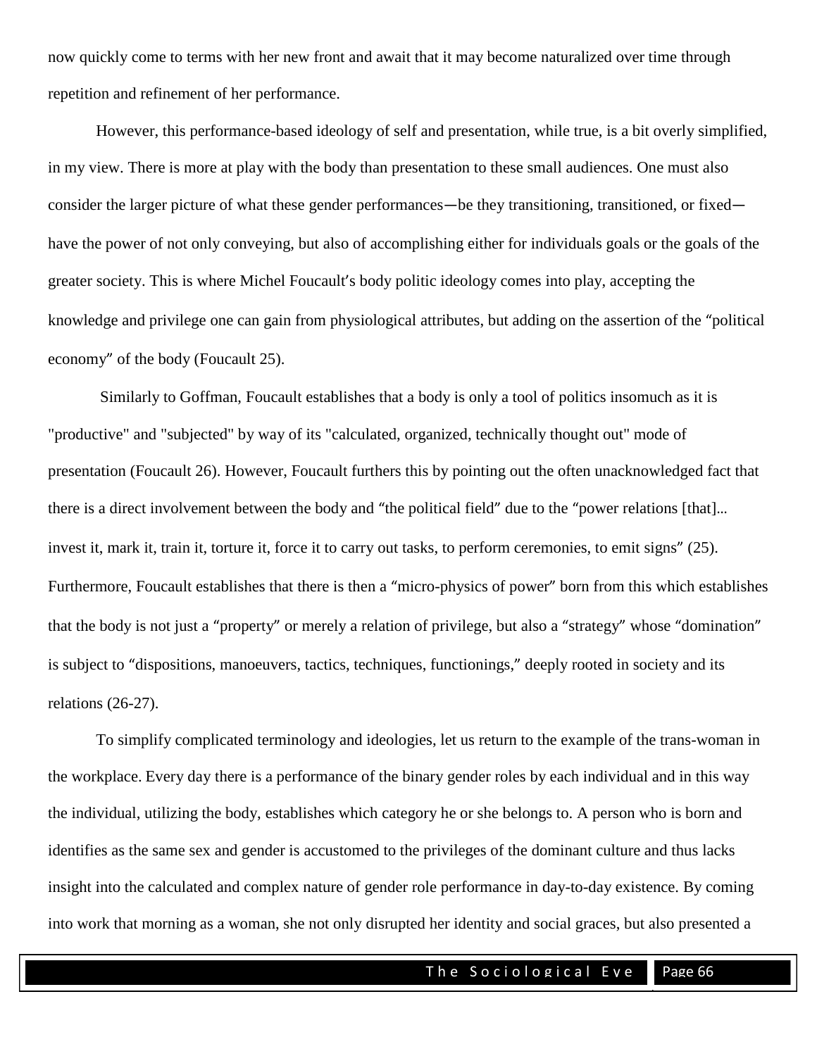now quickly come to terms with her new front and await that it may become naturalized over time through repetition and refinement of her performance.

However, this performance-based ideology of self and presentation, while true, is a bit overly simplified, in my view. There is more at play with the body than presentation to these small audiences. One must also consider the larger picture of what these gender performances—be they transitioning, transitioned, or fixed—have the power of not only conveying, but also of accomplishing either for individuals goals or the goals of the greater society. This is where Michel Foucault's body politic ideology comes into play, accepting the knowledge and privilege one can gain from physiological attributes, but adding on the assertion of the "political economy" of the body (Foucault 25).

Similarly to Goffman, Foucault establishes that a body is only a tool of politics insomuch as it is "productive" and "subjected" by way of its "calculated, organized, technically thought out" mode of presentation (Foucault 26). However, Foucault furthers this by pointing out the often unacknowledged fact that there is a direct involvement between the body and "the political field" due to the "power relations [that]… invest it, mark it, train it, torture it, force it to carry out tasks, to perform ceremonies, to emit signs" (25). Furthermore, Foucault establishes that there is then a "micro-physics of power" born from this which establishes that the body is not just a "property" or merely a relation of privilege, but also a "strategy" whose "domination" is subject to "dispositions, manoeuvers, tactics, techniques, functionings," deeply rooted in society and its relations (26-27).

To simplify complicated terminology and ideologies, let us return to the example of the trans-woman in the workplace. Every day there is a performance of the binary gender roles by each individual and in this way the individual, utilizing the body, establishes which category he or she belongs to. A person who is born and identifies as the same sex and gender is accustomed to the privileges of the dominant culture and thus lacks insight into the calculated and complex nature of gender role performance in day-to-day existence. By coming into work that morning as a woman, she not only disrupted her identity and social graces, but also presented a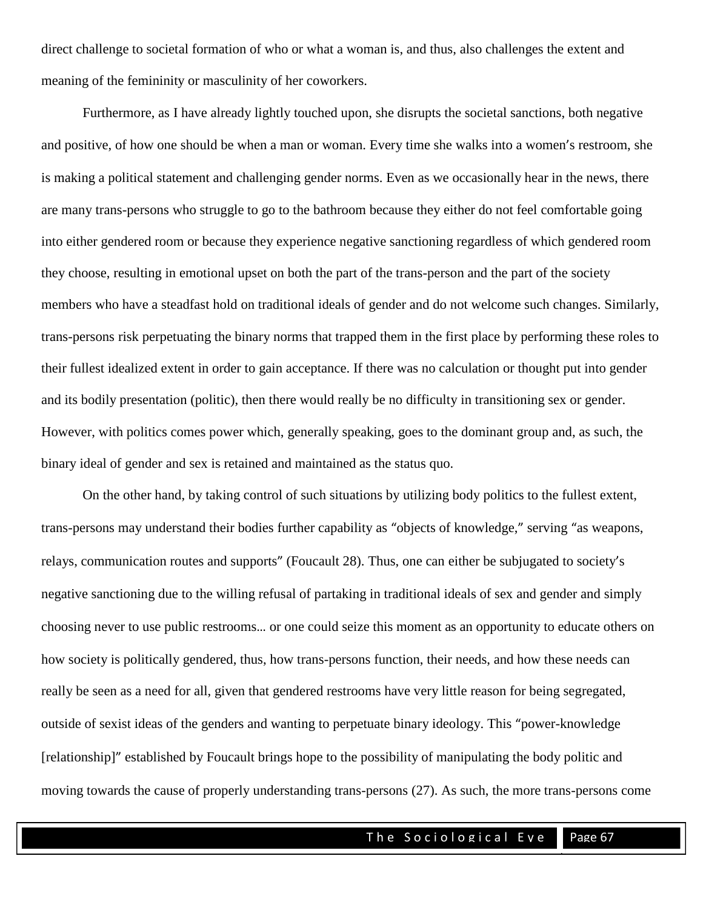direct challenge to societal formation of who or what a woman is, and thus, also challenges the extent and meaning of the femininity or masculinity of her coworkers.

Furthermore, as I have already lightly touched upon, she disrupts the societal sanctions, both negative and positive, of how one should be when a man or woman. Every time she walks into a women's restroom, she is making a political statement and challenging gender norms. Even as we occasionally hear in the news, there are many trans-persons who struggle to go to the bathroom because they either do not feel comfortable going into either gendered room or because they experience negative sanctioning regardless of which gendered room they choose, resulting in emotional upset on both the part of the trans-person and the part of the society members who have a steadfast hold on traditional ideals of gender and do not welcome such changes. Similarly, trans-persons risk perpetuating the binary norms that trapped them in the first place by performing these roles to their fullest idealized extent in order to gain acceptance. If there was no calculation or thought put into gender and its bodily presentation (politic), then there would really be no difficulty in transitioning sex or gender. However, with politics comes power which, generally speaking, goes to the dominant group and, as such, the binary ideal of gender and sex is retained and maintained as the status quo.

On the other hand, by taking control of such situations by utilizing body politics to the fullest extent, trans-persons may understand their bodies further capability as "objects of knowledge," serving "as weapons, relays, communication routes and supports" (Foucault 28). Thus, one can either be subjugated to society's negative sanctioning due to the willing refusal of partaking in traditional ideals of sex and gender and simply choosing never to use public restrooms… or one could seize this moment as an opportunity to educate others on how society is politically gendered, thus, how trans-persons function, their needs, and how these needs can really be seen as a need for all, given that gendered restrooms have very little reason for being segregated, outside of sexist ideas of the genders and wanting to perpetuate binary ideology. This "power-knowledge [relationship]" established by Foucault brings hope to the possibility of manipulating the body politic and moving towards the cause of properly understanding trans-persons (27). As such, the more trans-persons come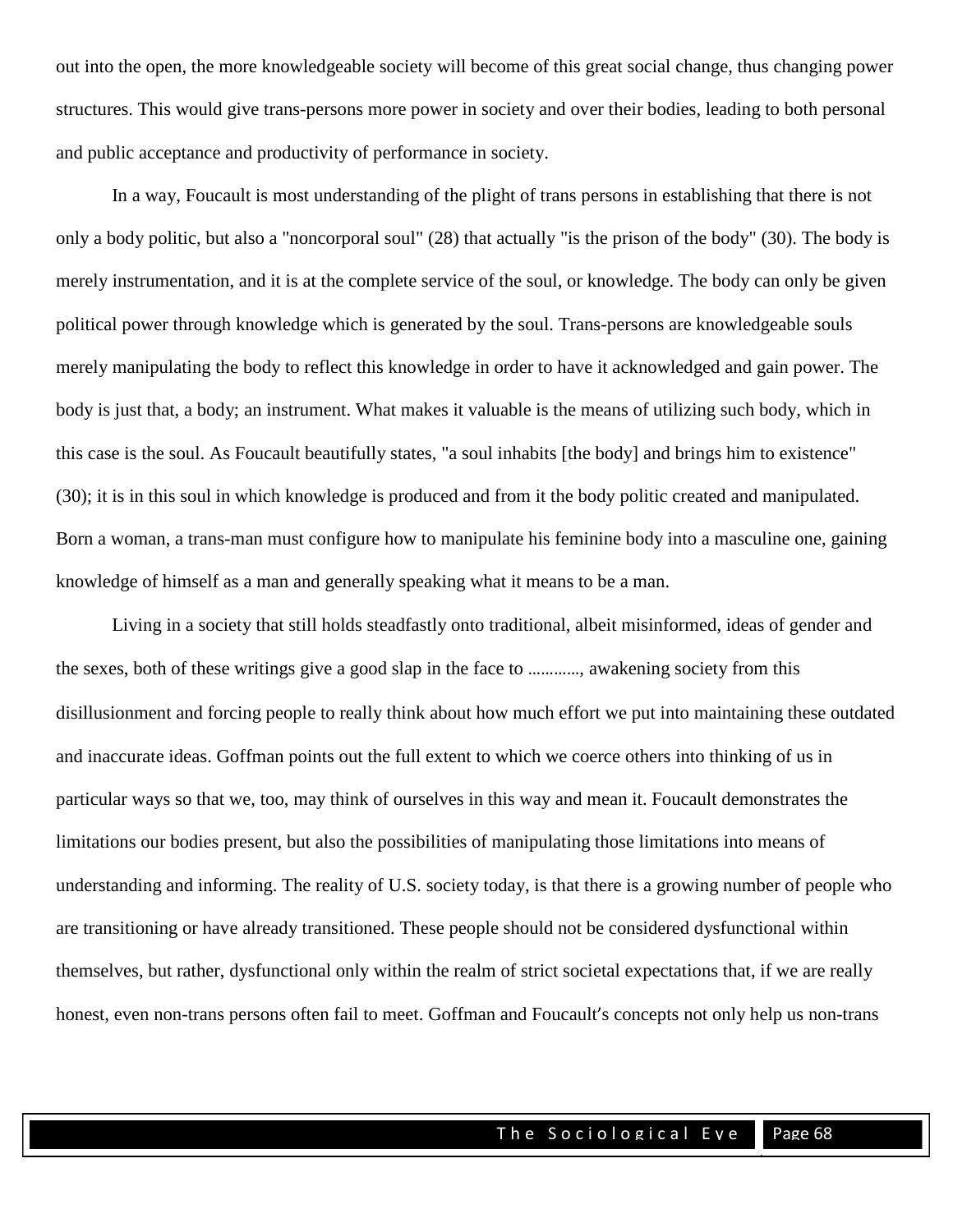out into the open, the more knowledgeable society will become of this great social change, thus changing power structures. This would give trans-persons more power in society and over their bodies, leading to both personal and public acceptance and productivity of performance in society.

In a way, Foucault is most understanding of the plight of trans persons in establishing that there is not only a body politic, but also a "noncorporal soul" (28) that actually "is the prison of the body" (30). The body is merely instrumentation, and it is at the complete service of the soul, or knowledge. The body can only be given political power through knowledge which is generated by the soul. Trans-persons are knowledgeable souls merely manipulating the body to reflect this knowledge in order to have it acknowledged and gain power. The body is just that, a body; an instrument. What makes it valuable is the means of utilizing such body, which in this case is the soul. As Foucault beautifully states, "a soul inhabits [the body] and brings him to existence" (30); it is in this soul in which knowledge is produced and from it the body politic created and manipulated. Born a woman, a trans-man must configure how to manipulate his feminine body into a masculine one, gaining knowledge of himself as a man and generally speaking what it means to be a man.

Living in a society that still holds steadfastly onto traditional, albeit misinformed, ideas of gender and the sexes, both of these writings give a good slap in the face to ............, awakening society from this disillusionment and forcing people to really think about how much effort we put into maintaining these outdated and inaccurate ideas. Goffman points out the full extent to which we coerce others into thinking of us in particular ways so that we, too, may think of ourselves in this way and mean it. Foucault demonstrates the limitations our bodies present, but also the possibilities of manipulating those limitations into means of understanding and informing. The reality of U.S. society today, is that there is a growing number of people who are transitioning or have already transitioned. These people should not be considered dysfunctional within themselves, but rather, dysfunctional only within the realm of strict societal expectations that, if we are really honest, even non-trans persons often fail to meet. Goffman and Foucault's concepts not only help us non-trans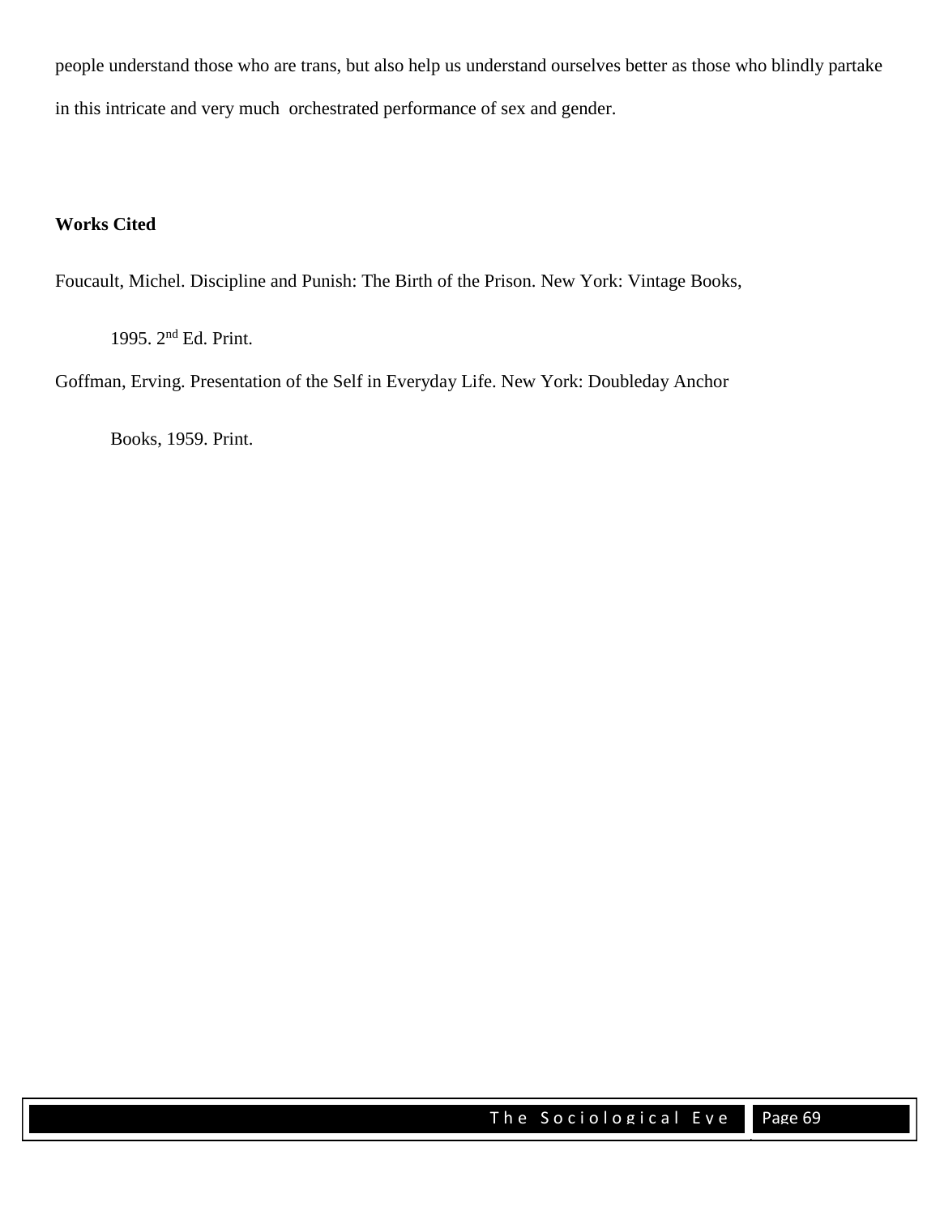people understand those who are trans, but also help us understand ourselves better as those who blindly partake in this intricate and very much orchestrated performance of sex and gender.

**Works Cited**

Foucault, Michel. Discipline and Punish: The Birth of the Prison. New York: Vintage Books, 1995. 2nd Ed. Print.

Goffman, Erving. Presentation of the Self in Everyday Life. New York: Doubleday Anchor Books, 1959. Print.